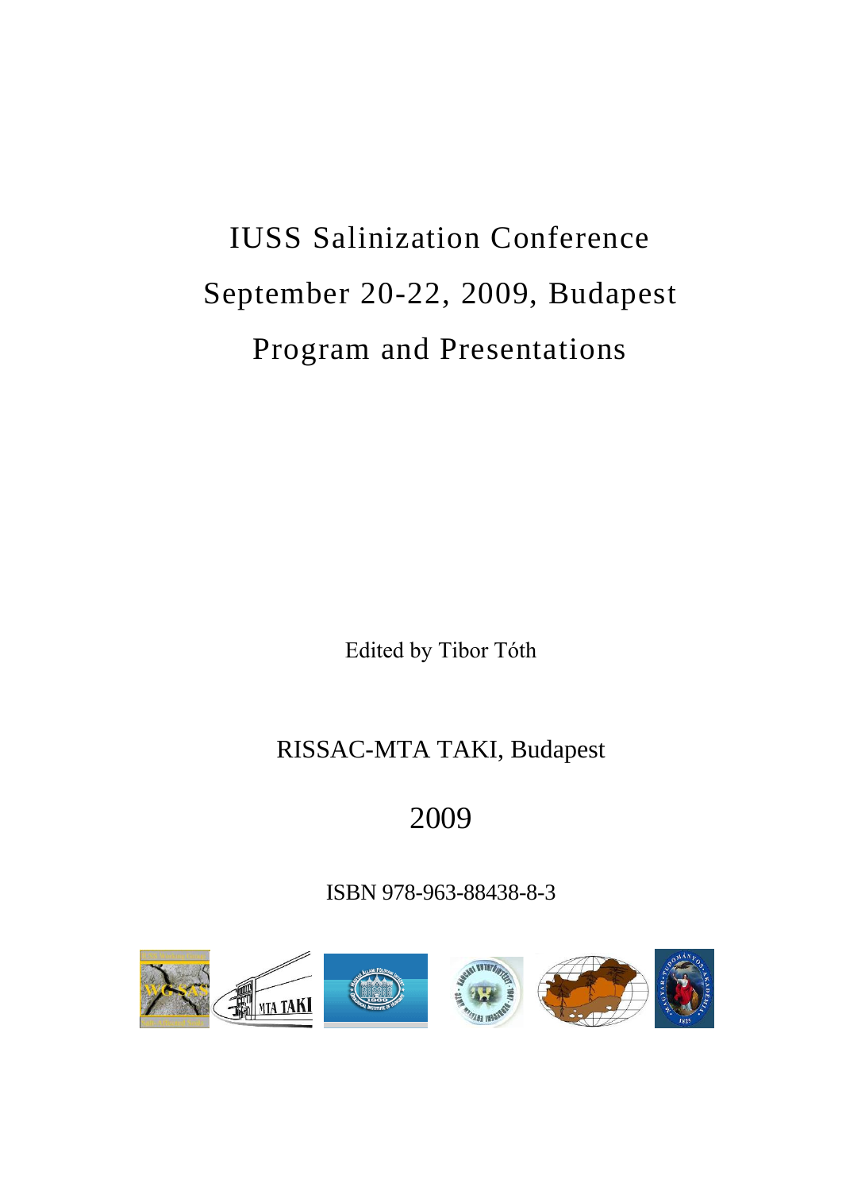# IUSS Salinization Conference

# September 20-22, 2009, Budapest

# Program and Presentations

Edited by Tibor Tóth

RISSAC-MTA TAKI, Budapest

2009

ISBN 978-963-88438-8-3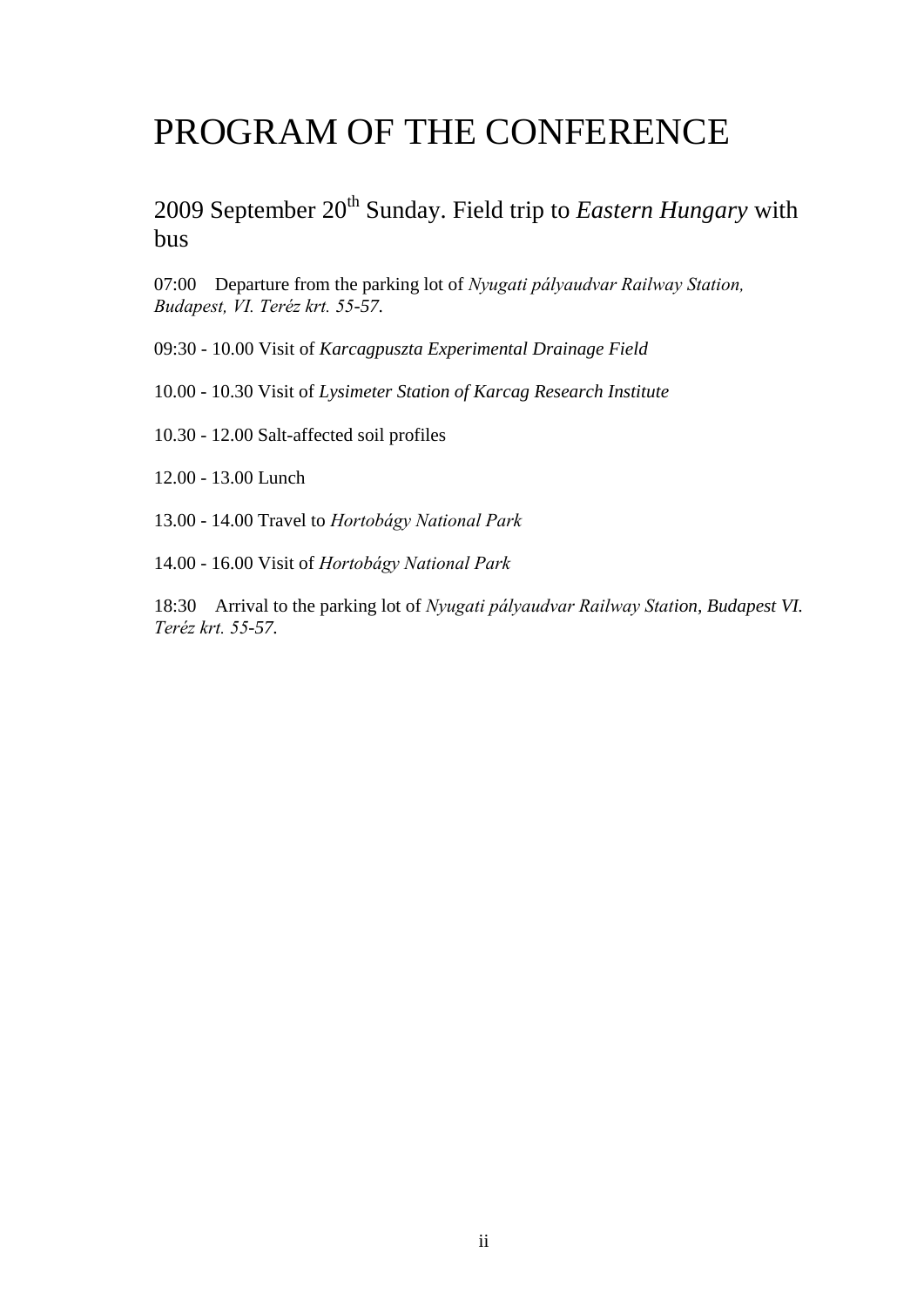# PROGRAM OF THE CONFERENCE

## 2009 September 20th Sunday. Field trip to *Eastern Hungary* with bus

07:00 Departure from the parking lot of *Nyugati pályaudvar Railway Station, Budapest, VI. Teréz krt. 55-57.*

09:30 - 10.00 Visit of *Karcagpuszta Experimental Drainage Field*

10.00 - 10.30 Visit of *Lysimeter Station of Karcag Research Institute*

10.30 - 12.00 Salt-affected soil profiles

12.00 - 13.00 Lunch

13.00 - 14.00 Travel to *Hortobágy National Park*

14.00 - 16.00 Visit of *Hortobágy National Park*

18:30 Arrival to the parking lot of *Nyugati pályaudvar Railway Station, Budapest VI. Teréz krt. 55-57.*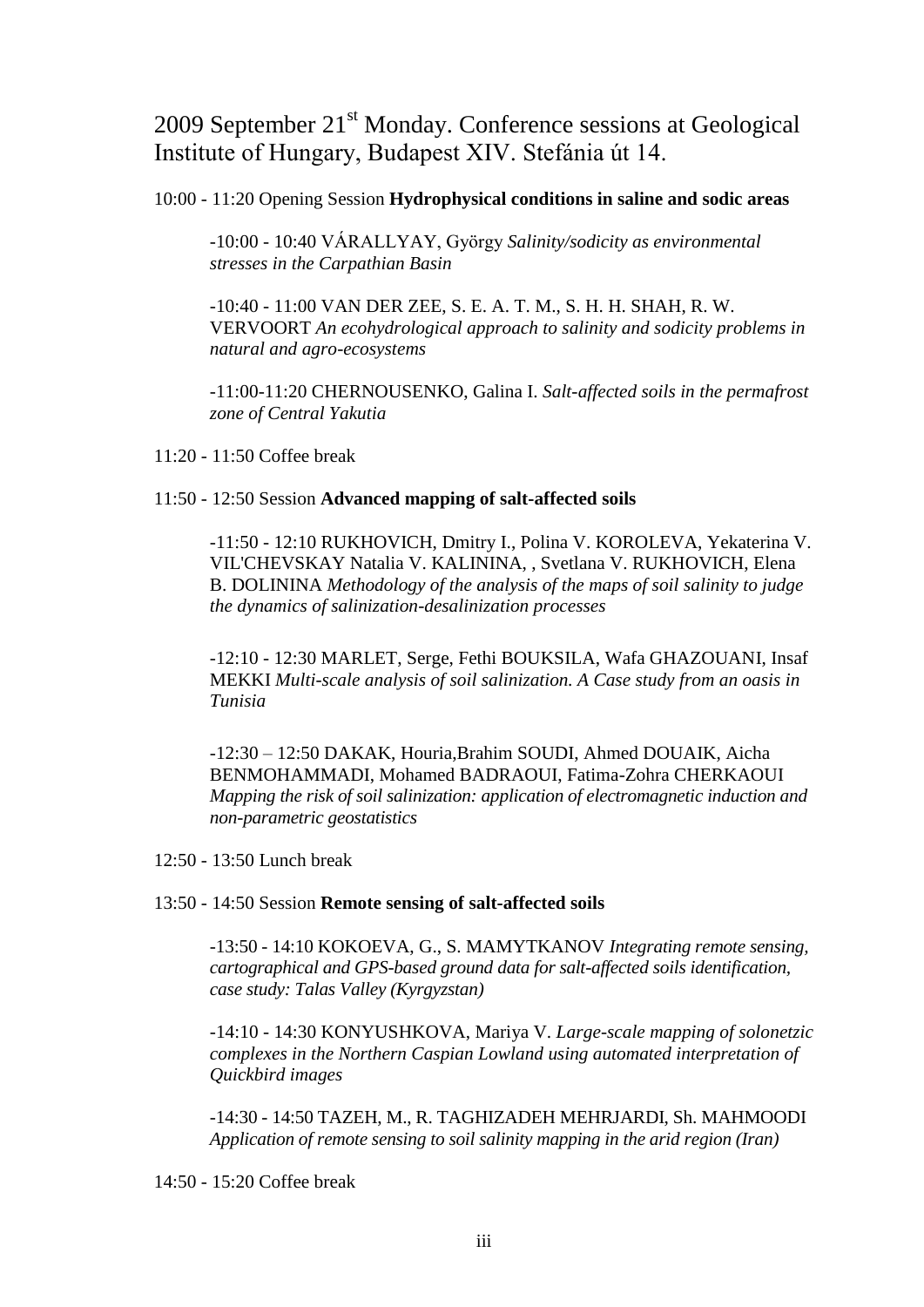## 2009 September 21st Monday. Conference sessions at Geological Institute of Hungary, Budapest XIV. Stefánia út 14.

10:00 - 11:20 Opening Session **Hydrophysical conditions in saline and sodic areas**

-10:00 - 10:40 VÁRALLYAY, György *Salinity/sodicity as environmental stresses in the Carpathian Basin*

-10:40 - 11:00 VAN DER ZEE, S. E. A. T. M., S. H. H. SHAH, R. W. VERVOORT *An ecohydrological approach to salinity and sodicity problems in natural and agro-ecosystems*

-11:00-11:20 CHERNOUSENKO, Galina I. *Salt-affected soils in the permafrost zone of Central Yakutia*

11:20 - 11:50 Coffee break

11:50 - 12:50 Session **Advanced mapping of salt-affected soils**

-11:50 - 12:10 RUKHOVICH, Dmitry I., Polina V. KOROLEVA, Yekaterina V. VIL'CHEVSKAY Natalia V. KALININA, , Svetlana V. RUKHOVICH, Elena B. DOLININA *Methodology of the analysis of the maps of soil salinity to judge the dynamics of salinization-desalinization processes*

-12:10 - 12:30 MARLET, Serge, Fethi BOUKSILA, Wafa GHAZOUANI, Insaf MEKKI *Multi-scale analysis of soil salinization. A Case study from an oasis in Tunisia*

-12:30 – 12:50 DAKAK, Houria,Brahim SOUDI, Ahmed DOUAIK, Aicha BENMOHAMMADI, Mohamed BADRAOUI, Fatima-Zohra CHERKAOUI *Mapping the risk of soil salinization: application of electromagnetic induction and non-parametric geostatistics*

12:50 - 13:50 Lunch break

13:50 - 14:50 Session **Remote sensing of salt-affected soils**

-13:50 - 14:10 KOKOEVA, G., S. MAMYTKANOV *Integrating remote sensing, cartographical and GPS-based ground data for salt-affected soils identification, case study: Talas Valley (Kyrgyzstan)*

-14:10 - 14:30 KONYUSHKOVA, Mariya V. *Large-scale mapping of solonetzic complexes in the Northern Caspian Lowland using automated interpretation of Quickbird images*

-14:30 - 14:50 TAZEH, M., R. TAGHIZADEH MEHRJARDI, Sh. MAHMOODI *Application of remote sensing to soil salinity mapping in the arid region (Iran)*

14:50 - 15:20 Coffee break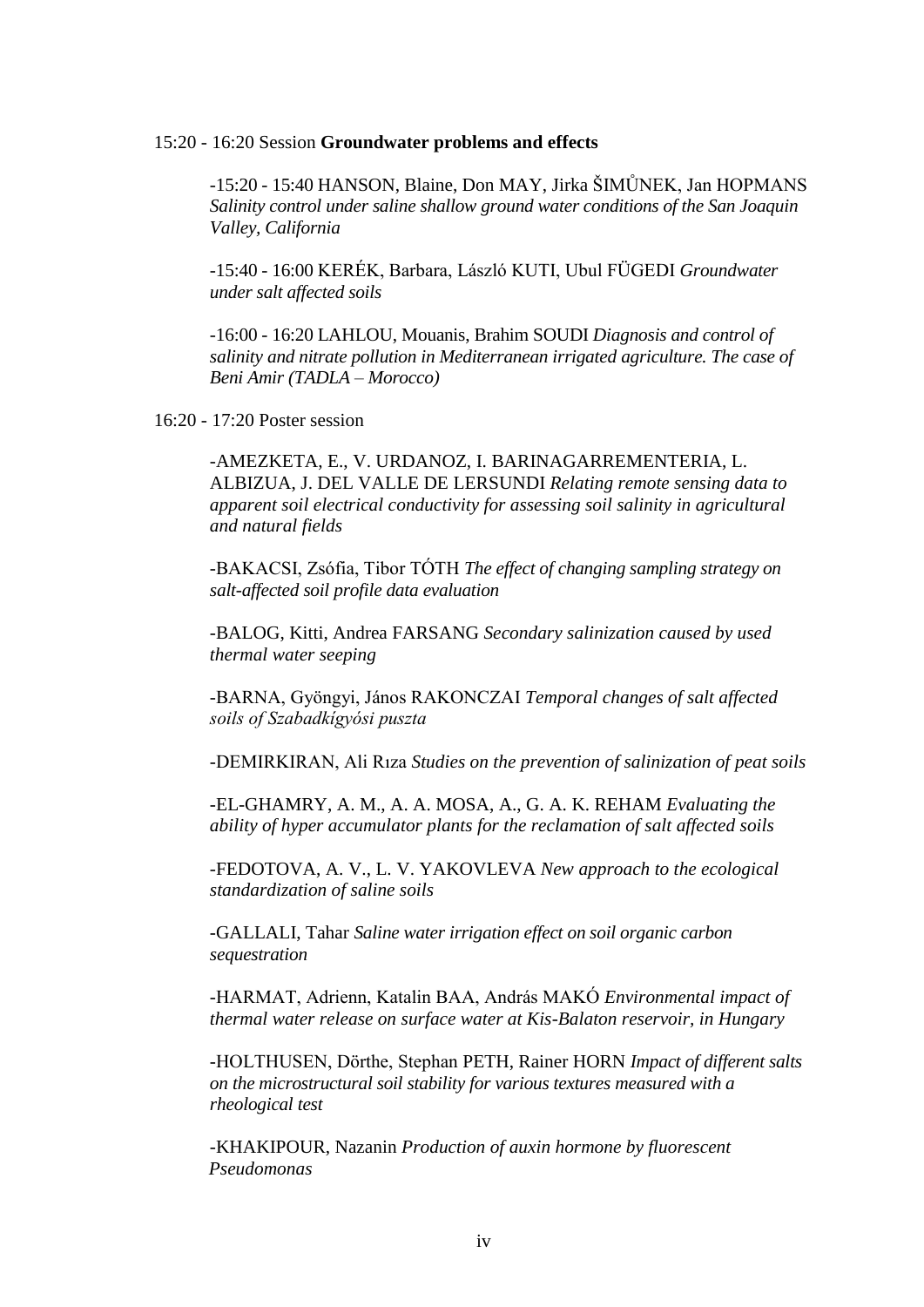15:20 - 16:20 Session **Groundwater problems and effects**

-15:20 - 15:40 HANSON, Blaine, Don MAY, Jirka ŠIMŮNEK, Jan HOPMANS *Salinity control under saline shallow ground water conditions of the San Joaquin Valley, California*

-15:40 - 16:00 KERÉK, Barbara, László KUTI, Ubul FÜGEDI *Groundwater under salt affected soils*

-16:00 - 16:20 LAHLOU, Mouanis, Brahim SOUDI *Diagnosis and control of salinity and nitrate pollution in Mediterranean irrigated agriculture. The case of Beni Amir (TADLA – Morocco)*

16:20 - 17:20 Poster session

-AMEZKETA, E., V. URDANOZ, I. BARINAGARREMENTERIA, L. ALBIZUA, J. DEL VALLE DE LERSUNDI *Relating remote sensing data to apparent soil electrical conductivity for assessing soil salinity in agricultural and natural fields*

-BAKACSI, Zsófia, Tibor TÓTH *The effect of changing sampling strategy on salt-affected soil profile data evaluation*

-BALOG, Kitti, Andrea FARSANG *Secondary salinization caused by used thermal water seeping*

-BARNA, Gyöngyi, János RAKONCZAI *Temporal changes of salt affected soils of Szabadkígyósi puszta*

-DEMIRKIRAN, Ali Rıza *Studies on the prevention of salinization of peat soils*

-EL-GHAMRY, A. M., A. A. MOSA, A., G. A. K. REHAM *Evaluating the ability of hyper accumulator plants for the reclamation of salt affected soils*

-FEDOTOVA, A. V., L. V. YAKOVLEVA *New approach to the ecological standardization of saline soils*

-GALLALI, Tahar *Saline water irrigation effect on soil organic carbon sequestration*

-HARMAT, Adrienn, Katalin BAA, András MAKÓ *Environmental impact of thermal water release on surface water at Kis-Balaton reservoir, in Hungary*

-HOLTHUSEN, Dörthe, Stephan PETH, Rainer HORN *Impact of different salts on the microstructural soil stability for various textures measured with a rheological test*

-KHAKIPOUR, Nazanin *Production of auxin hormone by fluorescent Pseudomonas*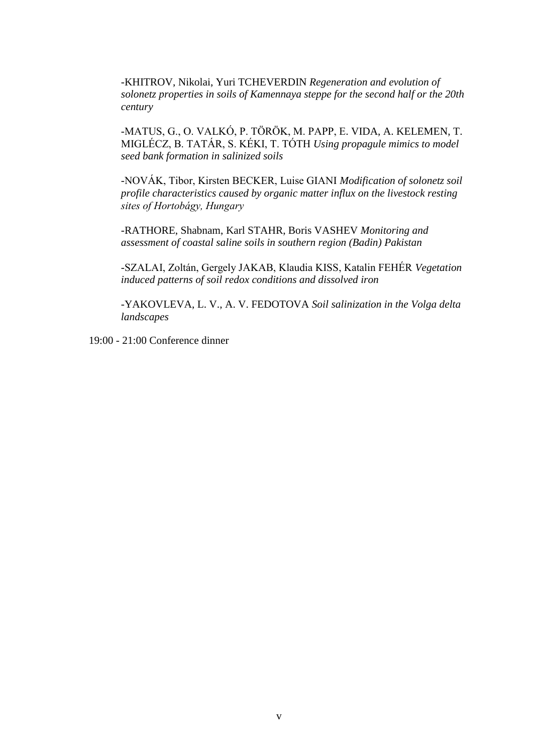-KHITROV, Nikolai, Yuri TCHEVERDIN *Regeneration and evolution of solonetz properties in soils of Kamennaya steppe for the second half or the 20th century*

-MATUS, G., O. VALKÓ, P. TÖRÖK, M. PAPP, E. VIDA, A. KELEMEN, T. MIGLÉCZ, B. TATÁR, S. KÉKI, T. TÓTH *Using propagule mimics to model seed bank formation in salinized soils*

-NOVÁK, Tibor, Kirsten BECKER, Luise GIANI *Modification of solonetz soil profile characteristics caused by organic matter influx on the livestock resting sites of Hortobágy, Hungary*

-RATHORE, Shabnam, Karl STAHR, Boris VASHEV *Monitoring and assessment of coastal saline soils in southern region (Badin) Pakistan*

-SZALAI, Zoltán, Gergely JAKAB, Klaudia KISS, Katalin FEHÉR *Vegetation induced patterns of soil redox conditions and dissolved iron*

-YAKOVLEVA, L. V., A. V. FEDOTOVA *Soil salinization in the Volga delta landscapes*

19:00 - 21:00 Conference dinner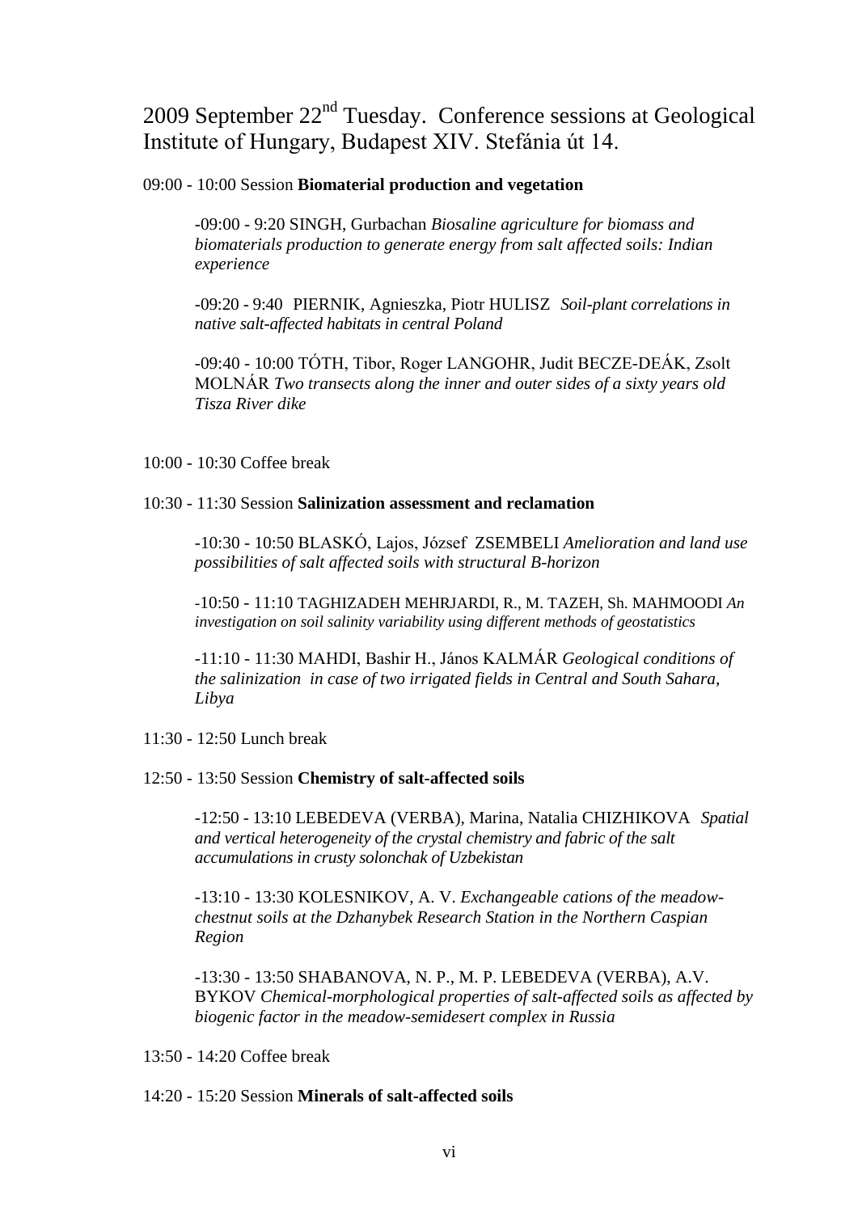# 2009 September 22nd Tuesday. Conference sessions at Geological Institute of Hungary, Budapest XIV. Stefánia út 14.

09:00 - 10:00 Session **Biomaterial production and vegetation**

-09:00 - 9:20 SINGH, Gurbachan *Biosaline agriculture for biomass and biomaterials production to generate energy from salt affected soils: Indian experience*

-09:20 - 9:40 PIERNIK, Agnieszka, Piotr HULISZ *Soil-plant correlations in native salt-affected habitats in central Poland*

-09:40 - 10:00 TÓTH, Tibor, Roger LANGOHR, Judit BECZE-DEÁK, Zsolt MOLNÁR *Two transects along the inner and outer sides of a sixty years old Tisza River dike*

10:00 - 10:30 Coffee break

10:30 - 11:30 Session **Salinization assessment and reclamation**

-10:30 - 10:50 BLASKÓ, Lajos, József ZSEMBELI *Amelioration and land use possibilities of salt affected soils with structural B-horizon*

-10:50 - 11:10 TAGHIZADEH MEHRJARDI, R., M. TAZEH, Sh. MAHMOODI *An investigation on soil salinity variability using different methods of geostatistics*

-11:10 - 11:30 MAHDI, Bashir H., János KALMÁR *Geological conditions of the salinization in case of two irrigated fields in Central and South Sahara, Libya*

11:30 - 12:50 Lunch break

12:50 - 13:50 Session **Chemistry of salt-affected soils**

-12:50 - 13:10 LEBEDEVA (VERBA), Marina, Natalia CHIZHIKOVA *Spatial and vertical heterogeneity of the crystal chemistry and fabric of the salt accumulations in crusty solonchak of Uzbekistan*

-13:10 - 13:30 KOLESNIKOV, A. V. *Exchangeable cations of the meadow-chestnut soils at the Dzhanybek Research Station in the Northern Caspian Region*

-13:30 - 13:50 SHABANOVA, N. P., M. P. LEBEDEVA (VERBA), A.V. BYKOV *Chemical-morphological properties of salt-affected soils as affected by biogenic factor in the meadow-semidesert complex in Russia*

13:50 - 14:20 Coffee break

14:20 - 15:20 Session **Minerals of salt-affected soils**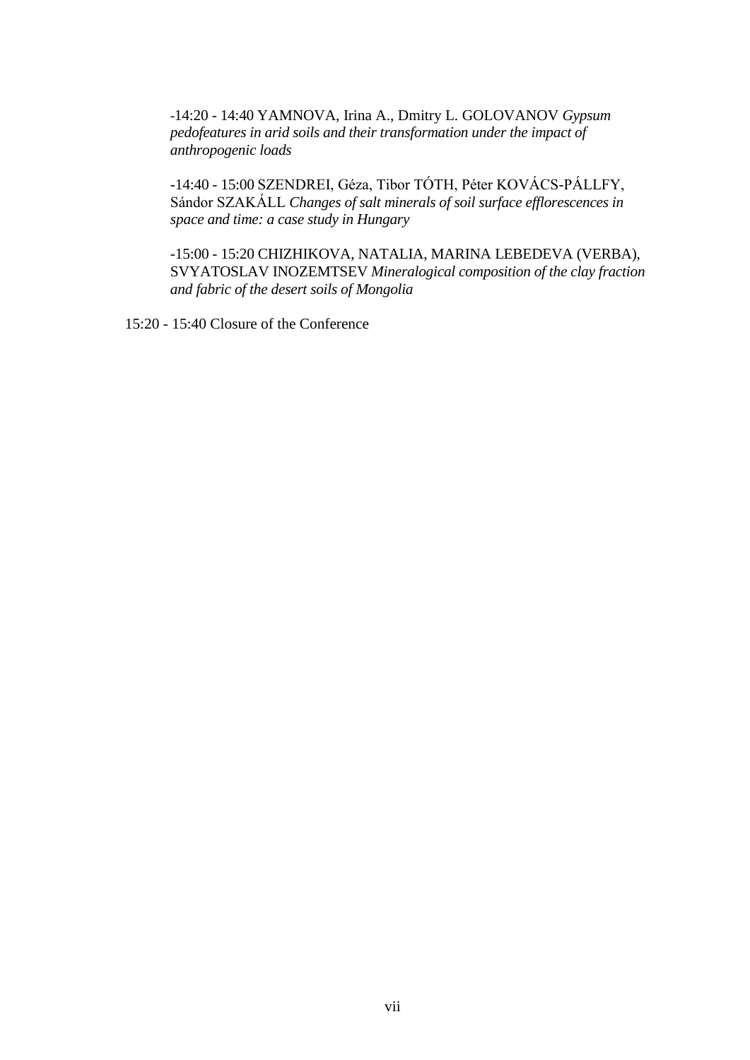-14:20 - 14:40 YAMNOVA, Irina A., Dmitry L. GOLOVANOV *Gypsum pedofeatures in arid soils and their transformation under the impact of anthropogenic loads*

-14:40 - 15:00 SZENDREI, Géza, Tibor TÓTH, Péter KOVÁCS-PÁLLFY, Sándor SZAKÁLL *Changes of salt minerals of soil surface efflorescences in space and time: a case study in Hungary*

-15:00 - 15:20 CHIZHIKOVA, NATALIA, MARINA LEBEDEVA (VERBA), SVYATOSLAV INOZEMTSEV *Mineralogical composition of the clay fraction and fabric of the desert soils of Mongolia*

15:20 - 15:40 Closure of the Conference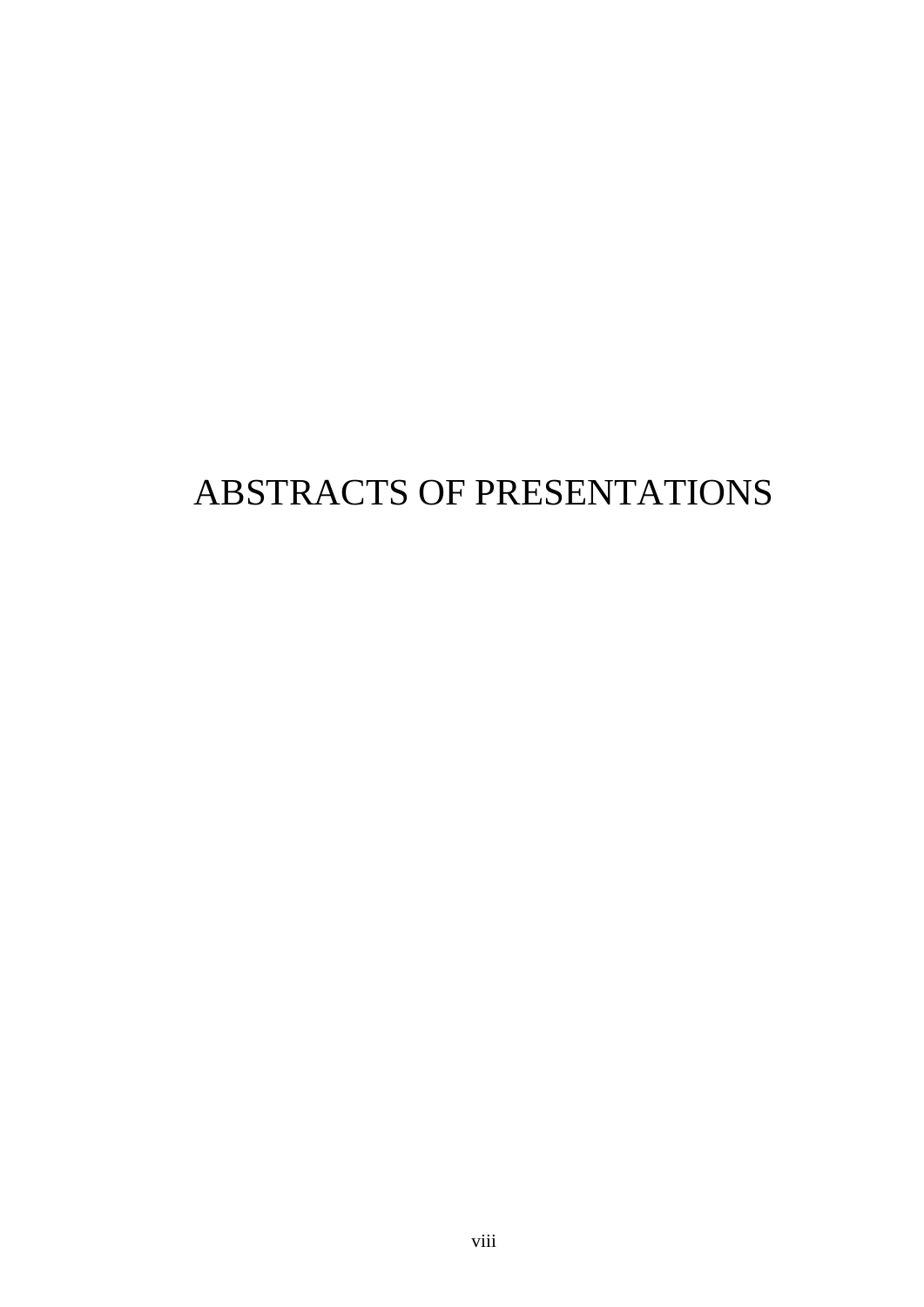# ABSTRACTS OF PRESENTATIONS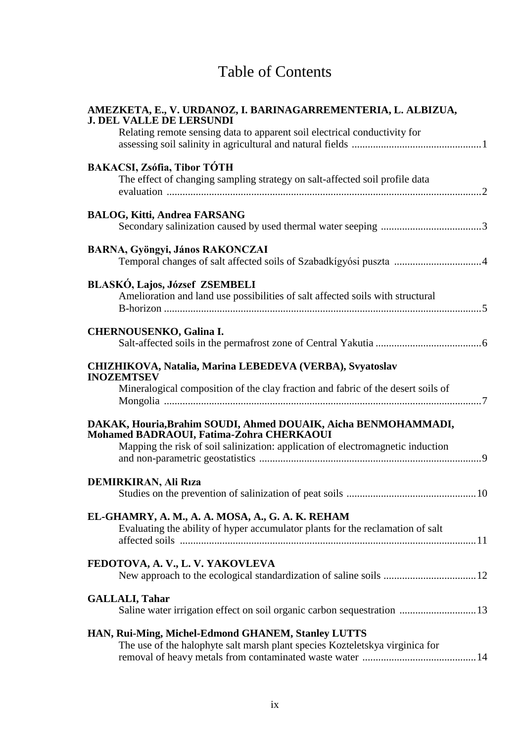# Table of Contents

**AMEZKETA, E., V. URDANOZ, I. BARINAGARREMENTERIA, L. ALBIZUA, J. DEL VALLE DE LERSUNDI**
Relating remote sensing data to apparent soil electrical conductivity for assessing soil salinity in agricultural and natural fields ....... 1

**BAKACSI, Zsófia, Tibor TÓTH**
The effect of changing sampling strategy on salt-affected soil profile data evaluation ....... 2

**BALOG, Kitti, Andrea FARSANG**
Secondary salinization caused by used thermal water seeping ....... 3

**BARNA, Gyöngyi, János RAKONCZAI**
Temporal changes of salt affected soils of Szabadkígyósi puszta ....... 4

**BLASKÓ, Lajos, József ZSEMBELI**
Amelioration and land use possibilities of salt affected soils with structural B-horizon ....... 5

**CHERNOUSENKO, Galina I.**
Salt-affected soils in the permafrost zone of Central Yakutia ....... 6

**CHIZHIKOVA, Natalia, Marina LEBEDEVA (VERBA), Svyatoslav INOZEMTSEV**
Mineralogical composition of the clay fraction and fabric of the desert soils of Mongolia ....... 7

**DAKAK, Houria,Brahim SOUDI, Ahmed DOUAIK, Aicha BENMOHAMMADI, Mohamed BADRAOUI, Fatima-Zohra CHERKAOUI**
Mapping the risk of soil salinization: application of electromagnetic induction and non-parametric geostatistics ....... 9

**DEMIRKIRAN, Ali Rıza**
Studies on the prevention of salinization of peat soils ....... 10

**EL-GHAMRY, A. M., A. A. MOSA, A., G. A. K. REHAM**
Evaluating the ability of hyper accumulator plants for the reclamation of salt affected soils ....... 11

**FEDOTOVA, A. V., L. V. YAKOVLEVA**
New approach to the ecological standardization of saline soils ....... 12

**GALLALI, Tahar**
Saline water irrigation effect on soil organic carbon sequestration ....... 13

**HAN, Rui-Ming, Michel-Edmond GHANEM, Stanley LUTTS**
The use of the halophyte salt marsh plant species Kozteletskya virginica for removal of heavy metals from contaminated waste water ....... 14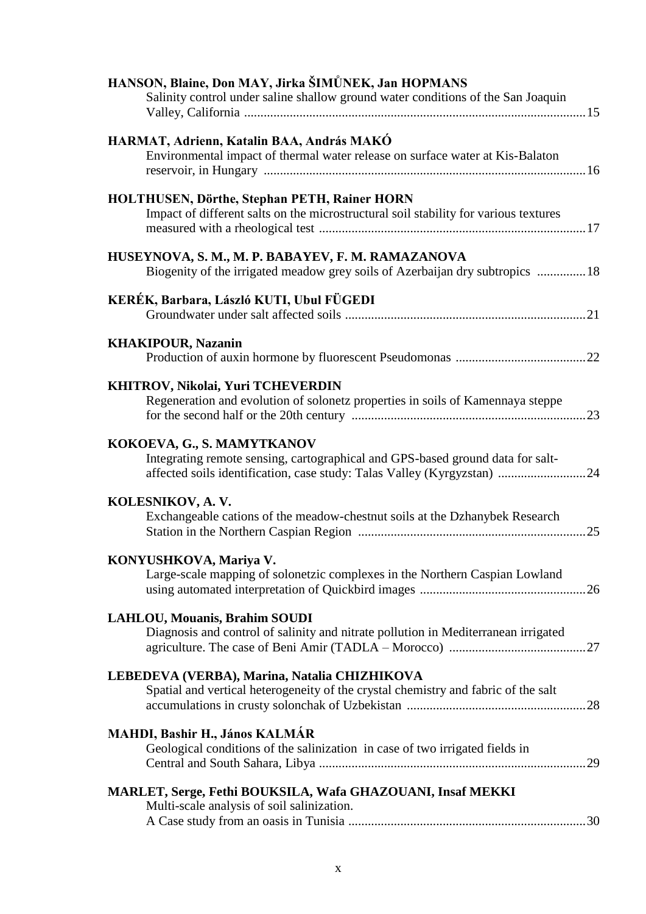**HANSON, Blaine, Don MAY, Jirka ŠIMŮNEK, Jan HOPMANS**
Salinity control under saline shallow ground water conditions of the San Joaquin Valley, California ........................................................................................................15

**HARMAT, Adrienn, Katalin BAA, András MAKÓ**
Environmental impact of thermal water release on surface water at Kis-Balaton reservoir, in Hungary ..................................................................................................16

**HOLTHUSEN, Dörthe, Stephan PETH, Rainer HORN**
Impact of different salts on the microstructural soil stability for various textures measured with a rheological test .................................................................................17

**HUSEYNOVA, S. M., M. P. BABAYEV, F. M. RAMAZANOVA**
Biogenity of the irrigated meadow grey soils of Azerbaijan dry subtropics ...............18

**KERÉK, Barbara, László KUTI, Ubul FÜGEDI**
Groundwater under salt affected soils ..........................................................................21

**KHAKIPOUR, Nazanin**
Production of auxin hormone by fluorescent Pseudomonas ........................................22

**KHITROV, Nikolai, Yuri TCHEVERDIN**
Regeneration and evolution of solonetz properties in soils of Kamennaya steppe for the second half or the 20th century ........................................................................23

**KOKOEVA, G., S. MAMYTKANOV**
Integrating remote sensing, cartographical and GPS-based ground data for salt-affected soils identification, case study: Talas Valley (Kyrgyzstan) ...........................24

**KOLESNIKOV, A. V.**
Exchangeable cations of the meadow-chestnut soils at the Dzhanybek Research Station in the Northern Caspian Region ......................................................................25

**KONYUSHKOVA, Mariya V.**
Large-scale mapping of solonetzic complexes in the Northern Caspian Lowland using automated interpretation of Quickbird images ...................................................26

**LAHLOU, Mouanis, Brahim SOUDI**
Diagnosis and control of salinity and nitrate pollution in Mediterranean irrigated agriculture. The case of Beni Amir (TADLA – Morocco) ..........................................27

**LEBEDEVA (VERBA), Marina, Natalia CHIZHIKOVA**
Spatial and vertical heterogeneity of the crystal chemistry and fabric of the salt accumulations in crusty solonchak of Uzbekistan .......................................................28

**MAHDI, Bashir H., János KALMÁR**
Geological conditions of the salinization in case of two irrigated fields in Central and South Sahara, Libya ..................................................................................29

**MARLET, Serge, Fethi BOUKSILA, Wafa GHAZOUANI, Insaf MEKKI**
Multi-scale analysis of soil salinization.
A Case study from an oasis in Tunisia .........................................................................30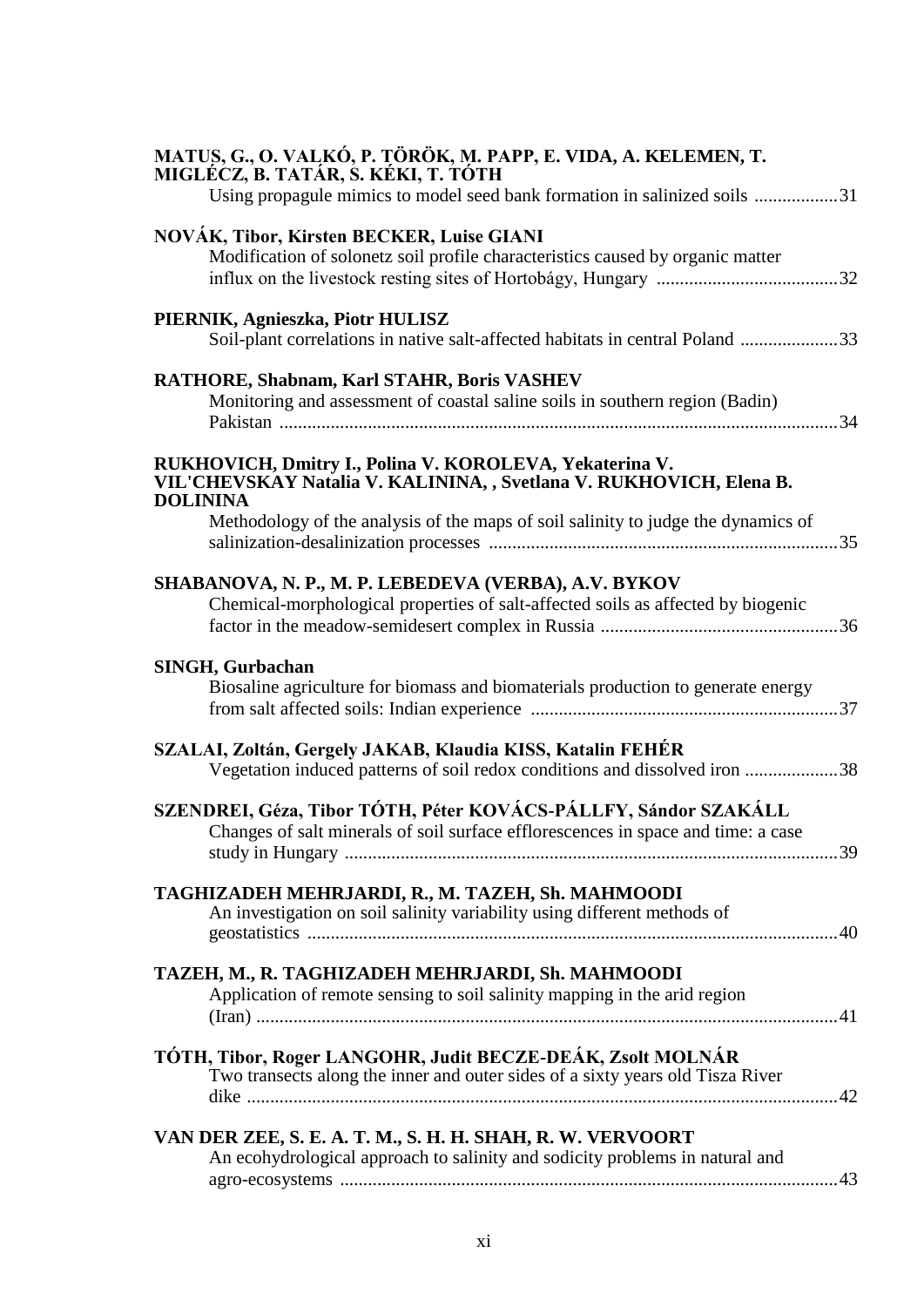**MATUS, G., O. VALKÓ, P. TÖRÖK, M. PAPP, E. VIDA, A. KELEMEN, T. MIGLÉCZ, B. TATÁR, S. KÉKI, T. TÓTH**
Using propagule mimics to model seed bank formation in salinized soils ..................31

**NOVÁK, Tibor, Kirsten BECKER, Luise GIANI**
Modification of solonetz soil profile characteristics caused by organic matter influx on the livestock resting sites of Hortobágy, Hungary .......................................32

**PIERNIK, Agnieszka, Piotr HULISZ**
Soil-plant correlations in native salt-affected habitats in central Poland .....................33

**RATHORE, Shabnam, Karl STAHR, Boris VASHEV**
Monitoring and assessment of coastal saline soils in southern region (Badin) Pakistan ........................................................................................................................34

**RUKHOVICH, Dmitry I., Polina V. KOROLEVA, Yekaterina V. VIL'CHEVSKAY Natalia V. KALININA, , Svetlana V. RUKHOVICH, Elena B. DOLININA**
Methodology of the analysis of the maps of soil salinity to judge the dynamics of salinization-desalinization processes ...........................................................................35

**SHABANOVA, N. P., M. P. LEBEDEVA (VERBA), A.V. BYKOV**
Chemical-morphological properties of salt-affected soils as affected by biogenic factor in the meadow-semidesert complex in Russia ...................................................36

**SINGH, Gurbachan**
Biosaline agriculture for biomass and biomaterials production to generate energy from salt affected soils: Indian experience .................................................................37

**SZALAI, Zoltán, Gergely JAKAB, Klaudia KISS, Katalin FEHÉR**
Vegetation induced patterns of soil redox conditions and dissolved iron ....................38

**SZENDREI, Géza, Tibor TÓTH, Péter KOVÁCS-PÁLLFY, Sándor SZAKÁLL**
Changes of salt minerals of soil surface efflorescences in space and time: a case study in Hungary ..........................................................................................................39

**TAGHIZADEH MEHRJARDI, R., M. TAZEH, Sh. MAHMOODI**
An investigation on soil salinity variability using different methods of geostatistics .................................................................................................................40

**TAZEH, M., R. TAGHIZADEH MEHRJARDI, Sh. MAHMOODI**
Application of remote sensing to soil salinity mapping in the arid region (Iran) ............................................................................................................................41

**TÓTH, Tibor, Roger LANGOHR, Judit BECZE-DEÁK, Zsolt MOLNÁR**
Two transects along the inner and outer sides of a sixty years old Tisza River dike ..............................................................................................................................42

**VAN DER ZEE, S. E. A. T. M., S. H. H. SHAH, R. W. VERVOORT**
An ecohydrological approach to salinity and sodicity problems in natural and agro-ecosystems ..........................................................................................................43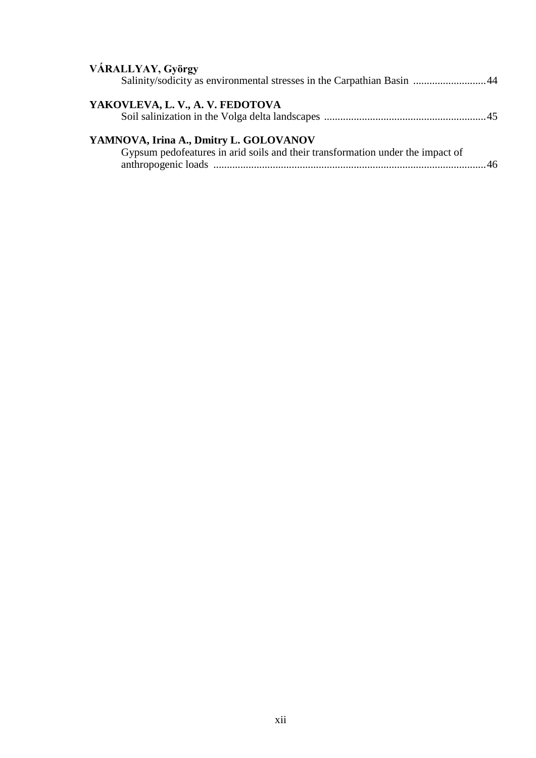**VÁRALLYAY, György**
Salinity/sodicity as environmental stresses in the Carpathian Basin ...........................44

**YAKOVLEVA, L. V., A. V. FEDOTOVA**
Soil salinization in the Volga delta landscapes ............................................................45

**YAMNOVA, Irina A., Dmitry L. GOLOVANOV**
Gypsum pedofeatures in arid soils and their transformation under the impact of anthropogenic loads .....................................................................................................46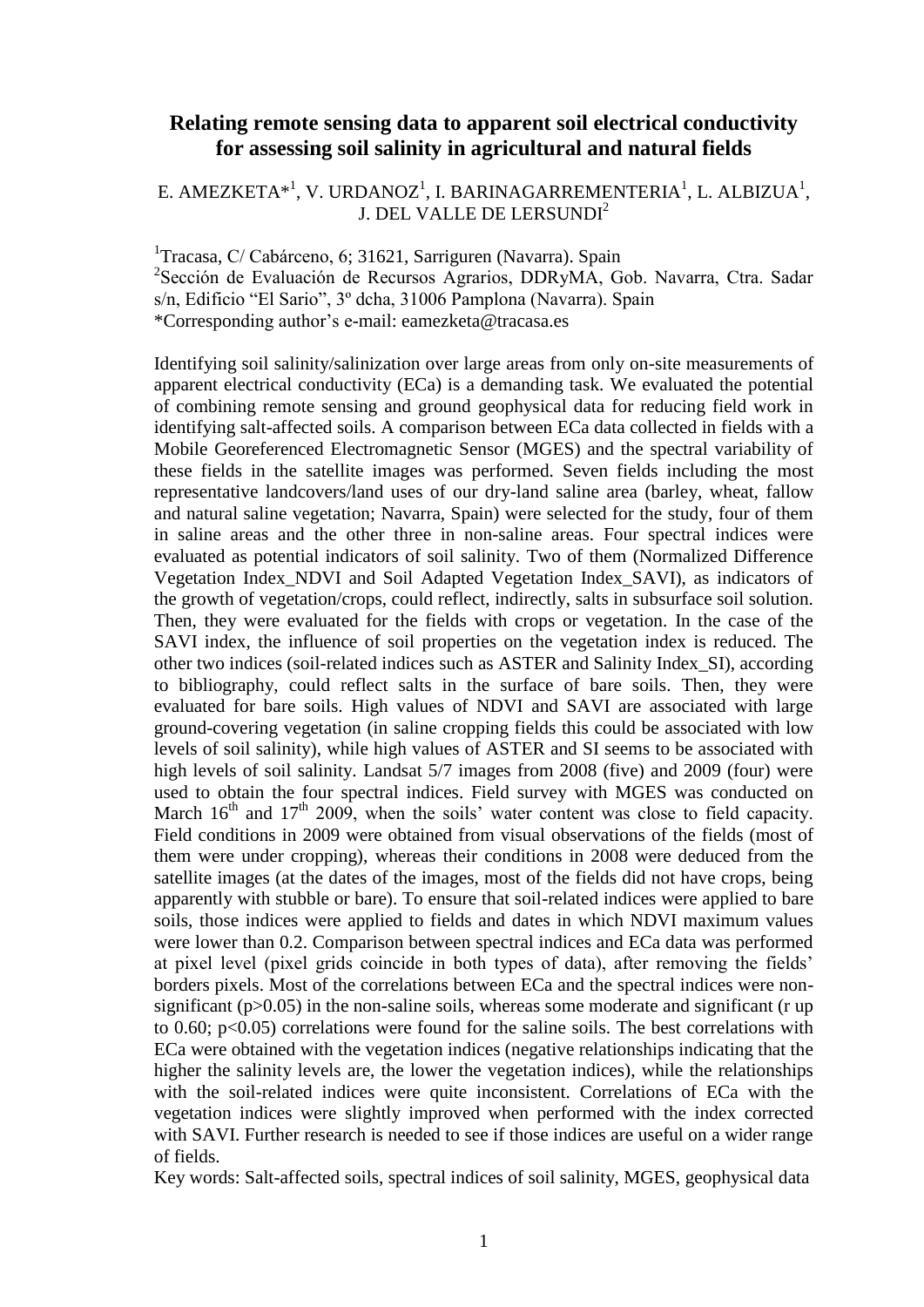# Relating remote sensing data to apparent soil electrical conductivity for assessing soil salinity in agricultural and natural fields

E. AMEZKETA*[1], V. URDANOZ[1], I. BARINAGARREMENTERIA[1], L. ALBIZUA[1], J. DEL VALLE DE LERSUNDI[2]

[1]Tracasa, C/ Cabárceno, 6; 31621, Sarriguren (Navarra). Spain

[2]Sección de Evaluación de Recursos Agrarios, DDRyMA, Gob. Navarra, Ctra. Sadar s/n, Edificio "El Sario", 3º dcha, 31006 Pamplona (Navarra). Spain

*Corresponding author's e-mail: eamezketa@tracasa.es

Identifying soil salinity/salinization over large areas from only on-site measurements of apparent electrical conductivity (ECa) is a demanding task. We evaluated the potential of combining remote sensing and ground geophysical data for reducing field work in identifying salt-affected soils. A comparison between ECa data collected in fields with a Mobile Georeferenced Electromagnetic Sensor (MGES) and the spectral variability of these fields in the satellite images was performed. Seven fields including the most representative landcovers/land uses of our dry-land saline area (barley, wheat, fallow and natural saline vegetation; Navarra, Spain) were selected for the study, four of them in saline areas and the other three in non-saline areas. Four spectral indices were evaluated as potential indicators of soil salinity. Two of them (Normalized Difference Vegetation Index_NDVI and Soil Adapted Vegetation Index_SAVI), as indicators of the growth of vegetation/crops, could reflect, indirectly, salts in subsurface soil solution. Then, they were evaluated for the fields with crops or vegetation. In the case of the SAVI index, the influence of soil properties on the vegetation index is reduced. The other two indices (soil-related indices such as ASTER and Salinity Index_SI), according to bibliography, could reflect salts in the surface of bare soils. Then, they were evaluated for bare soils. High values of NDVI and SAVI are associated with large ground-covering vegetation (in saline cropping fields this could be associated with low levels of soil salinity), while high values of ASTER and SI seems to be associated with high levels of soil salinity. Landsat 5/7 images from 2008 (five) and 2009 (four) were used to obtain the four spectral indices. Field survey with MGES was conducted on March 16$^{th}$ and 17$^{th}$ 2009, when the soils' water content was close to field capacity. Field conditions in 2009 were obtained from visual observations of the fields (most of them were under cropping), whereas their conditions in 2008 were deduced from the satellite images (at the dates of the images, most of the fields did not have crops, being apparently with stubble or bare). To ensure that soil-related indices were applied to bare soils, those indices were applied to fields and dates in which NDVI maximum values were lower than 0.2. Comparison between spectral indices and ECa data was performed at pixel level (pixel grids coincide in both types of data), after removing the fields' borders pixels. Most of the correlations between ECa and the spectral indices were non-significant ($p>0.05$) in the non-saline soils, whereas some moderate and significant (r up to 0.60; $p<0.05$) correlations were found for the saline soils. The best correlations with ECa were obtained with the vegetation indices (negative relationships indicating that the higher the salinity levels are, the lower the vegetation indices), while the relationships with the soil-related indices were quite inconsistent. Correlations of ECa with the vegetation indices were slightly improved when performed with the index corrected with SAVI. Further research is needed to see if those indices are useful on a wider range of fields.

Key words: Salt-affected soils, spectral indices of soil salinity, MGES, geophysical data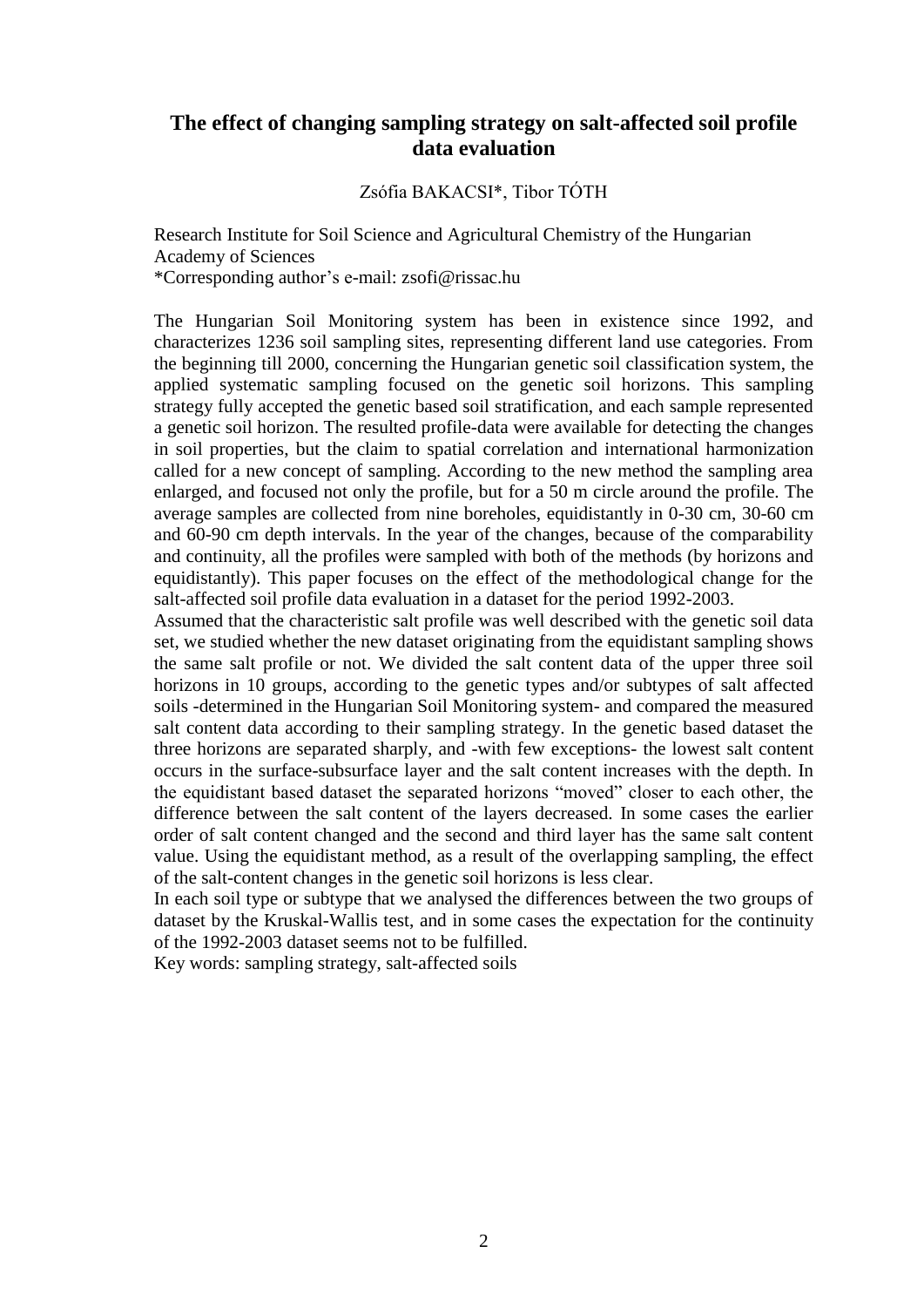## The effect of changing sampling strategy on salt-affected soil profile data evaluation

Zsófia BAKACSI*, Tibor TÓTH

Research Institute for Soil Science and Agricultural Chemistry of the Hungarian Academy of Sciences
*Corresponding author's e-mail: zsofi@rissac.hu

The Hungarian Soil Monitoring system has been in existence since 1992, and characterizes 1236 soil sampling sites, representing different land use categories. From the beginning till 2000, concerning the Hungarian genetic soil classification system, the applied systematic sampling focused on the genetic soil horizons. This sampling strategy fully accepted the genetic based soil stratification, and each sample represented a genetic soil horizon. The resulted profile-data were available for detecting the changes in soil properties, but the claim to spatial correlation and international harmonization called for a new concept of sampling. According to the new method the sampling area enlarged, and focused not only the profile, but for a 50 m circle around the profile. The average samples are collected from nine boreholes, equidistantly in 0-30 cm, 30-60 cm and 60-90 cm depth intervals. In the year of the changes, because of the comparability and continuity, all the profiles were sampled with both of the methods (by horizons and equidistantly). This paper focuses on the effect of the methodological change for the salt-affected soil profile data evaluation in a dataset for the period 1992-2003.
Assumed that the characteristic salt profile was well described with the genetic soil data set, we studied whether the new dataset originating from the equidistant sampling shows the same salt profile or not. We divided the salt content data of the upper three soil horizons in 10 groups, according to the genetic types and/or subtypes of salt affected soils -determined in the Hungarian Soil Monitoring system- and compared the measured salt content data according to their sampling strategy. In the genetic based dataset the three horizons are separated sharply, and -with few exceptions- the lowest salt content occurs in the surface-subsurface layer and the salt content increases with the depth. In the equidistant based dataset the separated horizons "moved" closer to each other, the difference between the salt content of the layers decreased. In some cases the earlier order of salt content changed and the second and third layer has the same salt content value. Using the equidistant method, as a result of the overlapping sampling, the effect of the salt-content changes in the genetic soil horizons is less clear.
In each soil type or subtype that we analysed the differences between the two groups of dataset by the Kruskal-Wallis test, and in some cases the expectation for the continuity of the 1992-2003 dataset seems not to be fulfilled.
Key words: sampling strategy, salt-affected soils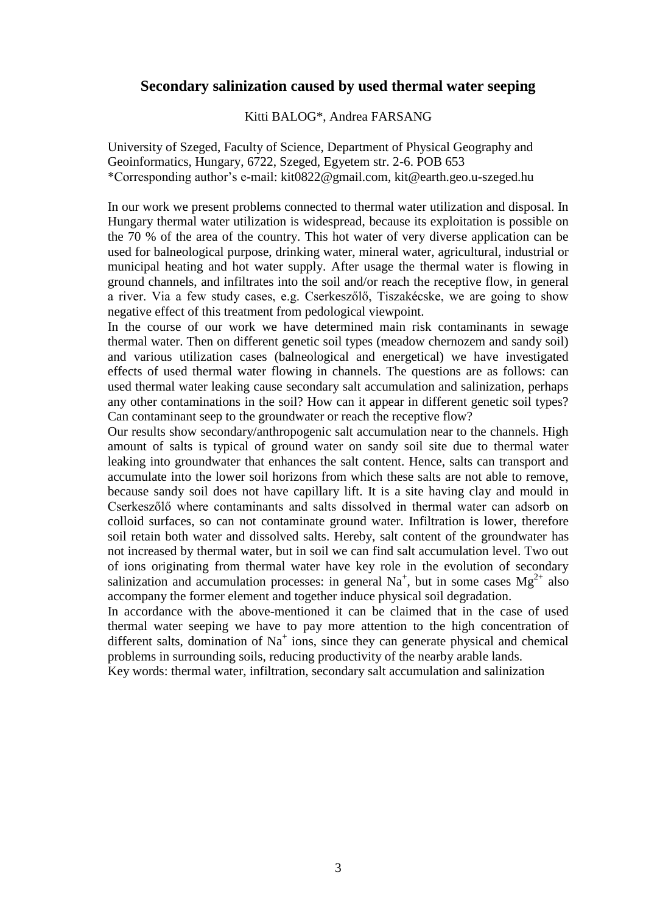## Secondary salinization caused by used thermal water seeping

Kitti BALOG*, Andrea FARSANG

University of Szeged, Faculty of Science, Department of Physical Geography and Geoinformatics, Hungary, 6722, Szeged, Egyetem str. 2-6. POB 653
*Corresponding author's e-mail: kit0822@gmail.com, kit@earth.geo.u-szeged.hu

In our work we present problems connected to thermal water utilization and disposal. In Hungary thermal water utilization is widespread, because its exploitation is possible on the 70 % of the area of the country. This hot water of very diverse application can be used for balneological purpose, drinking water, mineral water, agricultural, industrial or municipal heating and hot water supply. After usage the thermal water is flowing in ground channels, and infiltrates into the soil and/or reach the receptive flow, in general a river. Via a few study cases, e.g. Cserkeszőlő, Tiszakécske, we are going to show negative effect of this treatment from pedological viewpoint.

In the course of our work we have determined main risk contaminants in sewage thermal water. Then on different genetic soil types (meadow chernozem and sandy soil) and various utilization cases (balneological and energetical) we have investigated effects of used thermal water flowing in channels. The questions are as follows: can used thermal water leaking cause secondary salt accumulation and salinization, perhaps any other contaminations in the soil? How can it appear in different genetic soil types? Can contaminant seep to the groundwater or reach the receptive flow?

Our results show secondary/anthropogenic salt accumulation near to the channels. High amount of salts is typical of ground water on sandy soil site due to thermal water leaking into groundwater that enhances the salt content. Hence, salts can transport and accumulate into the lower soil horizons from which these salts are not able to remove, because sandy soil does not have capillary lift. It is a site having clay and mould in Cserkeszőlő where contaminants and salts dissolved in thermal water can adsorb on colloid surfaces, so can not contaminate ground water. Infiltration is lower, therefore soil retain both water and dissolved salts. Hereby, salt content of the groundwater has not increased by thermal water, but in soil we can find salt accumulation level. Two out of ions originating from thermal water have key role in the evolution of secondary salinization and accumulation processes: in general $Na^+$, but in some cases $Mg^{2+}$ also accompany the former element and together induce physical soil degradation.

In accordance with the above-mentioned it can be claimed that in the case of used thermal water seeping we have to pay more attention to the high concentration of different salts, domination of $Na^+$ ions, since they can generate physical and chemical problems in surrounding soils, reducing productivity of the nearby arable lands.

Key words: thermal water, infiltration, secondary salt accumulation and salinization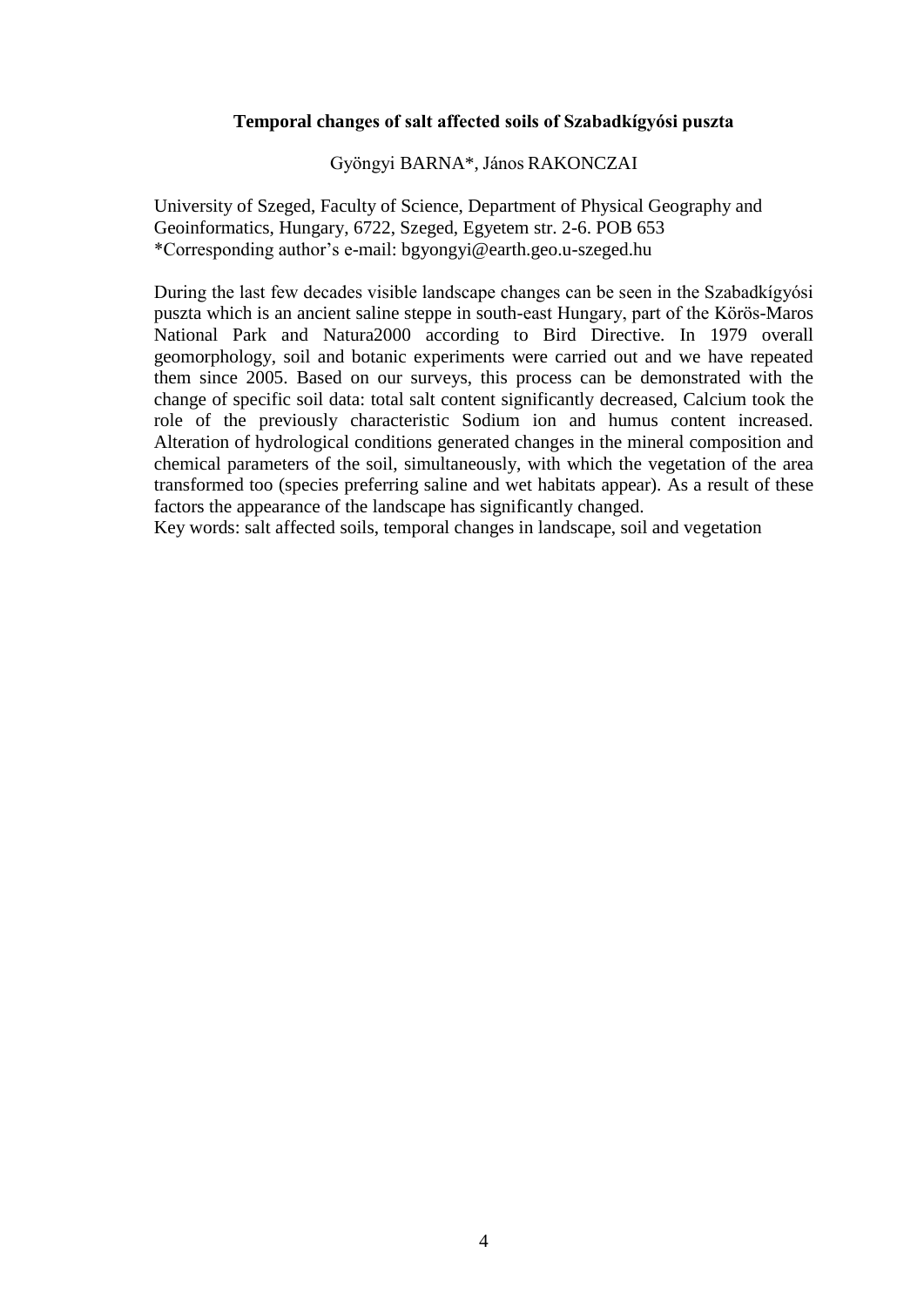## Temporal changes of salt affected soils of Szabadkígyósi puszta

Gyöngyi BARNA*, János RAKONCZAI

University of Szeged, Faculty of Science, Department of Physical Geography and Geoinformatics, Hungary, 6722, Szeged, Egyetem str. 2-6. POB 653
*Corresponding author's e-mail: bgyongyi@earth.geo.u-szeged.hu

During the last few decades visible landscape changes can be seen in the Szabadkígyósi puszta which is an ancient saline steppe in south-east Hungary, part of the Körös-Maros National Park and Natura2000 according to Bird Directive. In 1979 overall geomorphology, soil and botanic experiments were carried out and we have repeated them since 2005. Based on our surveys, this process can be demonstrated with the change of specific soil data: total salt content significantly decreased, Calcium took the role of the previously characteristic Sodium ion and humus content increased. Alteration of hydrological conditions generated changes in the mineral composition and chemical parameters of the soil, simultaneously, with which the vegetation of the area transformed too (species preferring saline and wet habitats appear). As a result of these factors the appearance of the landscape has significantly changed.

Key words: salt affected soils, temporal changes in landscape, soil and vegetation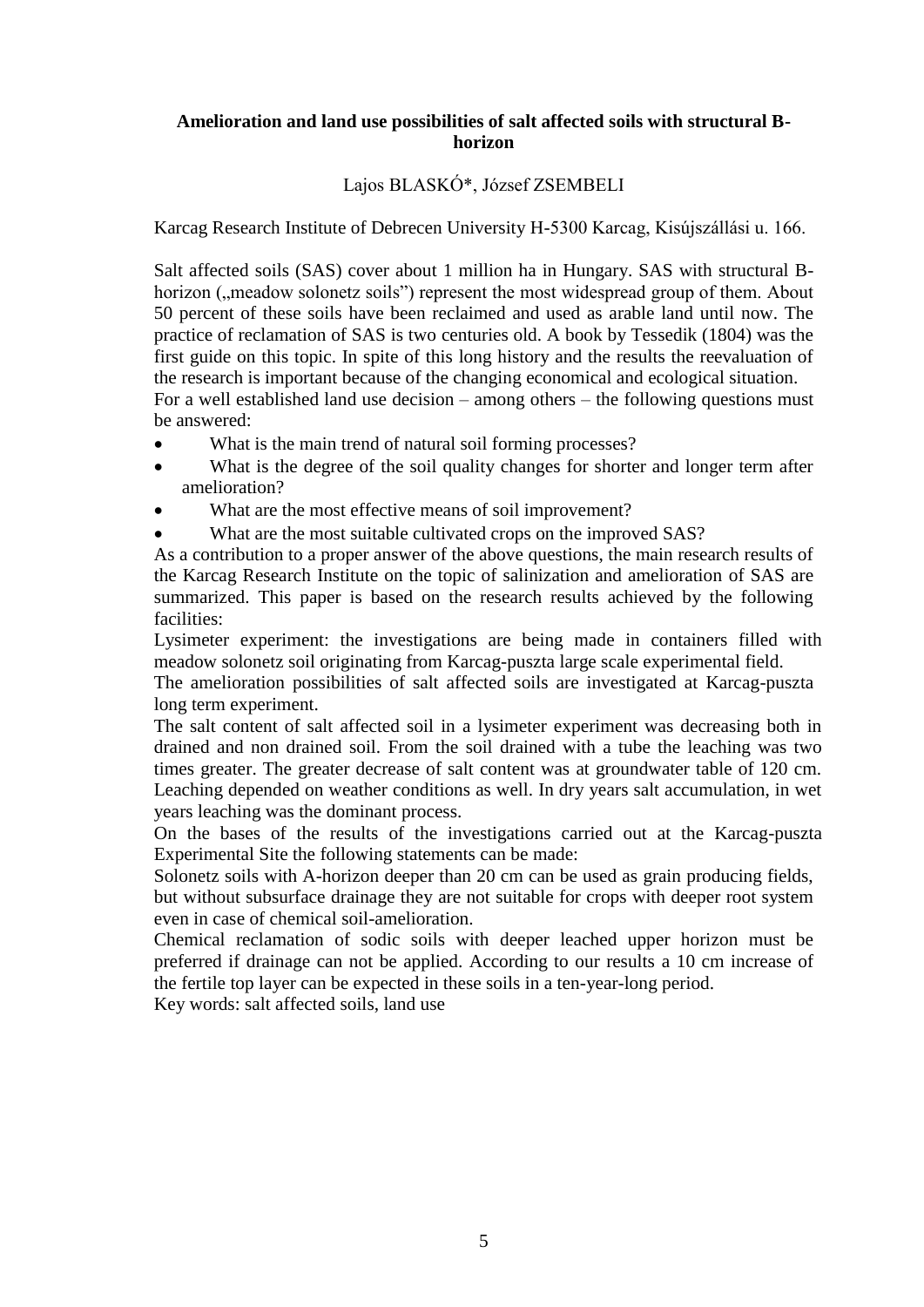**Amelioration and land use possibilities of salt affected soils with structural B-horizon**

Lajos BLASKÓ*, József ZSEMBELI

Karcag Research Institute of Debrecen University H-5300 Karcag, Kisújszállási u. 166.

Salt affected soils (SAS) cover about 1 million ha in Hungary. SAS with structural B-horizon („meadow solonetz soils") represent the most widespread group of them. About 50 percent of these soils have been reclaimed and used as arable land until now. The practice of reclamation of SAS is two centuries old. A book by Tessedik (1804) was the first guide on this topic. In spite of this long history and the results the reevaluation of the research is important because of the changing economical and ecological situation.
For a well established land use decision – among others – the following questions must be answered:

- What is the main trend of natural soil forming processes?
- What is the degree of the soil quality changes for shorter and longer term after amelioration?
- What are the most effective means of soil improvement?
- What are the most suitable cultivated crops on the improved SAS?

As a contribution to a proper answer of the above questions, the main research results of the Karcag Research Institute on the topic of salinization and amelioration of SAS are summarized. This paper is based on the research results achieved by the following facilities:

Lysimeter experiment: the investigations are being made in containers filled with meadow solonetz soil originating from Karcag-puszta large scale experimental field.

The amelioration possibilities of salt affected soils are investigated at Karcag-puszta long term experiment.

The salt content of salt affected soil in a lysimeter experiment was decreasing both in drained and non drained soil. From the soil drained with a tube the leaching was two times greater. The greater decrease of salt content was at groundwater table of 120 cm. Leaching depended on weather conditions as well. In dry years salt accumulation, in wet years leaching was the dominant process.

On the bases of the results of the investigations carried out at the Karcag-puszta Experimental Site the following statements can be made:

Solonetz soils with A-horizon deeper than 20 cm can be used as grain producing fields, but without subsurface drainage they are not suitable for crops with deeper root system even in case of chemical soil-amelioration.

Chemical reclamation of sodic soils with deeper leached upper horizon must be preferred if drainage can not be applied. According to our results a 10 cm increase of the fertile top layer can be expected in these soils in a ten-year-long period.

Key words: salt affected soils, land use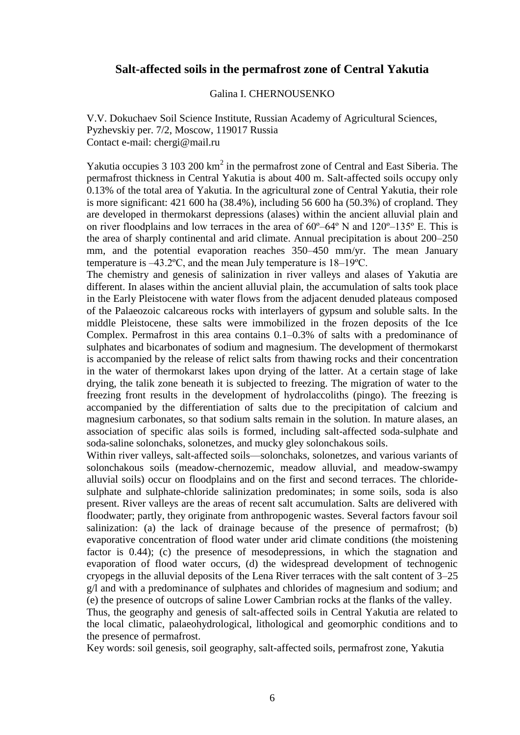# Salt-affected soils in the permafrost zone of Central Yakutia

Galina I. CHERNOUSENKO

V.V. Dokuchaev Soil Science Institute, Russian Academy of Agricultural Sciences, Pyzhevskiy per. 7/2, Moscow, 119017 Russia
Contact e-mail: chergi@mail.ru

Yakutia occupies 3 103 200 km$^2$ in the permafrost zone of Central and East Siberia. The permafrost thickness in Central Yakutia is about 400 m. Salt-affected soils occupy only 0.13% of the total area of Yakutia. In the agricultural zone of Central Yakutia, their role is more significant: 421 600 ha (38.4%), including 56 600 ha (50.3%) of cropland. They are developed in thermokarst depressions (alases) within the ancient alluvial plain and on river floodplains and low terraces in the area of 60º–64º N and 120º–135º E. This is the area of sharply continental and arid climate. Annual precipitation is about 200–250 mm, and the potential evaporation reaches 350–450 mm/yr. The mean January temperature is –43.2ºC, and the mean July temperature is 18–19ºC.

The chemistry and genesis of salinization in river valleys and alases of Yakutia are different. In alases within the ancient alluvial plain, the accumulation of salts took place in the Early Pleistocene with water flows from the adjacent denuded plateaus composed of the Palaeozoic calcareous rocks with interlayers of gypsum and soluble salts. In the middle Pleistocene, these salts were immobilized in the frozen deposits of the Ice Complex. Permafrost in this area contains 0.1–0.3% of salts with a predominance of sulphates and bicarbonates of sodium and magnesium. The development of thermokarst is accompanied by the release of relict salts from thawing rocks and their concentration in the water of thermokarst lakes upon drying of the latter. At a certain stage of lake drying, the talik zone beneath it is subjected to freezing. The migration of water to the freezing front results in the development of hydrolaccoliths (pingo). The freezing is accompanied by the differentiation of salts due to the precipitation of calcium and magnesium carbonates, so that sodium salts remain in the solution. In mature alases, an association of specific alas soils is formed, including salt-affected soda-sulphate and soda-saline solonchaks, solonetzes, and mucky gley solonchakous soils.

Within river valleys, salt-affected soils—solonchaks, solonetzes, and various variants of solonchakous soils (meadow-chernozemic, meadow alluvial, and meadow-swampy alluvial soils) occur on floodplains and on the first and second terraces. The chloride-sulphate and sulphate-chloride salinization predominates; in some soils, soda is also present. River valleys are the areas of recent salt accumulation. Salts are delivered with floodwater; partly, they originate from anthropogenic wastes. Several factors favour soil salinization: (a) the lack of drainage because of the presence of permafrost; (b) evaporative concentration of flood water under arid climate conditions (the moistening factor is 0.44); (c) the presence of mesodepressions, in which the stagnation and evaporation of flood water occurs, (d) the widespread development of technogenic cryopegs in the alluvial deposits of the Lena River terraces with the salt content of 3–25 g/l and with a predominance of sulphates and chlorides of magnesium and sodium; and (e) the presence of outcrops of saline Lower Cambrian rocks at the flanks of the valley.

Thus, the geography and genesis of salt-affected soils in Central Yakutia are related to the local climatic, palaeohydrological, lithological and geomorphic conditions and to the presence of permafrost.

Key words: soil genesis, soil geography, salt-affected soils, permafrost zone, Yakutia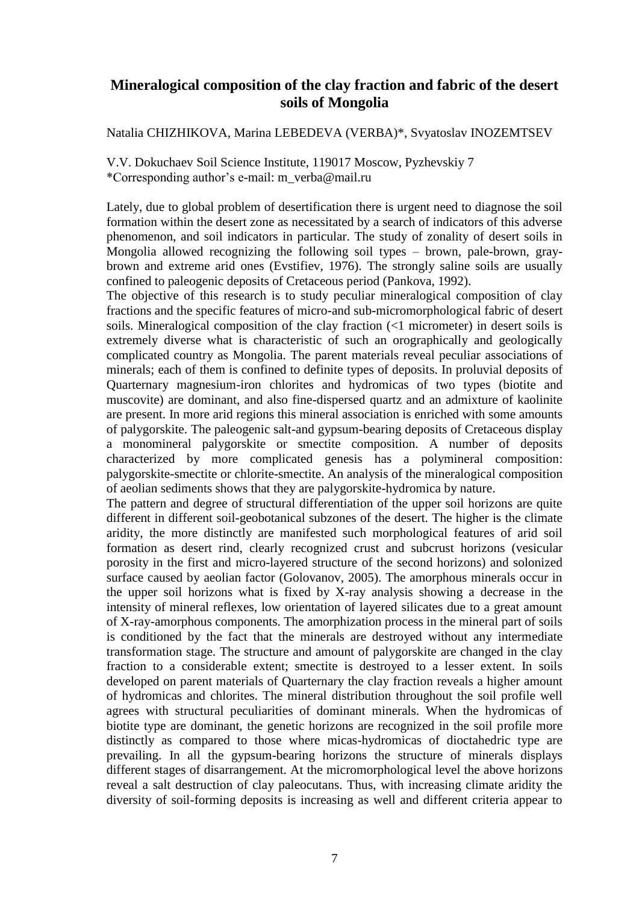## Mineralogical composition of the clay fraction and fabric of the desert soils of Mongolia

Natalia CHIZHIKOVA, Marina LEBEDEVA (VERBA)*, Svyatoslav INOZEMTSEV

V.V. Dokuchaev Soil Science Institute, 119017 Moscow, Pyzhevskiy 7
*Corresponding author's e-mail: m_verba@mail.ru

Lately, due to global problem of desertification there is urgent need to diagnose the soil formation within the desert zone as necessitated by a search of indicators of this adverse phenomenon, and soil indicators in particular. The study of zonality of desert soils in Mongolia allowed recognizing the following soil types – brown, pale-brown, gray-brown and extreme arid ones (Evstifiev, 1976). The strongly saline soils are usually confined to paleogenic deposits of Cretaceous period (Pankova, 1992).

The objective of this research is to study peculiar mineralogical composition of clay fractions and the specific features of micro-and sub-micromorphological fabric of desert soils. Mineralogical composition of the clay fraction (<1 micrometer) in desert soils is extremely diverse what is characteristic of such an orographically and geologically complicated country as Mongolia. The parent materials reveal peculiar associations of minerals; each of them is confined to definite types of deposits. In proluvial deposits of Quarternary magnesium-iron chlorites and hydromicas of two types (biotite and muscovite) are dominant, and also fine-dispersed quartz and an admixture of kaolinite are present. In more arid regions this mineral association is enriched with some amounts of palygorskite. The paleogenic salt-and gypsum-bearing deposits of Cretaceous display a monomineral palygorskite or smectite composition. A number of deposits characterized by more complicated genesis has a polymineral composition: palygorskite-smectite or chlorite-smectite. An analysis of the mineralogical composition of aeolian sediments shows that they are palygorskite-hydromica by nature.

The pattern and degree of structural differentiation of the upper soil horizons are quite different in different soil-geobotanical subzones of the desert. The higher is the climate aridity, the more distinctly are manifested such morphological features of arid soil formation as desert rind, clearly recognized crust and subcrust horizons (vesicular porosity in the first and micro-layered structure of the second horizons) and solonized surface caused by aeolian factor (Golovanov, 2005). The amorphous minerals occur in the upper soil horizons what is fixed by X-ray analysis showing a decrease in the intensity of mineral reflexes, low orientation of layered silicates due to a great amount of X-ray-amorphous components. The amorphization process in the mineral part of soils is conditioned by the fact that the minerals are destroyed without any intermediate transformation stage. The structure and amount of palygorskite are changed in the clay fraction to a considerable extent; smectite is destroyed to a lesser extent. In soils developed on parent materials of Quarternary the clay fraction reveals a higher amount of hydromicas and chlorites. The mineral distribution throughout the soil profile well agrees with structural peculiarities of dominant minerals. When the hydromicas of biotite type are dominant, the genetic horizons are recognized in the soil profile more distinctly as compared to those where micas-hydromicas of dioctahedric type are prevailing. In all the gypsum-bearing horizons the structure of minerals displays different stages of disarrangement. At the micromorphological level the above horizons reveal a salt destruction of clay paleocutans. Thus, with increasing climate aridity the diversity of soil-forming deposits is increasing as well and different criteria appear to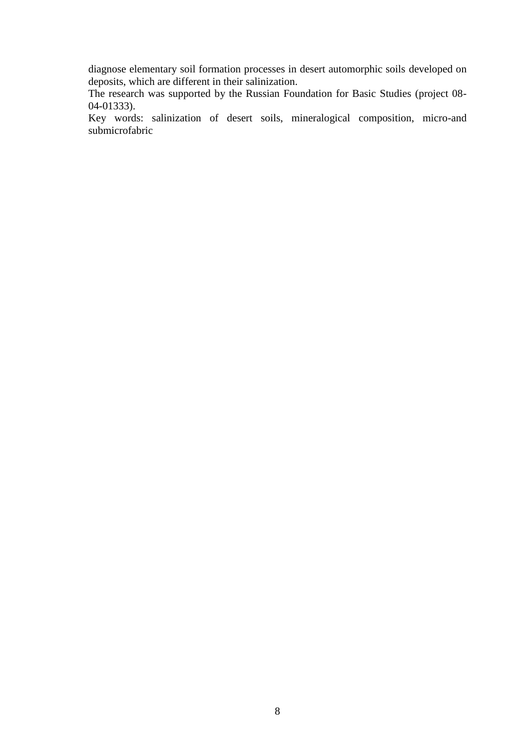diagnose elementary soil formation processes in desert automorphic soils developed on deposits, which are different in their salinization.

The research was supported by the Russian Foundation for Basic Studies (project 08-04-01333).

Key words: salinization of desert soils, mineralogical composition, micro-and submicrofabric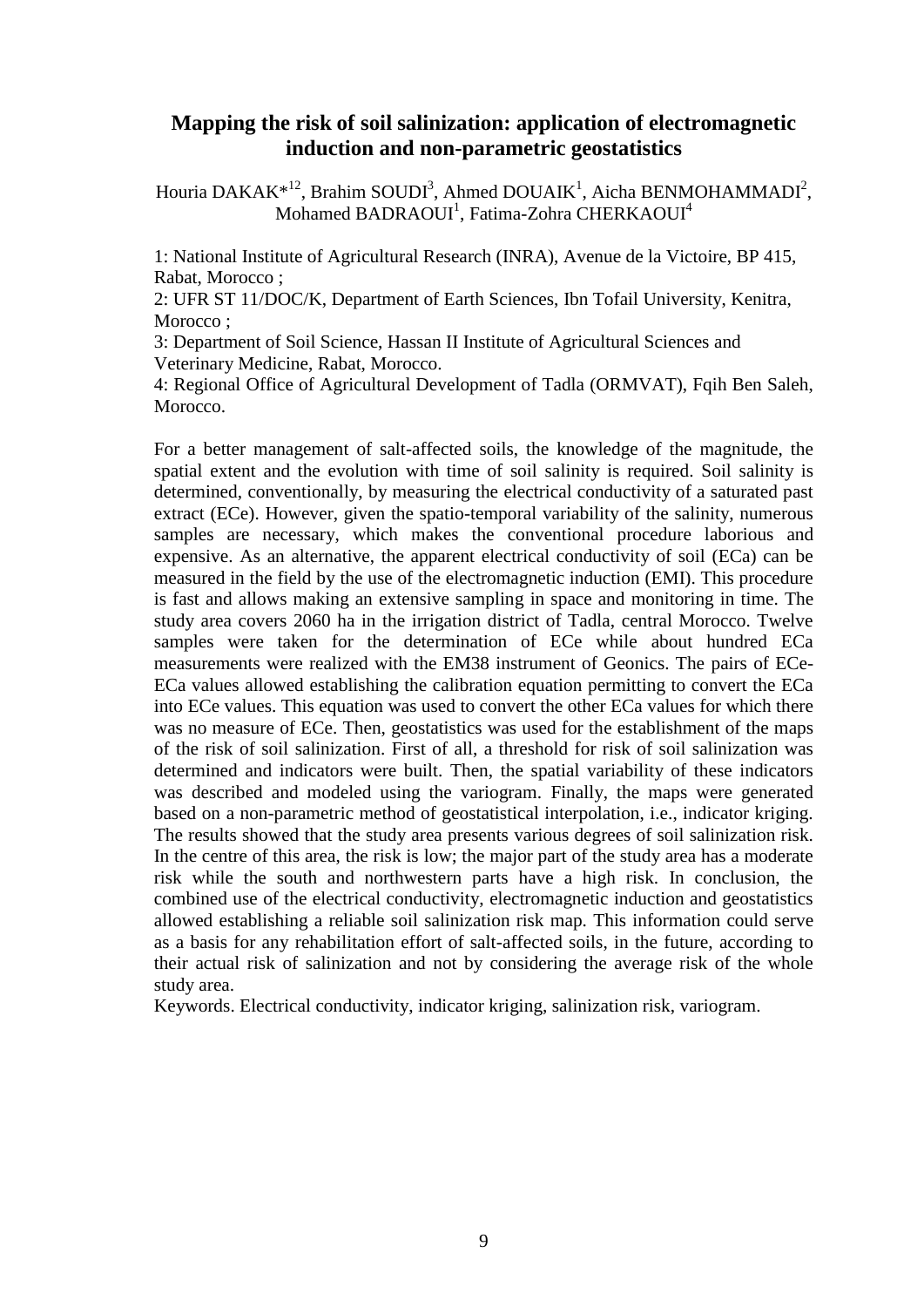## Mapping the risk of soil salinization: application of electromagnetic induction and non-parametric geostatistics

Houria DAKAK*[12], Brahim SOUDI[3], Ahmed DOUAIK[1], Aicha BENMOHAMMADI[2], Mohamed BADRAOUI[1], Fatima-Zohra CHERKAOUI[4]

1: National Institute of Agricultural Research (INRA), Avenue de la Victoire, BP 415, Rabat, Morocco ;
2: UFR ST 11/DOC/K, Department of Earth Sciences, Ibn Tofail University, Kenitra, Morocco ;
3: Department of Soil Science, Hassan II Institute of Agricultural Sciences and Veterinary Medicine, Rabat, Morocco.
4: Regional Office of Agricultural Development of Tadla (ORMVAT), Fqih Ben Saleh, Morocco.

For a better management of salt-affected soils, the knowledge of the magnitude, the spatial extent and the evolution with time of soil salinity is required. Soil salinity is determined, conventionally, by measuring the electrical conductivity of a saturated past extract (ECe). However, given the spatio-temporal variability of the salinity, numerous samples are necessary, which makes the conventional procedure laborious and expensive. As an alternative, the apparent electrical conductivity of soil (ECa) can be measured in the field by the use of the electromagnetic induction (EMI). This procedure is fast and allows making an extensive sampling in space and monitoring in time. The study area covers 2060 ha in the irrigation district of Tadla, central Morocco. Twelve samples were taken for the determination of ECe while about hundred ECa measurements were realized with the EM38 instrument of Geonics. The pairs of ECe-ECa values allowed establishing the calibration equation permitting to convert the ECa into ECe values. This equation was used to convert the other ECa values for which there was no measure of ECe. Then, geostatistics was used for the establishment of the maps of the risk of soil salinization. First of all, a threshold for risk of soil salinization was determined and indicators were built. Then, the spatial variability of these indicators was described and modeled using the variogram. Finally, the maps were generated based on a non-parametric method of geostatistical interpolation, i.e., indicator kriging. The results showed that the study area presents various degrees of soil salinization risk. In the centre of this area, the risk is low; the major part of the study area has a moderate risk while the south and northwestern parts have a high risk. In conclusion, the combined use of the electrical conductivity, electromagnetic induction and geostatistics allowed establishing a reliable soil salinization risk map. This information could serve as a basis for any rehabilitation effort of salt-affected soils, in the future, according to their actual risk of salinization and not by considering the average risk of the whole study area.

Keywords. Electrical conductivity, indicator kriging, salinization risk, variogram.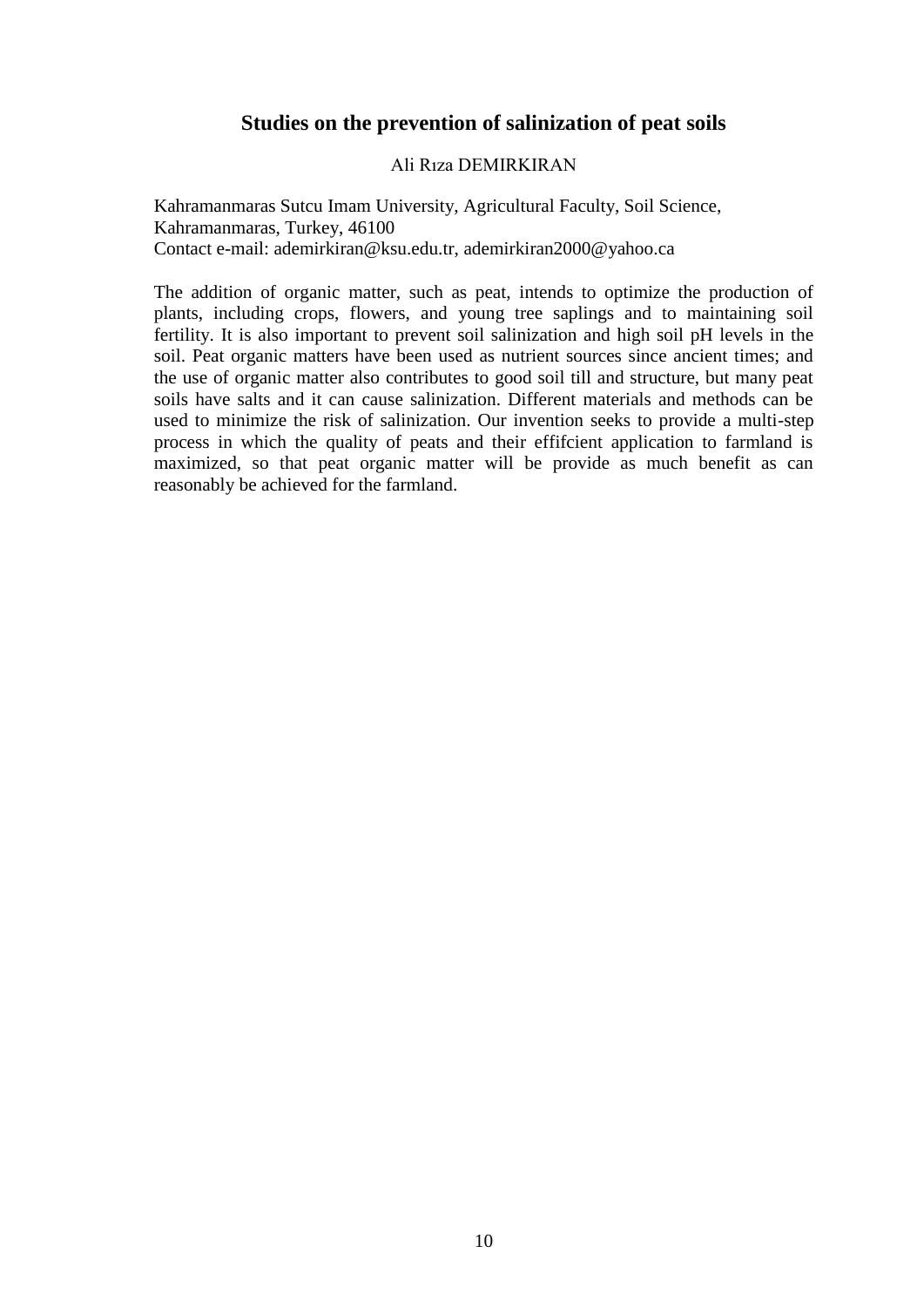## Studies on the prevention of salinization of peat soils

Ali Rıza DEMIRKIRAN

Kahramanmaras Sutcu Imam University, Agricultural Faculty, Soil Science, Kahramanmaras, Turkey, 46100
Contact e-mail: ademirkiran@ksu.edu.tr, ademirkiran2000@yahoo.ca

The addition of organic matter, such as peat, intends to optimize the production of plants, including crops, flowers, and young tree saplings and to maintaining soil fertility. It is also important to prevent soil salinization and high soil pH levels in the soil. Peat organic matters have been used as nutrient sources since ancient times; and the use of organic matter also contributes to good soil till and structure, but many peat soils have salts and it can cause salinization. Different materials and methods can be used to minimize the risk of salinization. Our invention seeks to provide a multi-step process in which the quality of peats and their effifcient application to farmland is maximized, so that peat organic matter will be provide as much benefit as can reasonably be achieved for the farmland.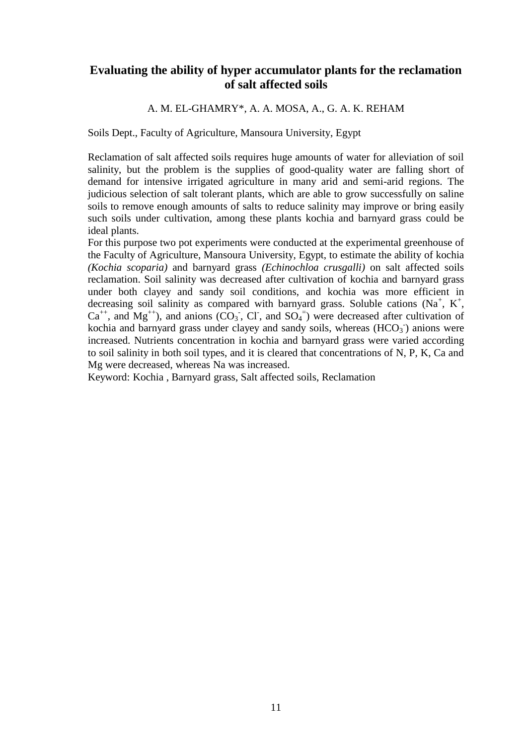# Evaluating the ability of hyper accumulator plants for the reclamation of salt affected soils

A. M. EL-GHAMRY*, A. A. MOSA, A., G. A. K. REHAM

Soils Dept., Faculty of Agriculture, Mansoura University, Egypt

Reclamation of salt affected soils requires huge amounts of water for alleviation of soil salinity, but the problem is the supplies of good-quality water are falling short of demand for intensive irrigated agriculture in many arid and semi-arid regions. The judicious selection of salt tolerant plants, which are able to grow successfully on saline soils to remove enough amounts of salts to reduce salinity may improve or bring easily such soils under cultivation, among these plants kochia and barnyard grass could be ideal plants.

For this purpose two pot experiments were conducted at the experimental greenhouse of the Faculty of Agriculture, Mansoura University, Egypt, to estimate the ability of kochia *(Kochia scoparia)* and barnyard grass *(Echinochloa crusgalli)* on salt affected soils reclamation. Soil salinity was decreased after cultivation of kochia and barnyard grass under both clayey and sandy soil conditions, and kochia was more efficient in decreasing soil salinity as compared with barnyard grass. Soluble cations ($Na^{+}$, $K^{+}$, $Ca^{++}$, and $Mg^{++}$), and anions ($CO_3^{-}$, $Cl^{-}$, and $SO_4^{=}$) were decreased after cultivation of kochia and barnyard grass under clayey and sandy soils, whereas ($HCO_3^{-}$) anions were increased. Nutrients concentration in kochia and barnyard grass were varied according to soil salinity in both soil types, and it is cleared that concentrations of N, P, K, Ca and Mg were decreased, whereas Na was increased.

Keyword: Kochia , Barnyard grass, Salt affected soils, Reclamation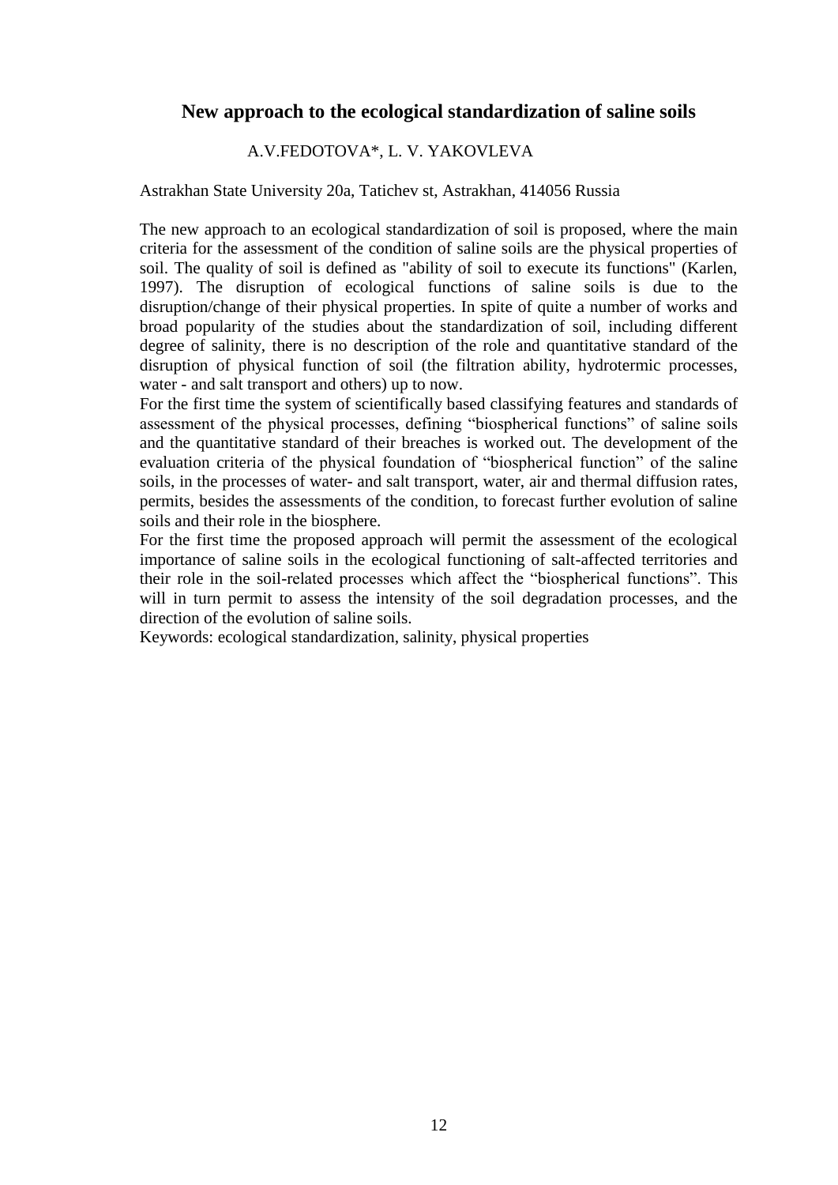## New approach to the ecological standardization of saline soils

A.V.FEDOTOVA*, L. V. YAKOVLEVA

Astrakhan State University 20a, Tatichev st, Astrakhan, 414056 Russia

The new approach to an ecological standardization of soil is proposed, where the main criteria for the assessment of the condition of saline soils are the physical properties of soil. The quality of soil is defined as "ability of soil to execute its functions" (Karlen, 1997). The disruption of ecological functions of saline soils is due to the disruption/change of their physical properties. In spite of quite a number of works and broad popularity of the studies about the standardization of soil, including different degree of salinity, there is no description of the role and quantitative standard of the disruption of physical function of soil (the filtration ability, hydrotermic processes, water - and salt transport and others) up to now.

For the first time the system of scientifically based classifying features and standards of assessment of the physical processes, defining “biospherical functions” of saline soils and the quantitative standard of their breaches is worked out. The development of the evaluation criteria of the physical foundation of “biospherical function” of the saline soils, in the processes of water- and salt transport, water, air and thermal diffusion rates, permits, besides the assessments of the condition, to forecast further evolution of saline soils and their role in the biosphere.

For the first time the proposed approach will permit the assessment of the ecological importance of saline soils in the ecological functioning of salt-affected territories and their role in the soil-related processes which affect the “biospherical functions”. This will in turn permit to assess the intensity of the soil degradation processes, and the direction of the evolution of saline soils.

Keywords: ecological standardization, salinity, physical properties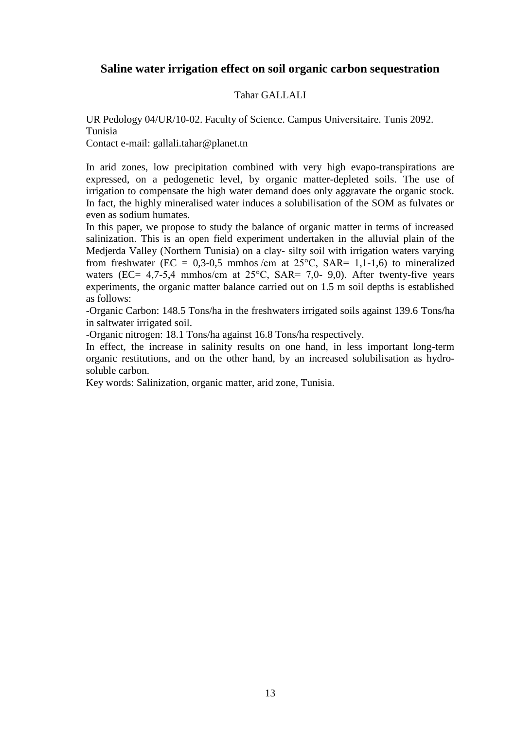## Saline water irrigation effect on soil organic carbon sequestration

Tahar GALLALI

UR Pedology 04/UR/10-02. Faculty of Science. Campus Universitaire. Tunis 2092. Tunisia

Contact e-mail: gallali.tahar@planet.tn

In arid zones, low precipitation combined with very high evapo-transpirations are expressed, on a pedogenetic level, by organic matter-depleted soils. The use of irrigation to compensate the high water demand does only aggravate the organic stock. In fact, the highly mineralised water induces a solubilisation of the SOM as fulvates or even as sodium humates.

In this paper, we propose to study the balance of organic matter in terms of increased salinization. This is an open field experiment undertaken in the alluvial plain of the Medjerda Valley (Northern Tunisia) on a clay- silty soil with irrigation waters varying from freshwater (EC = 0,3-0,5 mmhos /cm at 25°C, SAR= 1,1-1,6) to mineralized waters (EC= 4,7-5,4 mmhos/cm at 25°C, SAR= 7,0- 9,0). After twenty-five years experiments, the organic matter balance carried out on 1.5 m soil depths is established as follows:

-Organic Carbon: 148.5 Tons/ha in the freshwaters irrigated soils against 139.6 Tons/ha in saltwater irrigated soil.

-Organic nitrogen: 18.1 Tons/ha against 16.8 Tons/ha respectively.

In effect, the increase in salinity results on one hand, in less important long-term organic restitutions, and on the other hand, by an increased solubilisation as hydro-soluble carbon.

Key words: Salinization, organic matter, arid zone, Tunisia.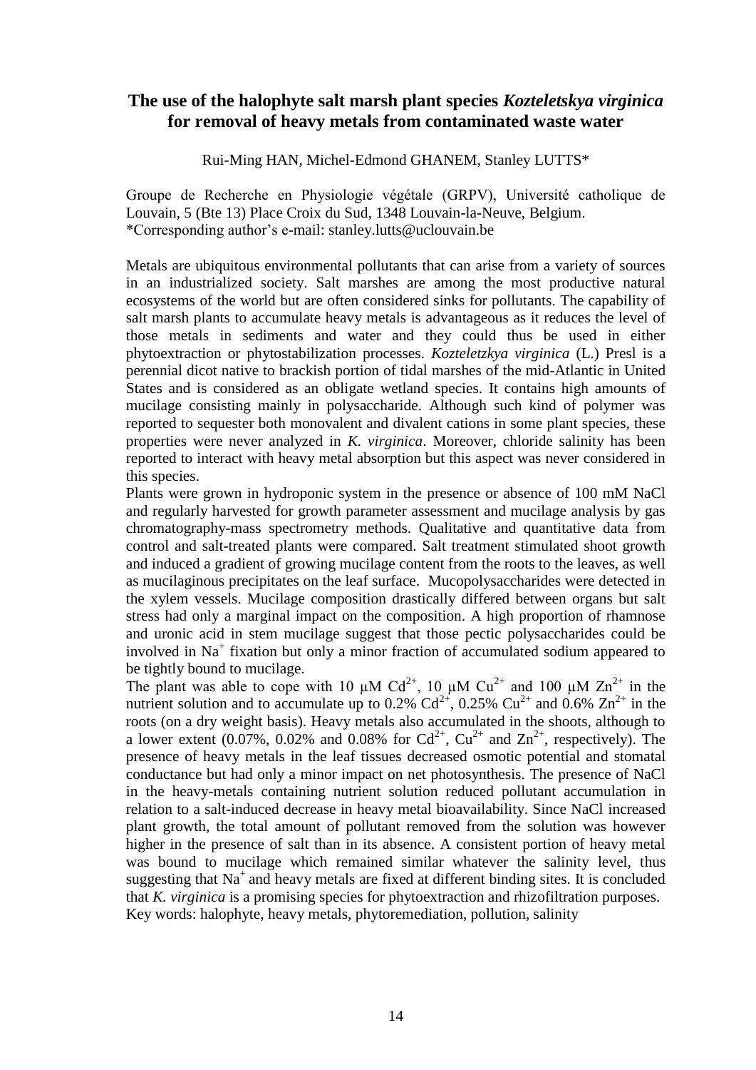## The use of the halophyte salt marsh plant species *Kozteletskya virginica* for removal of heavy metals from contaminated waste water

Rui-Ming HAN, Michel-Edmond GHANEM, Stanley LUTTS*

Groupe de Recherche en Physiologie végétale (GRPV), Université catholique de Louvain, 5 (Bte 13) Place Croix du Sud, 1348 Louvain-la-Neuve, Belgium.
*Corresponding author's e-mail: stanley.lutts@uclouvain.be

Metals are ubiquitous environmental pollutants that can arise from a variety of sources in an industrialized society. Salt marshes are among the most productive natural ecosystems of the world but are often considered sinks for pollutants. The capability of salt marsh plants to accumulate heavy metals is advantageous as it reduces the level of those metals in sediments and water and they could thus be used in either phytoextraction or phytostabilization processes. *Kozteletzkya virginica* (L.) Presl is a perennial dicot native to brackish portion of tidal marshes of the mid-Atlantic in United States and is considered as an obligate wetland species. It contains high amounts of mucilage consisting mainly in polysaccharide. Although such kind of polymer was reported to sequester both monovalent and divalent cations in some plant species, these properties were never analyzed in *K. virginica*. Moreover, chloride salinity has been reported to interact with heavy metal absorption but this aspect was never considered in this species.

Plants were grown in hydroponic system in the presence or absence of 100 mM NaCl and regularly harvested for growth parameter assessment and mucilage analysis by gas chromatography-mass spectrometry methods. Qualitative and quantitative data from control and salt-treated plants were compared. Salt treatment stimulated shoot growth and induced a gradient of growing mucilage content from the roots to the leaves, as well as mucilaginous precipitates on the leaf surface. Mucopolysaccharides were detected in the xylem vessels. Mucilage composition drastically differed between organs but salt stress had only a marginal impact on the composition. A high proportion of rhamnose and uronic acid in stem mucilage suggest that those pectic polysaccharides could be involved in $Na^+$ fixation but only a minor fraction of accumulated sodium appeared to be tightly bound to mucilage.

The plant was able to cope with 10 μM $Cd^{2+}$, 10 μM $Cu^{2+}$ and 100 μM $Zn^{2+}$ in the nutrient solution and to accumulate up to 0.2% $Cd^{2+}$, 0.25% $Cu^{2+}$ and 0.6% $Zn^{2+}$ in the roots (on a dry weight basis). Heavy metals also accumulated in the shoots, although to a lower extent (0.07%, 0.02% and 0.08% for $Cd^{2+}$, $Cu^{2+}$ and $Zn^{2+}$, respectively). The presence of heavy metals in the leaf tissues decreased osmotic potential and stomatal conductance but had only a minor impact on net photosynthesis. The presence of NaCl in the heavy-metals containing nutrient solution reduced pollutant accumulation in relation to a salt-induced decrease in heavy metal bioavailability. Since NaCl increased plant growth, the total amount of pollutant removed from the solution was however higher in the presence of salt than in its absence. A consistent portion of heavy metal was bound to mucilage which remained similar whatever the salinity level, thus suggesting that $Na^+$ and heavy metals are fixed at different binding sites. It is concluded that *K. virginica* is a promising species for phytoextraction and rhizofiltration purposes.

Key words: halophyte, heavy metals, phytoremediation, pollution, salinity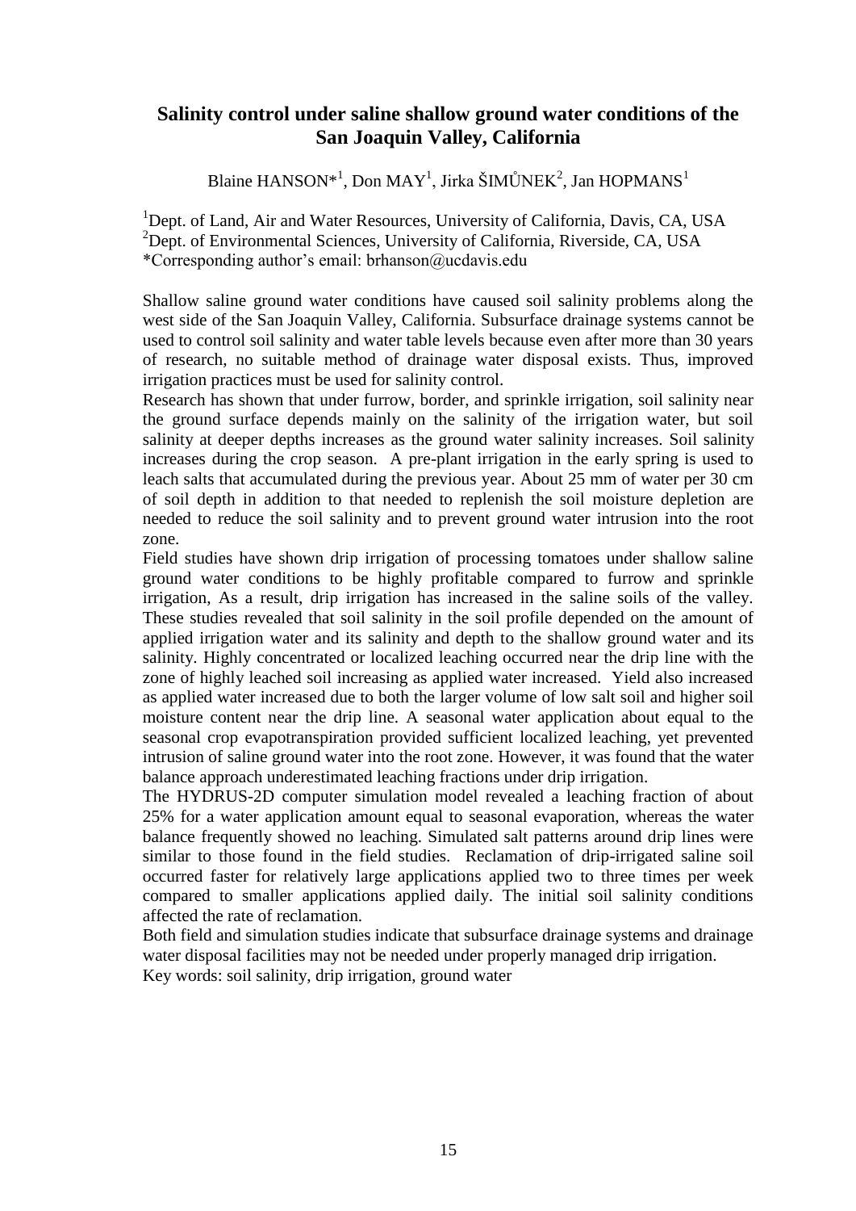# Salinity control under saline shallow ground water conditions of the San Joaquin Valley, California

Blaine HANSON*[1], Don MAY[1], Jirka ŠIMŮNEK[2], Jan HOPMANS[1]

[1]Dept. of Land, Air and Water Resources, University of California, Davis, CA, USA
[2]Dept. of Environmental Sciences, University of California, Riverside, CA, USA
*Corresponding author's email: brhanson@ucdavis.edu

Shallow saline ground water conditions have caused soil salinity problems along the west side of the San Joaquin Valley, California. Subsurface drainage systems cannot be used to control soil salinity and water table levels because even after more than 30 years of research, no suitable method of drainage water disposal exists. Thus, improved irrigation practices must be used for salinity control.

Research has shown that under furrow, border, and sprinkle irrigation, soil salinity near the ground surface depends mainly on the salinity of the irrigation water, but soil salinity at deeper depths increases as the ground water salinity increases. Soil salinity increases during the crop season. A pre-plant irrigation in the early spring is used to leach salts that accumulated during the previous year. About 25 mm of water per 30 cm of soil depth in addition to that needed to replenish the soil moisture depletion are needed to reduce the soil salinity and to prevent ground water intrusion into the root zone.

Field studies have shown drip irrigation of processing tomatoes under shallow saline ground water conditions to be highly profitable compared to furrow and sprinkle irrigation, As a result, drip irrigation has increased in the saline soils of the valley. These studies revealed that soil salinity in the soil profile depended on the amount of applied irrigation water and its salinity and depth to the shallow ground water and its salinity. Highly concentrated or localized leaching occurred near the drip line with the zone of highly leached soil increasing as applied water increased. Yield also increased as applied water increased due to both the larger volume of low salt soil and higher soil moisture content near the drip line. A seasonal water application about equal to the seasonal crop evapotranspiration provided sufficient localized leaching, yet prevented intrusion of saline ground water into the root zone. However, it was found that the water balance approach underestimated leaching fractions under drip irrigation.

The HYDRUS-2D computer simulation model revealed a leaching fraction of about 25% for a water application amount equal to seasonal evaporation, whereas the water balance frequently showed no leaching. Simulated salt patterns around drip lines were similar to those found in the field studies. Reclamation of drip-irrigated saline soil occurred faster for relatively large applications applied two to three times per week compared to smaller applications applied daily. The initial soil salinity conditions affected the rate of reclamation.

Both field and simulation studies indicate that subsurface drainage systems and drainage water disposal facilities may not be needed under properly managed drip irrigation.

Key words: soil salinity, drip irrigation, ground water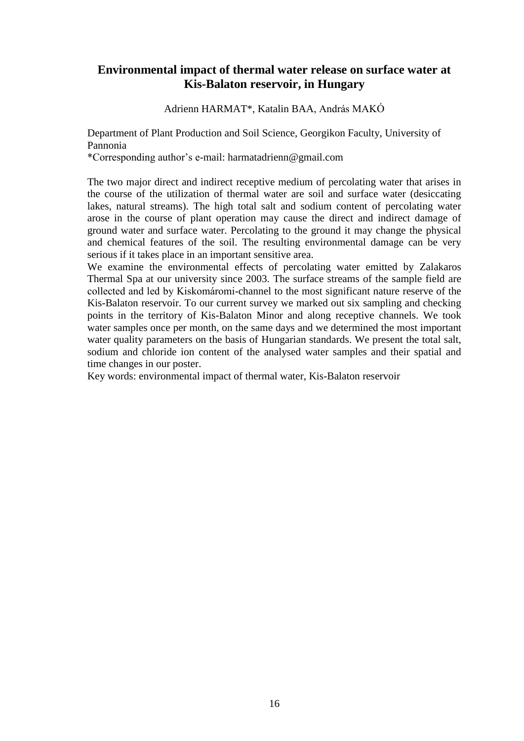## Environmental impact of thermal water release on surface water at Kis-Balaton reservoir, in Hungary

Adrienn HARMAT*, Katalin BAA, András MAKÓ

Department of Plant Production and Soil Science, Georgikon Faculty, University of Pannonia

*Corresponding author's e-mail: harmatadrienn@gmail.com

The two major direct and indirect receptive medium of percolating water that arises in the course of the utilization of thermal water are soil and surface water (desiccating lakes, natural streams). The high total salt and sodium content of percolating water arose in the course of plant operation may cause the direct and indirect damage of ground water and surface water. Percolating to the ground it may change the physical and chemical features of the soil. The resulting environmental damage can be very serious if it takes place in an important sensitive area.

We examine the environmental effects of percolating water emitted by Zalakaros Thermal Spa at our university since 2003. The surface streams of the sample field are collected and led by Kiskomáromi-channel to the most significant nature reserve of the Kis-Balaton reservoir. To our current survey we marked out six sampling and checking points in the territory of Kis-Balaton Minor and along receptive channels. We took water samples once per month, on the same days and we determined the most important water quality parameters on the basis of Hungarian standards. We present the total salt, sodium and chloride ion content of the analysed water samples and their spatial and time changes in our poster.

Key words: environmental impact of thermal water, Kis-Balaton reservoir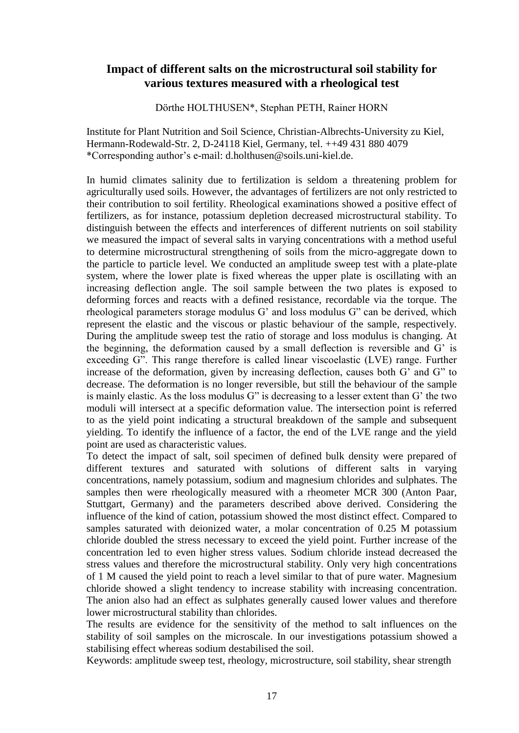## Impact of different salts on the microstructural soil stability for various textures measured with a rheological test

Dörthe HOLTHUSEN*, Stephan PETH, Rainer HORN

Institute for Plant Nutrition and Soil Science, Christian-Albrechts-University zu Kiel, Hermann-Rodewald-Str. 2, D-24118 Kiel, Germany, tel. ++49 431 880 4079
*Corresponding author's e-mail: d.holthusen@soils.uni-kiel.de.

In humid climates salinity due to fertilization is seldom a threatening problem for agriculturally used soils. However, the advantages of fertilizers are not only restricted to their contribution to soil fertility. Rheological examinations showed a positive effect of fertilizers, as for instance, potassium depletion decreased microstructural stability. To distinguish between the effects and interferences of different nutrients on soil stability we measured the impact of several salts in varying concentrations with a method useful to determine microstructural strengthening of soils from the micro-aggregate down to the particle to particle level. We conducted an amplitude sweep test with a plate-plate system, where the lower plate is fixed whereas the upper plate is oscillating with an increasing deflection angle. The soil sample between the two plates is exposed to deforming forces and reacts with a defined resistance, recordable via the torque. The rheological parameters storage modulus G' and loss modulus G" can be derived, which represent the elastic and the viscous or plastic behaviour of the sample, respectively. During the amplitude sweep test the ratio of storage and loss modulus is changing. At the beginning, the deformation caused by a small deflection is reversible and G' is exceeding G". This range therefore is called linear viscoelastic (LVE) range. Further increase of the deformation, given by increasing deflection, causes both G' and G" to decrease. The deformation is no longer reversible, but still the behaviour of the sample is mainly elastic. As the loss modulus G" is decreasing to a lesser extent than G' the two moduli will intersect at a specific deformation value. The intersection point is referred to as the yield point indicating a structural breakdown of the sample and subsequent yielding. To identify the influence of a factor, the end of the LVE range and the yield point are used as characteristic values.

To detect the impact of salt, soil specimen of defined bulk density were prepared of different textures and saturated with solutions of different salts in varying concentrations, namely potassium, sodium and magnesium chlorides and sulphates. The samples then were rheologically measured with a rheometer MCR 300 (Anton Paar, Stuttgart, Germany) and the parameters described above derived. Considering the influence of the kind of cation, potassium showed the most distinct effect. Compared to samples saturated with deionized water, a molar concentration of 0.25 M potassium chloride doubled the stress necessary to exceed the yield point. Further increase of the concentration led to even higher stress values. Sodium chloride instead decreased the stress values and therefore the microstructural stability. Only very high concentrations of 1 M caused the yield point to reach a level similar to that of pure water. Magnesium chloride showed a slight tendency to increase stability with increasing concentration. The anion also had an effect as sulphates generally caused lower values and therefore lower microstructural stability than chlorides.

The results are evidence for the sensitivity of the method to salt influences on the stability of soil samples on the microscale. In our investigations potassium showed a stabilising effect whereas sodium destabilised the soil.

Keywords: amplitude sweep test, rheology, microstructure, soil stability, shear strength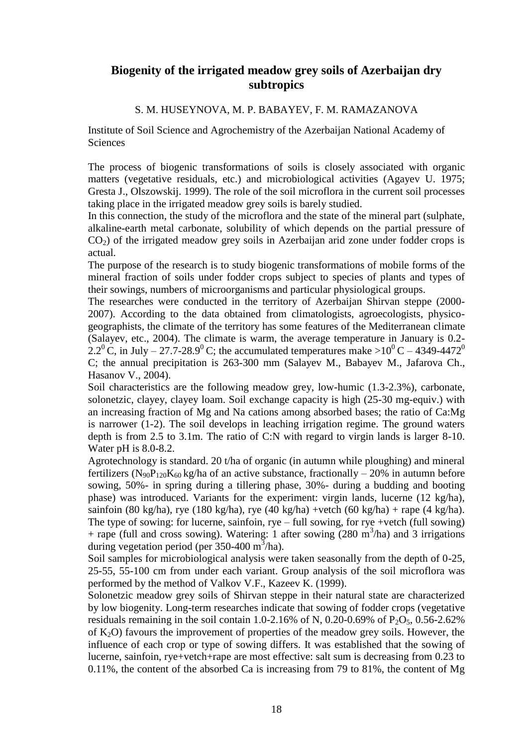# Biogenity of the irrigated meadow grey soils of Azerbaijan dry subtropics

S. M. HUSEYNOVA, M. P. BABAYEV, F. M. RAMAZANOVA

Institute of Soil Science and Agrochemistry of the Azerbaijan National Academy of Sciences

The process of biogenic transformations of soils is closely associated with organic matters (vegetative residuals, etc.) and microbiological activities (Agayev U. 1975; Gresta J., Olszowskij. 1999). The role of the soil microflora in the current soil processes taking place in the irrigated meadow grey soils is barely studied.

In this connection, the study of the microflora and the state of the mineral part (sulphate, alkaline-earth metal carbonate, solubility of which depends on the partial pressure of $CO_2$) of the irrigated meadow grey soils in Azerbaijan arid zone under fodder crops is actual.

The purpose of the research is to study biogenic transformations of mobile forms of the mineral fraction of soils under fodder crops subject to species of plants and types of their sowings, numbers of microorganisms and particular physiological groups.

The researches were conducted in the territory of Azerbaijan Shirvan steppe (2000-2007). According to the data obtained from climatologists, agroecologists, physico-geographists, the climate of the territory has some features of the Mediterranean climate (Salayev, etc., 2004). The climate is warm, the average temperature in January is 0.2-2.2$^0$ C, in July – 27.7-28.9$^0$ C; the accumulated temperatures make >10$^0$ C – 4349-4472$^0$ C; the annual precipitation is 263-300 mm (Salayev M., Babayev M., Jafarova Ch., Hasanov V., 2004).

Soil characteristics are the following meadow grey, low-humic (1.3-2.3%), carbonate, solonetzic, clayey, clayey loam. Soil exchange capacity is high (25-30 mg-equiv.) with an increasing fraction of Mg and Na cations among absorbed bases; the ratio of Ca:Mg is narrower (1-2). The soil develops in leaching irrigation regime. The ground waters depth is from 2.5 to 3.1m. The ratio of C:N with regard to virgin lands is larger 8-10. Water pH is 8.0-8.2.

Agrotechnology is standard. 20 t/ha of organic (in autumn while ploughing) and mineral fertilizers ($N_{90}P_{120}K_{60}$ kg/ha of an active substance, fractionally – 20% in autumn before sowing, 50%- in spring during a tillering phase, 30%- during a budding and booting phase) was introduced. Variants for the experiment: virgin lands, lucerne (12 kg/ha), sainfoin (80 kg/ha), rye (180 kg/ha), rye (40 kg/ha) +vetch (60 kg/ha) + rape (4 kg/ha). The type of sowing: for lucerne, sainfoin, rye – full sowing, for rye +vetch (full sowing) + rape (full and cross sowing). Watering: 1 after sowing (280 m$^3$/ha) and 3 irrigations during vegetation period (per 350-400 m$^3$/ha).

Soil samples for microbiological analysis were taken seasonally from the depth of 0-25, 25-55, 55-100 cm from under each variant. Group analysis of the soil microflora was performed by the method of Valkov V.F., Kazeev K. (1999).

Solonetzic meadow grey soils of Shirvan steppe in their natural state are characterized by low biogenity. Long-term researches indicate that sowing of fodder crops (vegetative residuals remaining in the soil contain 1.0-2.16% of N, 0.20-0.69% of $P_2O_5$, 0.56-2.62% of $K_2O$) favours the improvement of properties of the meadow grey soils. However, the influence of each crop or type of sowing differs. It was established that the sowing of lucerne, sainfoin, rye+vetch+rape are most effective: salt sum is decreasing from 0.23 to 0.11%, the content of the absorbed Ca is increasing from 79 to 81%, the content of Mg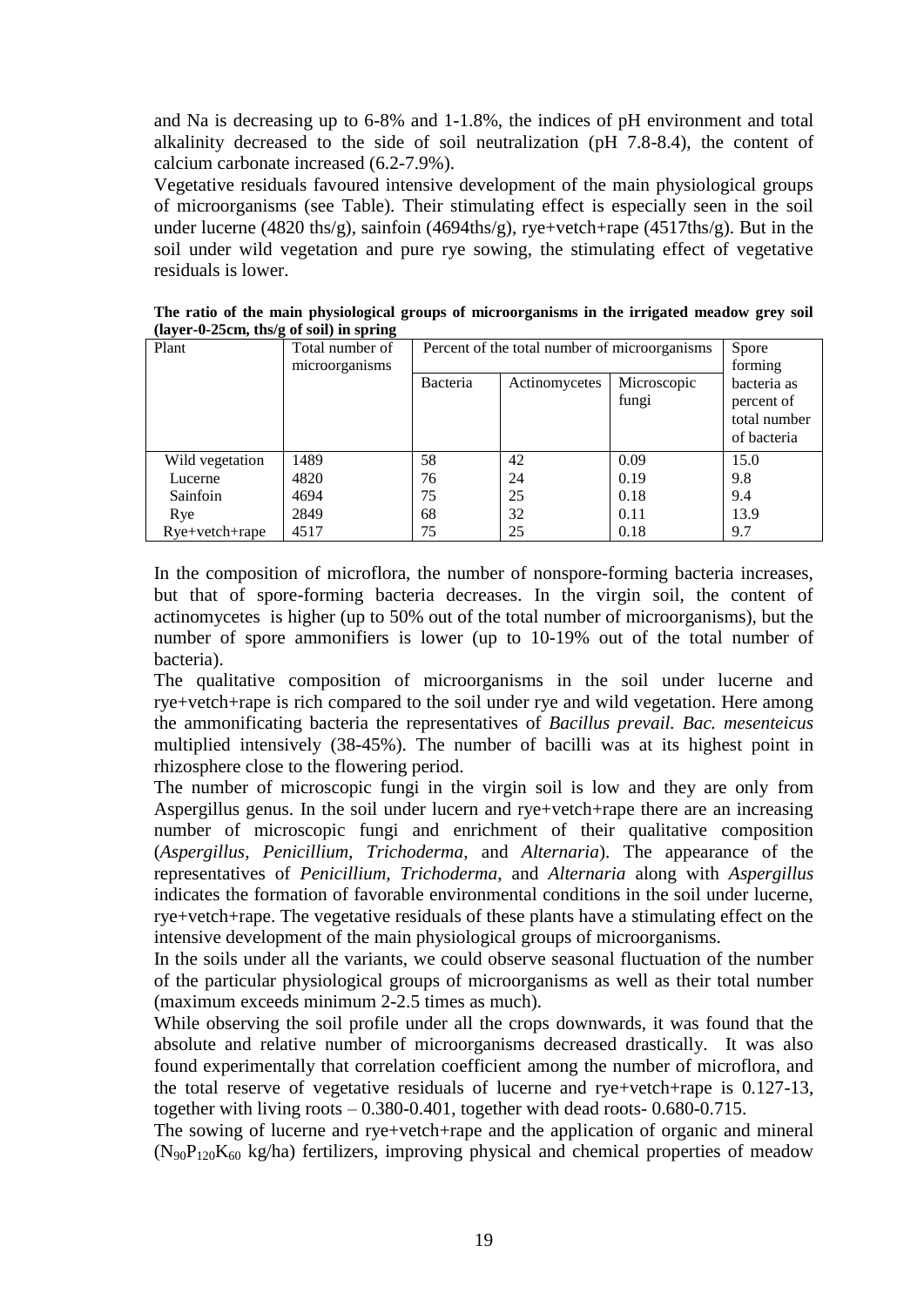and Na is decreasing up to 6-8% and 1-1.8%, the indices of pH environment and total alkalinity decreased to the side of soil neutralization (pH 7.8-8.4), the content of calcium carbonate increased (6.2-7.9%).

Vegetative residuals favoured intensive development of the main physiological groups of microorganisms (see Table). Their stimulating effect is especially seen in the soil under lucerne (4820 ths/g), sainfoin (4694ths/g), rye+vetch+rape (4517ths/g). But in the soil under wild vegetation and pure rye sowing, the stimulating effect of vegetative residuals is lower.

**The ratio of the main physiological groups of microorganisms in the irrigated meadow grey soil (layer-0-25cm, ths/g of soil) in spring**

| Plant | Total number of microorganisms | Percent of the total number of microorganisms | | | Spore forming bacteria as percent of total number of bacteria |
|---|---|---|---|---|---|
| | | Bacteria | Actinomycetes | Microscopic fungi | |
| Wild vegetation | 1489 | 58 | 42 | 0.09 | 15.0 |
| Lucerne | 4820 | 76 | 24 | 0.19 | 9.8 |
| Sainfoin | 4694 | 75 | 25 | 0.18 | 9.4 |
| Rye | 2849 | 68 | 32 | 0.11 | 13.9 |
| Rye+vetch+rape | 4517 | 75 | 25 | 0.18 | 9.7 |

In the composition of microflora, the number of nonspore-forming bacteria increases, but that of spore-forming bacteria decreases. In the virgin soil, the content of actinomycetes is higher (up to 50% out of the total number of microorganisms), but the number of spore ammonifiers is lower (up to 10-19% out of the total number of bacteria).

The qualitative composition of microorganisms in the soil under lucerne and rye+vetch+rape is rich compared to the soil under rye and wild vegetation. Here among the ammonificating bacteria the representatives of *Bacillus prevail. Bac. mesenteicus* multiplied intensively (38-45%). The number of bacilli was at its highest point in rhizosphere close to the flowering period.

The number of microscopic fungi in the virgin soil is low and they are only from Aspergillus genus. In the soil under lucern and rye+vetch+rape there are an increasing number of microscopic fungi and enrichment of their qualitative composition (*Aspergillus, Penicillium, Trichoderma*, and *Alternaria*). The appearance of the representatives of *Penicillium*, *Trichoderma*, and *Alternaria* along with *Aspergillus* indicates the formation of favorable environmental conditions in the soil under lucerne, rye+vetch+rape. The vegetative residuals of these plants have a stimulating effect on the intensive development of the main physiological groups of microorganisms.

In the soils under all the variants, we could observe seasonal fluctuation of the number of the particular physiological groups of microorganisms as well as their total number (maximum exceeds minimum 2-2.5 times as much).

While observing the soil profile under all the crops downwards, it was found that the absolute and relative number of microorganisms decreased drastically. It was also found experimentally that correlation coefficient among the number of microflora, and the total reserve of vegetative residuals of lucerne and rye+vetch+rape is 0.127-13, together with living roots – 0.380-0.401, together with dead roots- 0.680-0.715.

The sowing of lucerne and rye+vetch+rape and the application of organic and mineral ($N_{90}P_{120}K_{60}$ kg/ha) fertilizers, improving physical and chemical properties of meadow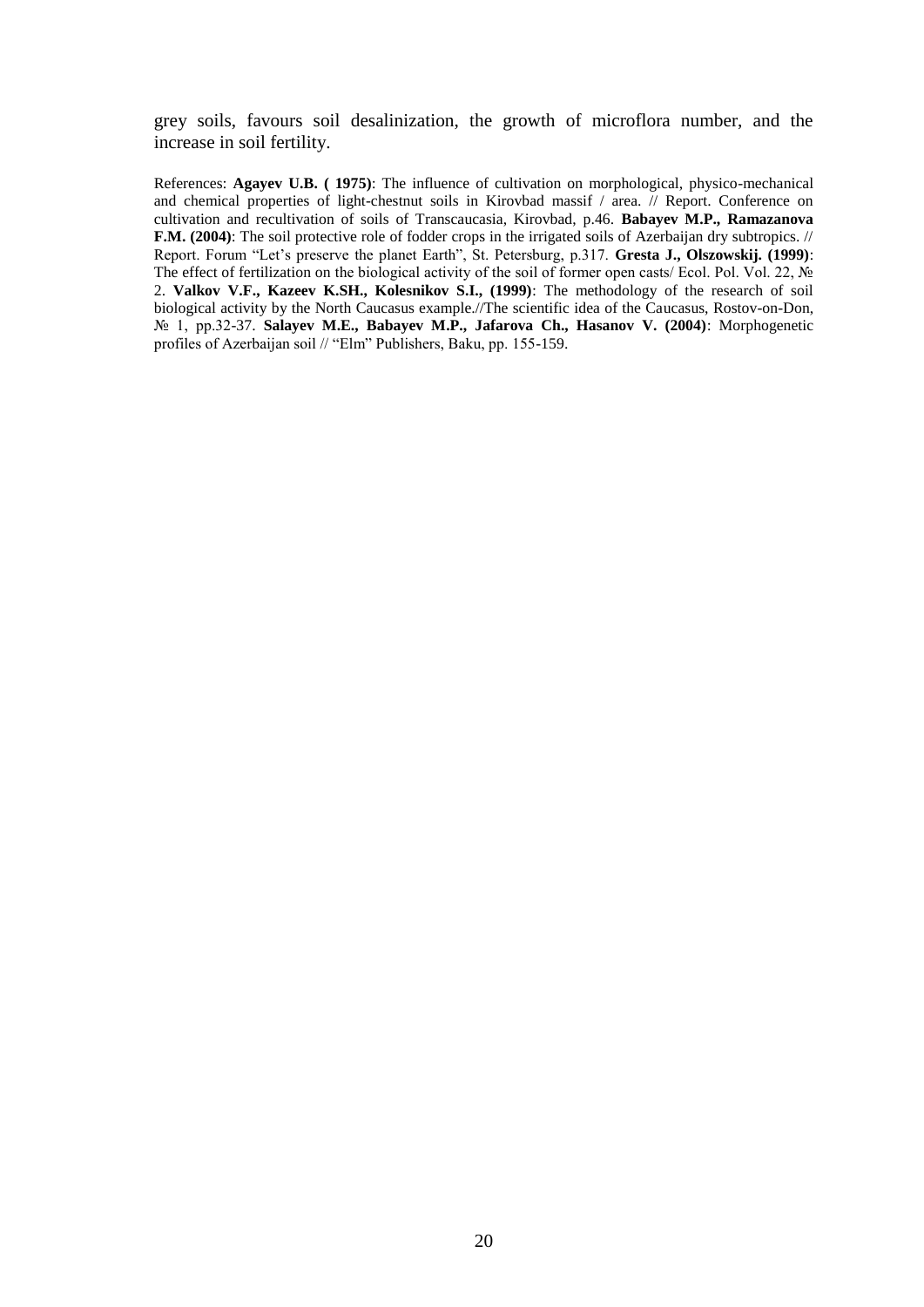grey soils, favours soil desalinization, the growth of microflora number, and the increase in soil fertility.

References: **Agayev U.B. ( 1975)**: The influence of cultivation on morphological, physico-mechanical and chemical properties of light-chestnut soils in Kirovbad massif / area. // Report. Conference on cultivation and recultivation of soils of Transcaucasia, Kirovbad, p.46. **Babayev M.P., Ramazanova F.M. (2004)**: The soil protective role of fodder crops in the irrigated soils of Azerbaijan dry subtropics. // Report. Forum "Let's preserve the planet Earth", St. Petersburg, p.317. **Gresta J., Olszowskij. (1999)**: The effect of fertilization on the biological activity of the soil of former open casts/ Ecol. Pol. Vol. 22, № 2. **Valkov V.F., Kazeev K.SH., Kolesnikov S.I., (1999)**: The methodology of the research of soil biological activity by the North Caucasus example.//The scientific idea of the Caucasus, Rostov-on-Don, № 1, pp.32-37. **Salayev M.E., Babayev M.P., Jafarova Ch., Hasanov V. (2004)**: Morphogenetic profiles of Azerbaijan soil // "Elm" Publishers, Baku, pp. 155-159.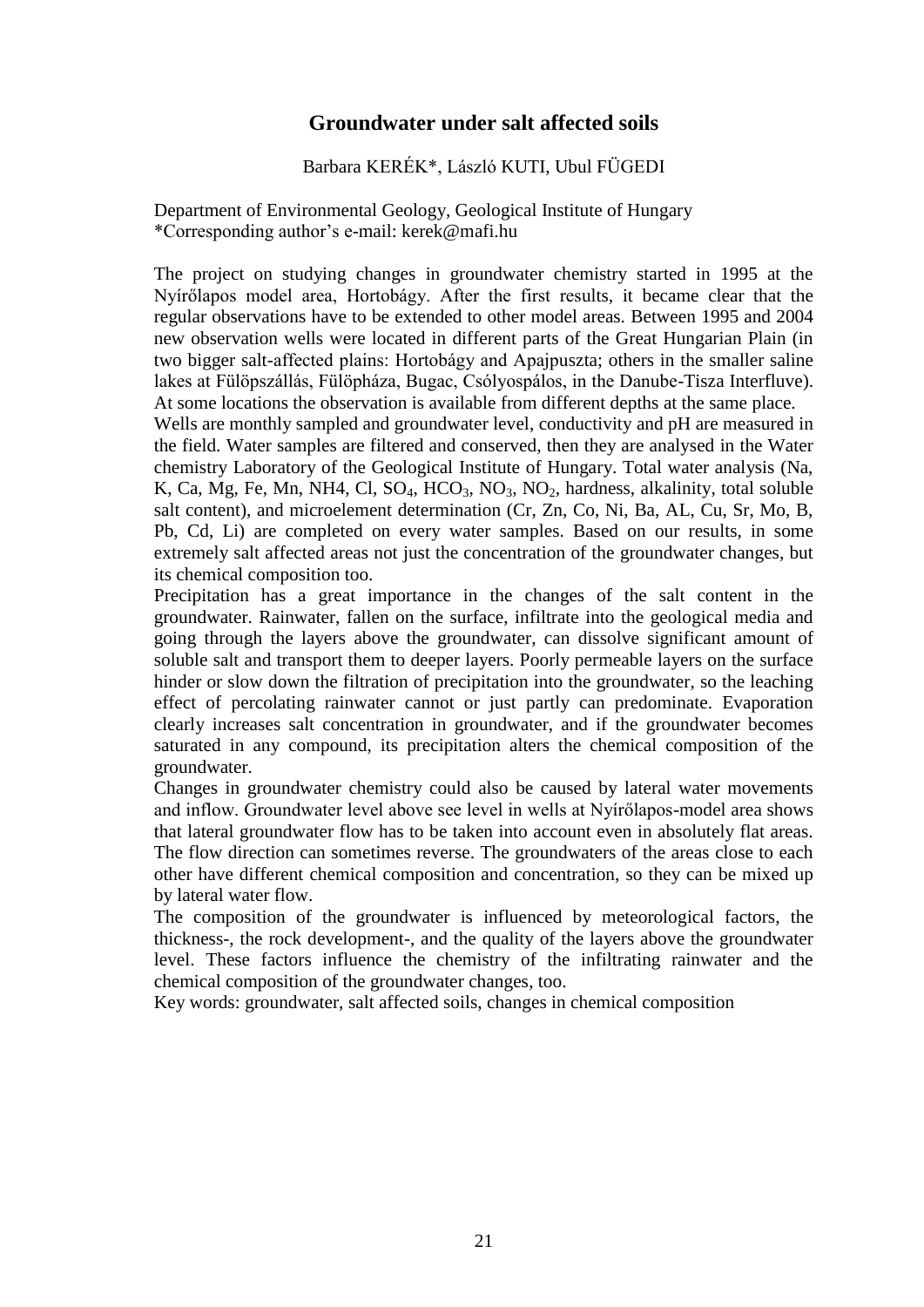# Groundwater under salt affected soils

Barbara KERÉK*, László KUTI, Ubul FÜGEDI

Department of Environmental Geology, Geological Institute of Hungary
*Corresponding author's e-mail: kerek@mafi.hu

The project on studying changes in groundwater chemistry started in 1995 at the Nyírőlapos model area, Hortobágy. After the first results, it became clear that the regular observations have to be extended to other model areas. Between 1995 and 2004 new observation wells were located in different parts of the Great Hungarian Plain (in two bigger salt-affected plains: Hortobágy and Apajpuszta; others in the smaller saline lakes at Fülöpszállás, Fülöpháza, Bugac, Csólyospálos, in the Danube-Tisza Interfluve). At some locations the observation is available from different depths at the same place.

Wells are monthly sampled and groundwater level, conductivity and pH are measured in the field. Water samples are filtered and conserved, then they are analysed in the Water chemistry Laboratory of the Geological Institute of Hungary. Total water analysis (Na, K, Ca, Mg, Fe, Mn, NH4, Cl, $SO_4$, $HCO_3$, $NO_3$, $NO_2$, hardness, alkalinity, total soluble salt content), and microelement determination (Cr, Zn, Co, Ni, Ba, AL, Cu, Sr, Mo, B, Pb, Cd, Li) are completed on every water samples. Based on our results, in some extremely salt affected areas not just the concentration of the groundwater changes, but its chemical composition too.

Precipitation has a great importance in the changes of the salt content in the groundwater. Rainwater, fallen on the surface, infiltrate into the geological media and going through the layers above the groundwater, can dissolve significant amount of soluble salt and transport them to deeper layers. Poorly permeable layers on the surface hinder or slow down the filtration of precipitation into the groundwater, so the leaching effect of percolating rainwater cannot or just partly can predominate. Evaporation clearly increases salt concentration in groundwater, and if the groundwater becomes saturated in any compound, its precipitation alters the chemical composition of the groundwater.

Changes in groundwater chemistry could also be caused by lateral water movements and inflow. Groundwater level above see level in wells at Nyírőlapos-model area shows that lateral groundwater flow has to be taken into account even in absolutely flat areas. The flow direction can sometimes reverse. The groundwaters of the areas close to each other have different chemical composition and concentration, so they can be mixed up by lateral water flow.

The composition of the groundwater is influenced by meteorological factors, the thickness-, the rock development-, and the quality of the layers above the groundwater level. These factors influence the chemistry of the infiltrating rainwater and the chemical composition of the groundwater changes, too.

Key words: groundwater, salt affected soils, changes in chemical composition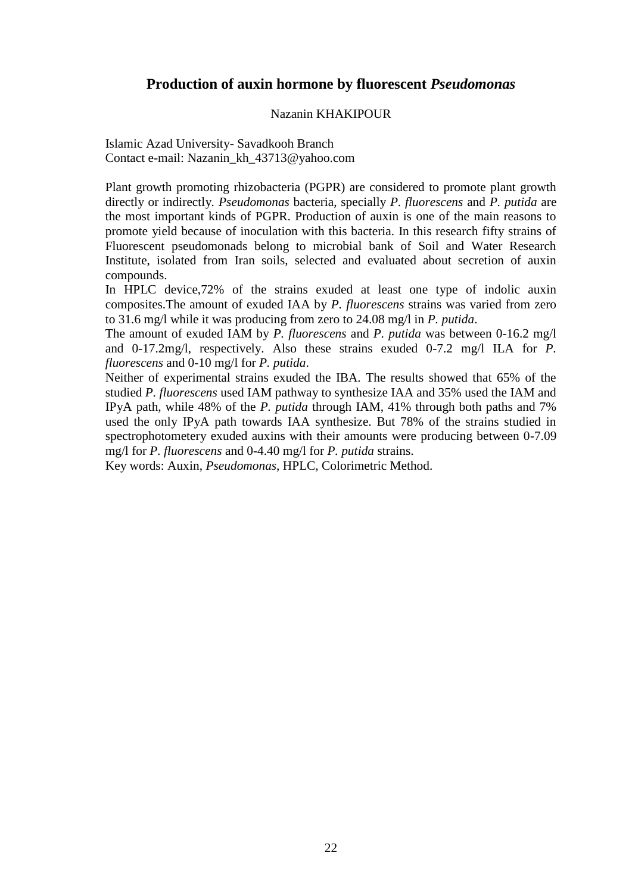## Production of auxin hormone by fluorescent *Pseudomonas*

Nazanin KHAKIPOUR

Islamic Azad University- Savadkooh Branch
Contact e-mail: Nazanin_kh_43713@yahoo.com

Plant growth promoting rhizobacteria (PGPR) are considered to promote plant growth directly or indirectly. *Pseudomonas* bacteria, specially *P. fluorescens* and *P. putida* are the most important kinds of PGPR. Production of auxin is one of the main reasons to promote yield because of inoculation with this bacteria. In this research fifty strains of Fluorescent pseudomonads belong to microbial bank of Soil and Water Research Institute, isolated from Iran soils, selected and evaluated about secretion of auxin compounds.

In HPLC device,72% of the strains exuded at least one type of indolic auxin composites.The amount of exuded IAA by *P. fluorescens* strains was varied from zero to 31.6 mg/l while it was producing from zero to 24.08 mg/l in *P. putida*.

The amount of exuded IAM by *P. fluorescens* and *P. putida* was between 0-16.2 mg/l and 0-17.2mg/l, respectively. Also these strains exuded 0-7.2 mg/l ILA for *P. fluorescens* and 0-10 mg/l for *P. putida*.

Neither of experimental strains exuded the IBA. The results showed that 65% of the studied *P. fluorescens* used IAM pathway to synthesize IAA and 35% used the IAM and IPyA path, while 48% of the *P. putida* through IAM, 41% through both paths and 7% used the only IPyA path towards IAA synthesize. But 78% of the strains studied in spectrophotometery exuded auxins with their amounts were producing between 0-7.09 mg/l for *P. fluorescens* and 0-4.40 mg/l for *P. putida* strains.

Key words: Auxin, *Pseudomonas*, HPLC, Colorimetric Method.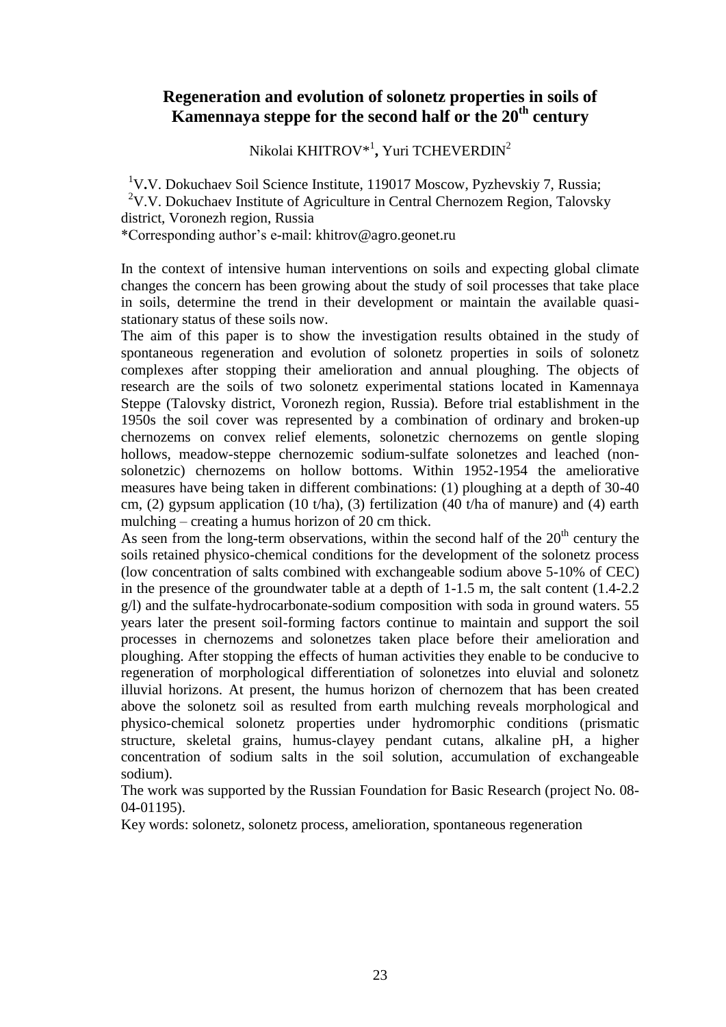## Regeneration and evolution of solonetz properties in soils of Kamennaya steppe for the second half or the 20th century

Nikolai KHITROV*[1], Yuri TCHEVERDIN[2]

[1]V.V. Dokuchaev Soil Science Institute, 119017 Moscow, Pyzhevskiy 7, Russia;
[2]V.V. Dokuchaev Institute of Agriculture in Central Chernozem Region, Talovsky district, Voronezh region, Russia
*Corresponding author's e-mail: khitrov@agro.geonet.ru

In the context of intensive human interventions on soils and expecting global climate changes the concern has been growing about the study of soil processes that take place in soils, determine the trend in their development or maintain the available quasi-stationary status of these soils now.

The aim of this paper is to show the investigation results obtained in the study of spontaneous regeneration and evolution of solonetz properties in soils of solonetz complexes after stopping their amelioration and annual ploughing. The objects of research are the soils of two solonetz experimental stations located in Kamennaya Steppe (Talovsky district, Voronezh region, Russia). Before trial establishment in the 1950s the soil cover was represented by a combination of ordinary and broken-up chernozems on convex relief elements, solonetzic chernozems on gentle sloping hollows, meadow-steppe chernozemic sodium-sulfate solonetzes and leached (non-solonetzic) chernozems on hollow bottoms. Within 1952-1954 the ameliorative measures have being taken in different combinations: (1) ploughing at a depth of 30-40 cm, (2) gypsum application (10 t/ha), (3) fertilization (40 t/ha of manure) and (4) earth mulching – creating a humus horizon of 20 cm thick.

As seen from the long-term observations, within the second half of the 20th century the soils retained physico-chemical conditions for the development of the solonetz process (low concentration of salts combined with exchangeable sodium above 5-10% of CEC) in the presence of the groundwater table at a depth of 1-1.5 m, the salt content (1.4-2.2 g/l) and the sulfate-hydrocarbonate-sodium composition with soda in ground waters. 55 years later the present soil-forming factors continue to maintain and support the soil processes in chernozems and solonetzes taken place before their amelioration and ploughing. After stopping the effects of human activities they enable to be conducive to regeneration of morphological differentiation of solonetzes into eluvial and solonetz illuvial horizons. At present, the humus horizon of chernozem that has been created above the solonetz soil as resulted from earth mulching reveals morphological and physico-chemical solonetz properties under hydromorphic conditions (prismatic structure, skeletal grains, humus-clayey pendant cutans, alkaline pH, a higher concentration of sodium salts in the soil solution, accumulation of exchangeable sodium).

The work was supported by the Russian Foundation for Basic Research (project No. 08-04-01195).

Key words: solonetz, solonetz process, amelioration, spontaneous regeneration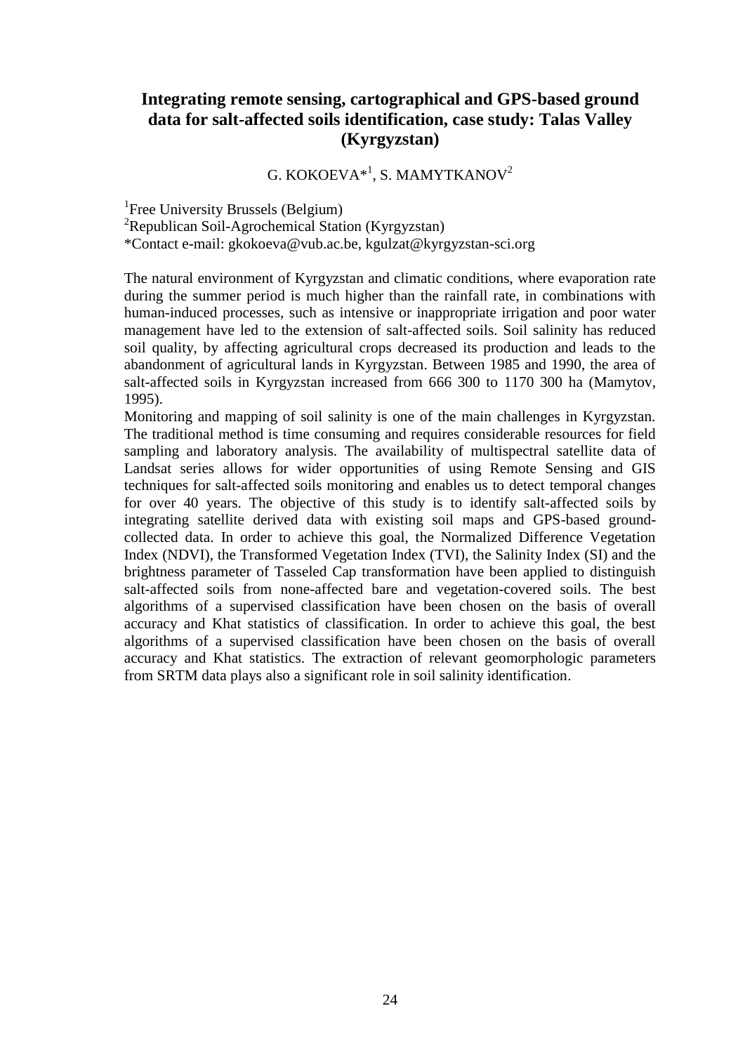## Integrating remote sensing, cartographical and GPS-based ground data for salt-affected soils identification, case study: Talas Valley (Kyrgyzstan)

G. KOKOEVA*[1], S. MAMYTKANOV[2]

[1]Free University Brussels (Belgium)
[2]Republican Soil-Agrochemical Station (Kyrgyzstan)
*Contact e-mail: gkokoeva@vub.ac.be, kgulzat@kyrgyzstan-sci.org

The natural environment of Kyrgyzstan and climatic conditions, where evaporation rate during the summer period is much higher than the rainfall rate, in combinations with human-induced processes, such as intensive or inappropriate irrigation and poor water management have led to the extension of salt-affected soils. Soil salinity has reduced soil quality, by affecting agricultural crops decreased its production and leads to the abandonment of agricultural lands in Kyrgyzstan. Between 1985 and 1990, the area of salt-affected soils in Kyrgyzstan increased from 666 300 to 1170 300 ha (Mamytov, 1995).

Monitoring and mapping of soil salinity is one of the main challenges in Kyrgyzstan. The traditional method is time consuming and requires considerable resources for field sampling and laboratory analysis. The availability of multispectral satellite data of Landsat series allows for wider opportunities of using Remote Sensing and GIS techniques for salt-affected soils monitoring and enables us to detect temporal changes for over 40 years. The objective of this study is to identify salt-affected soils by integrating satellite derived data with existing soil maps and GPS-based ground-collected data. In order to achieve this goal, the Normalized Difference Vegetation Index (NDVI), the Transformed Vegetation Index (TVI), the Salinity Index (SI) and the brightness parameter of Tasseled Cap transformation have been applied to distinguish salt-affected soils from none-affected bare and vegetation-covered soils. The best algorithms of a supervised classification have been chosen on the basis of overall accuracy and Khat statistics of classification. In order to achieve this goal, the best algorithms of a supervised classification have been chosen on the basis of overall accuracy and Khat statistics. The extraction of relevant geomorphologic parameters from SRTM data plays also a significant role in soil salinity identification.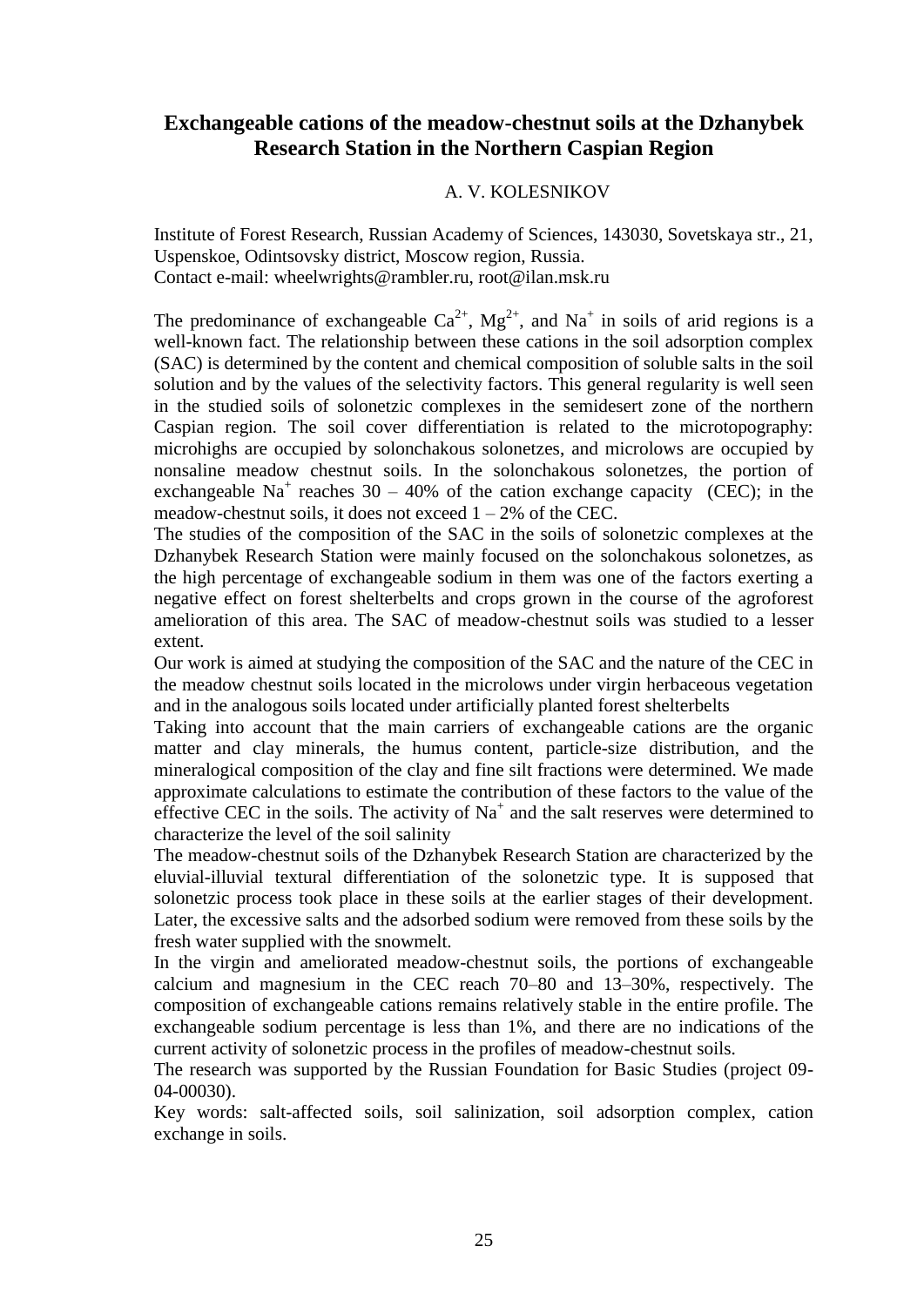# Exchangeable cations of the meadow-chestnut soils at the Dzhanybek Research Station in the Northern Caspian Region

A. V. KOLESNIKOV

Institute of Forest Research, Russian Academy of Sciences, 143030, Sovetskaya str., 21, Uspenskoe, Odintsovsky district, Moscow region, Russia.
Contact e-mail: wheelwrights@rambler.ru, root@ilan.msk.ru

The predominance of exchangeable $Ca^{2+}$, $Mg^{2+}$, and $Na^{+}$ in soils of arid regions is a well-known fact. The relationship between these cations in the soil adsorption complex (SAC) is determined by the content and chemical composition of soluble salts in the soil solution and by the values of the selectivity factors. This general regularity is well seen in the studied soils of solonetzic complexes in the semidesert zone of the northern Caspian region. The soil cover differentiation is related to the microtopography: microhighs are occupied by solonchakous solonetzes, and microlows are occupied by nonsaline meadow chestnut soils. In the solonchakous solonetzes, the portion of exchangeable $Na^{+}$ reaches 30 – 40% of the cation exchange capacity (CEC); in the meadow-chestnut soils, it does not exceed 1 – 2% of the CEC.

The studies of the composition of the SAC in the soils of solonetzic complexes at the Dzhanybek Research Station were mainly focused on the solonchakous solonetzes, as the high percentage of exchangeable sodium in them was one of the factors exerting a negative effect on forest shelterbelts and crops grown in the course of the agroforest amelioration of this area. The SAC of meadow-chestnut soils was studied to a lesser extent.

Our work is aimed at studying the composition of the SAC and the nature of the CEC in the meadow chestnut soils located in the microlows under virgin herbaceous vegetation and in the analogous soils located under artificially planted forest shelterbelts

Taking into account that the main carriers of exchangeable cations are the organic matter and clay minerals, the humus content, particle-size distribution, and the mineralogical composition of the clay and fine silt fractions were determined. We made approximate calculations to estimate the contribution of these factors to the value of the effective CEC in the soils. The activity of $Na^{+}$ and the salt reserves were determined to characterize the level of the soil salinity

The meadow-chestnut soils of the Dzhanybek Research Station are characterized by the eluvial-illuvial textural differentiation of the solonetzic type. It is supposed that solonetzic process took place in these soils at the earlier stages of their development. Later, the excessive salts and the adsorbed sodium were removed from these soils by the fresh water supplied with the snowmelt.

In the virgin and ameliorated meadow-chestnut soils, the portions of exchangeable calcium and magnesium in the CEC reach 70–80 and 13–30%, respectively. The composition of exchangeable cations remains relatively stable in the entire profile. The exchangeable sodium percentage is less than 1%, and there are no indications of the current activity of solonetzic process in the profiles of meadow-chestnut soils.

The research was supported by the Russian Foundation for Basic Studies (project 09-04-00030).

Key words: salt-affected soils, soil salinization, soil adsorption complex, cation exchange in soils.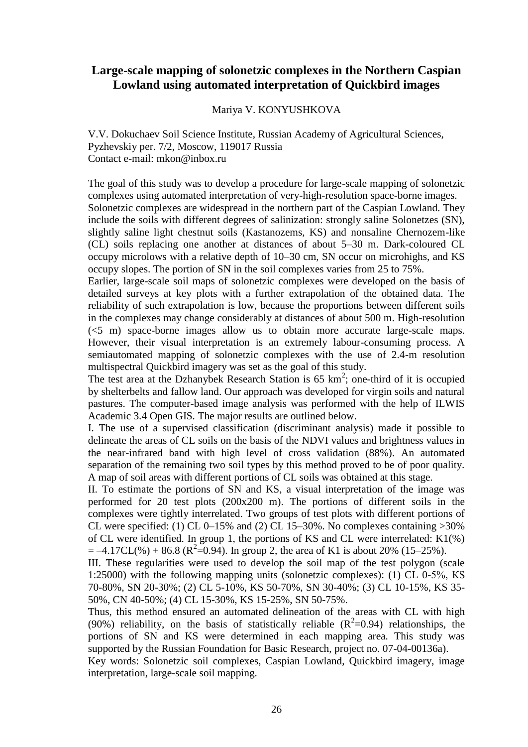# Large-scale mapping of solonetzic complexes in the Northern Caspian Lowland using automated interpretation of Quickbird images

Mariya V. KONYUSHKOVA

V.V. Dokuchaev Soil Science Institute, Russian Academy of Agricultural Sciences, Pyzhevskiy per. 7/2, Moscow, 119017 Russia
Contact e-mail: mkon@inbox.ru

The goal of this study was to develop a procedure for large-scale mapping of solonetzic complexes using automated interpretation of very-high-resolution space-borne images.
Solonetzic complexes are widespread in the northern part of the Caspian Lowland. They include the soils with different degrees of salinization: strongly saline Solonetzes (SN), slightly saline light chestnut soils (Kastanozems, KS) and nonsaline Chernozem-like (CL) soils replacing one another at distances of about 5–30 m. Dark-coloured CL occupy microlows with a relative depth of 10–30 cm, SN occur on microhighs, and KS occupy slopes. The portion of SN in the soil complexes varies from 25 to 75%.
Earlier, large-scale soil maps of solonetzic complexes were developed on the basis of detailed surveys at key plots with a further extrapolation of the obtained data. The reliability of such extrapolation is low, because the proportions between different soils in the complexes may change considerably at distances of about 500 m. High-resolution (<5 m) space-borne images allow us to obtain more accurate large-scale maps. However, their visual interpretation is an extremely labour-consuming process. A semiautomated mapping of solonetzic complexes with the use of 2.4-m resolution multispectral Quickbird imagery was set as the goal of this study.
The test area at the Dzhanybek Research Station is 65 km$^2$; one-third of it is occupied by shelterbelts and fallow land. Our approach was developed for virgin soils and natural pastures. The computer-based image analysis was performed with the help of ILWIS Academic 3.4 Open GIS. The major results are outlined below.
I. The use of a supervised classification (discriminant analysis) made it possible to delineate the areas of CL soils on the basis of the NDVI values and brightness values in the near-infrared band with high level of cross validation (88%). An automated separation of the remaining two soil types by this method proved to be of poor quality. A map of soil areas with different portions of CL soils was obtained at this stage.
II. To estimate the portions of SN and KS, a visual interpretation of the image was performed for 20 test plots (200x200 m). The portions of different soils in the complexes were tightly interrelated. Two groups of test plots with different portions of CL were specified: (1) CL 0–15% and (2) CL 15–30%. No complexes containing >30% of CL were identified. In group 1, the portions of KS and CL were interrelated: K1(%) = –4.17CL(%) + 86.8 ($R^2$=0.94). In group 2, the area of K1 is about 20% (15–25%).
III. These regularities were used to develop the soil map of the test polygon (scale 1:25000) with the following mapping units (solonetzic complexes): (1) CL 0-5%, KS 70-80%, SN 20-30%; (2) CL 5-10%, KS 50-70%, SN 30-40%; (3) CL 10-15%, KS 35-50%, CN 40-50%; (4) CL 15-30%, KS 15-25%, SN 50-75%.
Thus, this method ensured an automated delineation of the areas with CL with high (90%) reliability, on the basis of statistically reliable ($R^2$=0.94) relationships, the portions of SN and KS were determined in each mapping area. This study was supported by the Russian Foundation for Basic Research, project no. 07-04-00136a).
Key words: Solonetzic soil complexes, Caspian Lowland, Quickbird imagery, image interpretation, large-scale soil mapping.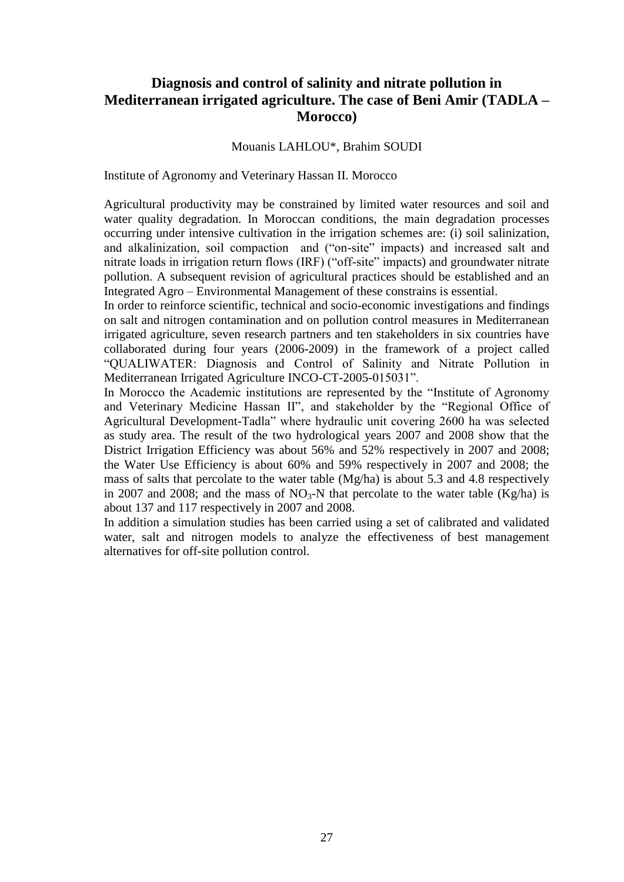# Diagnosis and control of salinity and nitrate pollution in Mediterranean irrigated agriculture. The case of Beni Amir (TADLA – Morocco)

Mouanis LAHLOU*, Brahim SOUDI

Institute of Agronomy and Veterinary Hassan II. Morocco

Agricultural productivity may be constrained by limited water resources and soil and water quality degradation. In Moroccan conditions, the main degradation processes occurring under intensive cultivation in the irrigation schemes are: (i) soil salinization, and alkalinization, soil compaction and ("on-site" impacts) and increased salt and nitrate loads in irrigation return flows (IRF) ("off-site" impacts) and groundwater nitrate pollution. A subsequent revision of agricultural practices should be established and an Integrated Agro – Environmental Management of these constrains is essential.

In order to reinforce scientific, technical and socio-economic investigations and findings on salt and nitrogen contamination and on pollution control measures in Mediterranean irrigated agriculture, seven research partners and ten stakeholders in six countries have collaborated during four years (2006-2009) in the framework of a project called "QUALIWATER: Diagnosis and Control of Salinity and Nitrate Pollution in Mediterranean Irrigated Agriculture INCO-CT-2005-015031".

In Morocco the Academic institutions are represented by the "Institute of Agronomy and Veterinary Medicine Hassan II", and stakeholder by the "Regional Office of Agricultural Development-Tadla" where hydraulic unit covering 2600 ha was selected as study area. The result of the two hydrological years 2007 and 2008 show that the District Irrigation Efficiency was about 56% and 52% respectively in 2007 and 2008; the Water Use Efficiency is about 60% and 59% respectively in 2007 and 2008; the mass of salts that percolate to the water table (Mg/ha) is about 5.3 and 4.8 respectively in 2007 and 2008; and the mass of $NO_3$-N that percolate to the water table (Kg/ha) is about 137 and 117 respectively in 2007 and 2008.

In addition a simulation studies has been carried using a set of calibrated and validated water, salt and nitrogen models to analyze the effectiveness of best management alternatives for off-site pollution control.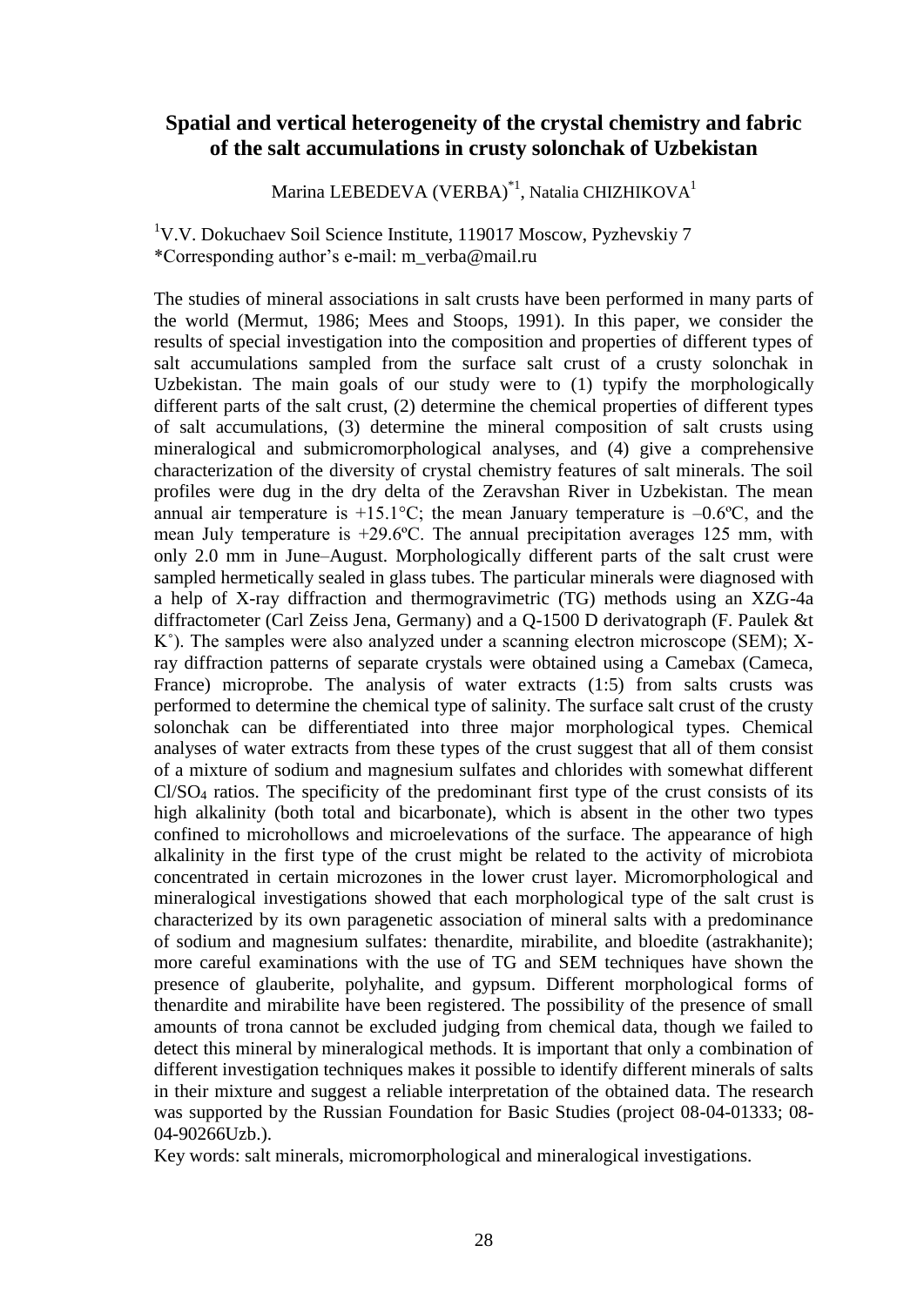# Spatial and vertical heterogeneity of the crystal chemistry and fabric of the salt accumulations in crusty solonchak of Uzbekistan

Marina LEBEDEVA (VERBA)[*1], Natalia CHIZHIKOVA[1]

[1]V.V. Dokuchaev Soil Science Institute, 119017 Moscow, Pyzhevskiy 7
*Corresponding author's e-mail: m_verba@mail.ru

The studies of mineral associations in salt crusts have been performed in many parts of the world (Mermut, 1986; Mees and Stoops, 1991). In this paper, we consider the results of special investigation into the composition and properties of different types of salt accumulations sampled from the surface salt crust of a crusty solonchak in Uzbekistan. The main goals of our study were to (1) typify the morphologically different parts of the salt crust, (2) determine the chemical properties of different types of salt accumulations, (3) determine the mineral composition of salt crusts using mineralogical and submicromorphological analyses, and (4) give a comprehensive characterization of the diversity of crystal chemistry features of salt minerals. The soil profiles were dug in the dry delta of the Zeravshan River in Uzbekistan. The mean annual air temperature is +15.1°C; the mean January temperature is –0.6ºC, and the mean July temperature is +29.6ºC. The annual precipitation averages 125 mm, with only 2.0 mm in June–August. Morphologically different parts of the salt crust were sampled hermetically sealed in glass tubes. The particular minerals were diagnosed with a help of X-ray diffraction and thermogravimetric (TG) methods using an XZG-4a diffractometer (Carl Zeiss Jena, Germany) and a Q-1500 D derivatograph (F. Paulek &t K˚). The samples were also analyzed under a scanning electron microscope (SEM); X-ray diffraction patterns of separate crystals were obtained using a Camebax (Cameca, France) microprobe. The analysis of water extracts (1:5) from salts crusts was performed to determine the chemical type of salinity. The surface salt crust of the crusty solonchak can be differentiated into three major morphological types. Chemical analyses of water extracts from these types of the crust suggest that all of them consist of a mixture of sodium and magnesium sulfates and chlorides with somewhat different $Cl/SO_4$ ratios. The specificity of the predominant first type of the crust consists of its high alkalinity (both total and bicarbonate), which is absent in the other two types confined to microhollows and microelevations of the surface. The appearance of high alkalinity in the first type of the crust might be related to the activity of microbiota concentrated in certain microzones in the lower crust layer. Micromorphological and mineralogical investigations showed that each morphological type of the salt crust is characterized by its own paragenetic association of mineral salts with a predominance of sodium and magnesium sulfates: thenardite, mirabilite, and bloedite (astrakhanite); more careful examinations with the use of TG and SEM techniques have shown the presence of glauberite, polyhalite, and gypsum. Different morphological forms of thenardite and mirabilite have been registered. The possibility of the presence of small amounts of trona cannot be excluded judging from chemical data, though we failed to detect this mineral by mineralogical methods. It is important that only a combination of different investigation techniques makes it possible to identify different minerals of salts in their mixture and suggest a reliable interpretation of the obtained data. The research was supported by the Russian Foundation for Basic Studies (project 08-04-01333; 08-04-90266Uzb.).

Key words: salt minerals, micromorphological and mineralogical investigations.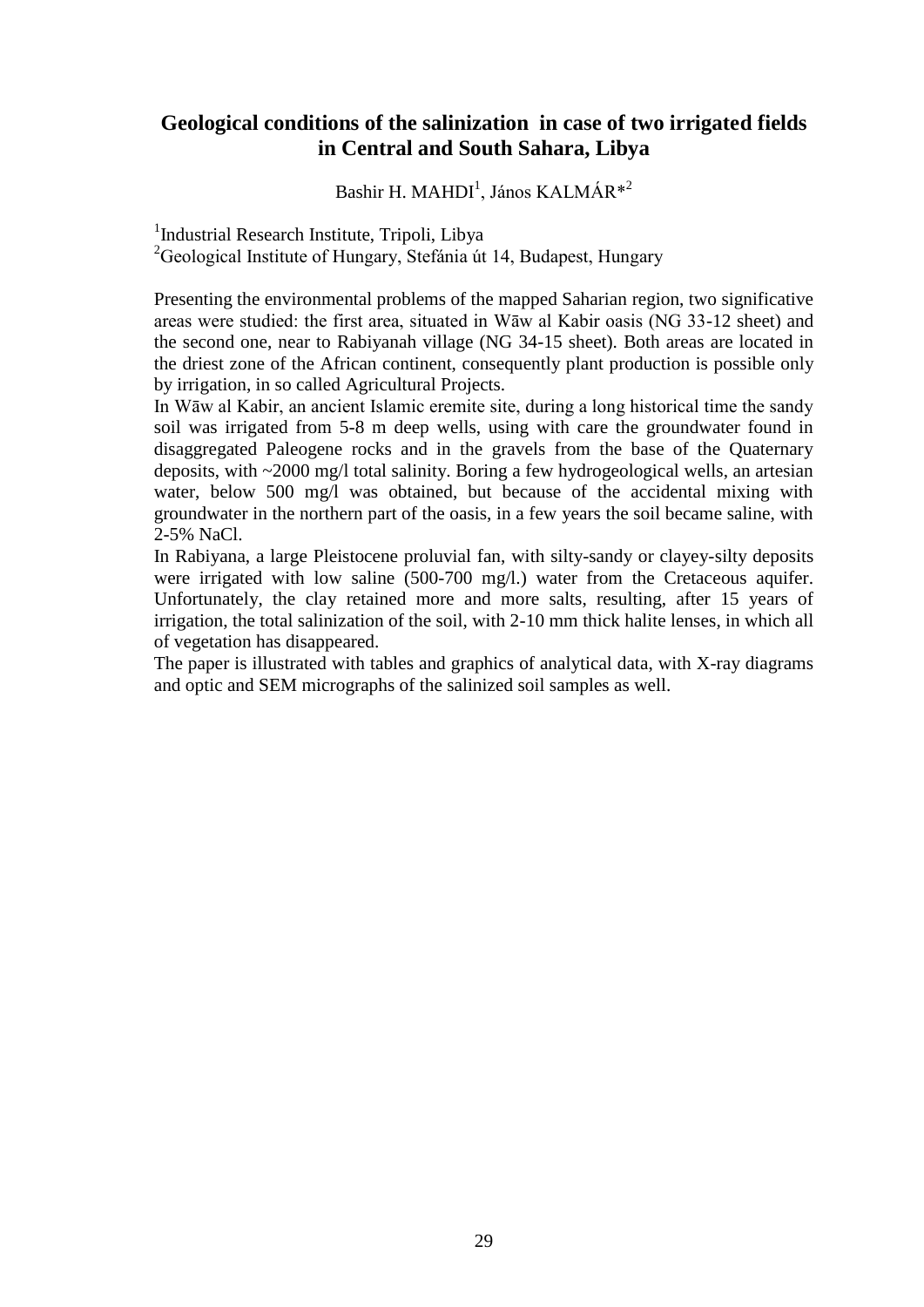# Geological conditions of the salinization in case of two irrigated fields in Central and South Sahara, Libya

Bashir H. MAHDI[1], János KALMÁR*[2]

[1]Industrial Research Institute, Tripoli, Libya
[2]Geological Institute of Hungary, Stefánia út 14, Budapest, Hungary

Presenting the environmental problems of the mapped Saharian region, two significative areas were studied: the first area, situated in Wāw al Kabir oasis (NG 33-12 sheet) and the second one, near to Rabiyanah village (NG 34-15 sheet). Both areas are located in the driest zone of the African continent, consequently plant production is possible only by irrigation, in so called Agricultural Projects.

In Wāw al Kabir, an ancient Islamic eremite site, during a long historical time the sandy soil was irrigated from 5-8 m deep wells, using with care the groundwater found in disaggregated Paleogene rocks and in the gravels from the base of the Quaternary deposits, with ~2000 mg/l total salinity. Boring a few hydrogeological wells, an artesian water, below 500 mg/l was obtained, but because of the accidental mixing with groundwater in the northern part of the oasis, in a few years the soil became saline, with 2-5% NaCl.

In Rabiyana, a large Pleistocene proluvial fan, with silty-sandy or clayey-silty deposits were irrigated with low saline (500-700 mg/l.) water from the Cretaceous aquifer. Unfortunately, the clay retained more and more salts, resulting, after 15 years of irrigation, the total salinization of the soil, with 2-10 mm thick halite lenses, in which all of vegetation has disappeared.

The paper is illustrated with tables and graphics of analytical data, with X-ray diagrams and optic and SEM micrographs of the salinized soil samples as well.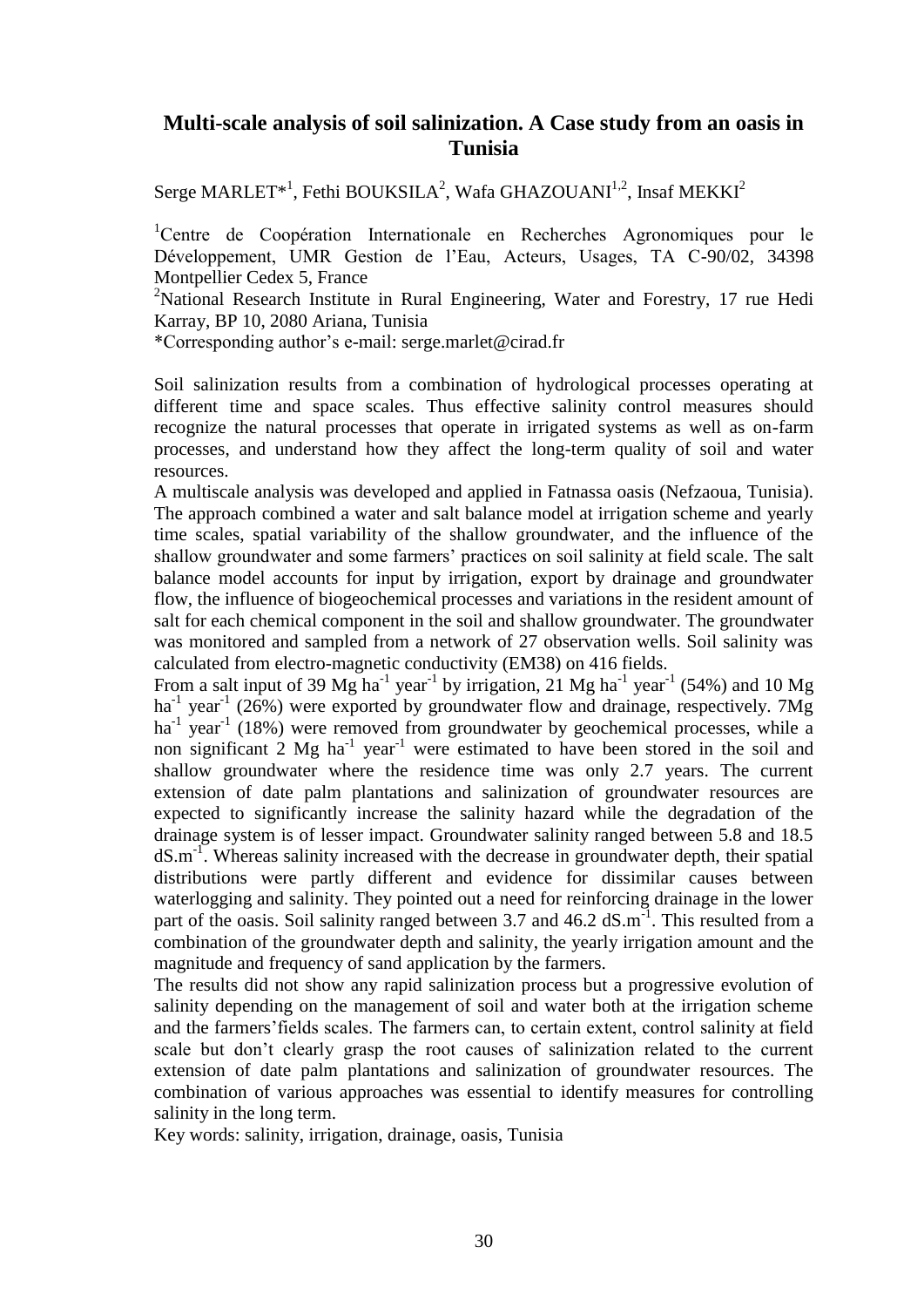## Multi-scale analysis of soil salinization. A Case study from an oasis in Tunisia

Serge MARLET*[1], Fethi BOUKSILA[2], Wafa GHAZOUANI[1,2], Insaf MEKKI[2]

[1]Centre de Coopération Internationale en Recherches Agronomiques pour le Développement, UMR Gestion de l'Eau, Acteurs, Usages, TA C-90/02, 34398 Montpellier Cedex 5, France

[2]National Research Institute in Rural Engineering, Water and Forestry, 17 rue Hedi Karray, BP 10, 2080 Ariana, Tunisia

*Corresponding author's e-mail: serge.marlet@cirad.fr

Soil salinization results from a combination of hydrological processes operating at different time and space scales. Thus effective salinity control measures should recognize the natural processes that operate in irrigated systems as well as on-farm processes, and understand how they affect the long-term quality of soil and water resources.

A multiscale analysis was developed and applied in Fatnassa oasis (Nefzaoua, Tunisia). The approach combined a water and salt balance model at irrigation scheme and yearly time scales, spatial variability of the shallow groundwater, and the influence of the shallow groundwater and some farmers' practices on soil salinity at field scale. The salt balance model accounts for input by irrigation, export by drainage and groundwater flow, the influence of biogeochemical processes and variations in the resident amount of salt for each chemical component in the soil and shallow groundwater. The groundwater was monitored and sampled from a network of 27 observation wells. Soil salinity was calculated from electro-magnetic conductivity (EM38) on 416 fields.

From a salt input of 39 Mg ha$^{-1}$ year$^{-1}$ by irrigation, 21 Mg ha$^{-1}$ year$^{-1}$ (54%) and 10 Mg ha$^{-1}$ year$^{-1}$ (26%) were exported by groundwater flow and drainage, respectively. 7Mg ha$^{-1}$ year$^{-1}$ (18%) were removed from groundwater by geochemical processes, while a non significant 2 Mg ha$^{-1}$ year$^{-1}$ were estimated to have been stored in the soil and shallow groundwater where the residence time was only 2.7 years. The current extension of date palm plantations and salinization of groundwater resources are expected to significantly increase the salinity hazard while the degradation of the drainage system is of lesser impact. Groundwater salinity ranged between 5.8 and 18.5 dS.m$^{-1}$. Whereas salinity increased with the decrease in groundwater depth, their spatial distributions were partly different and evidence for dissimilar causes between waterlogging and salinity. They pointed out a need for reinforcing drainage in the lower part of the oasis. Soil salinity ranged between 3.7 and 46.2 dS.m$^{-1}$. This resulted from a combination of the groundwater depth and salinity, the yearly irrigation amount and the magnitude and frequency of sand application by the farmers.

The results did not show any rapid salinization process but a progressive evolution of salinity depending on the management of soil and water both at the irrigation scheme and the farmers'fields scales. The farmers can, to certain extent, control salinity at field scale but don't clearly grasp the root causes of salinization related to the current extension of date palm plantations and salinization of groundwater resources. The combination of various approaches was essential to identify measures for controlling salinity in the long term.

Key words: salinity, irrigation, drainage, oasis, Tunisia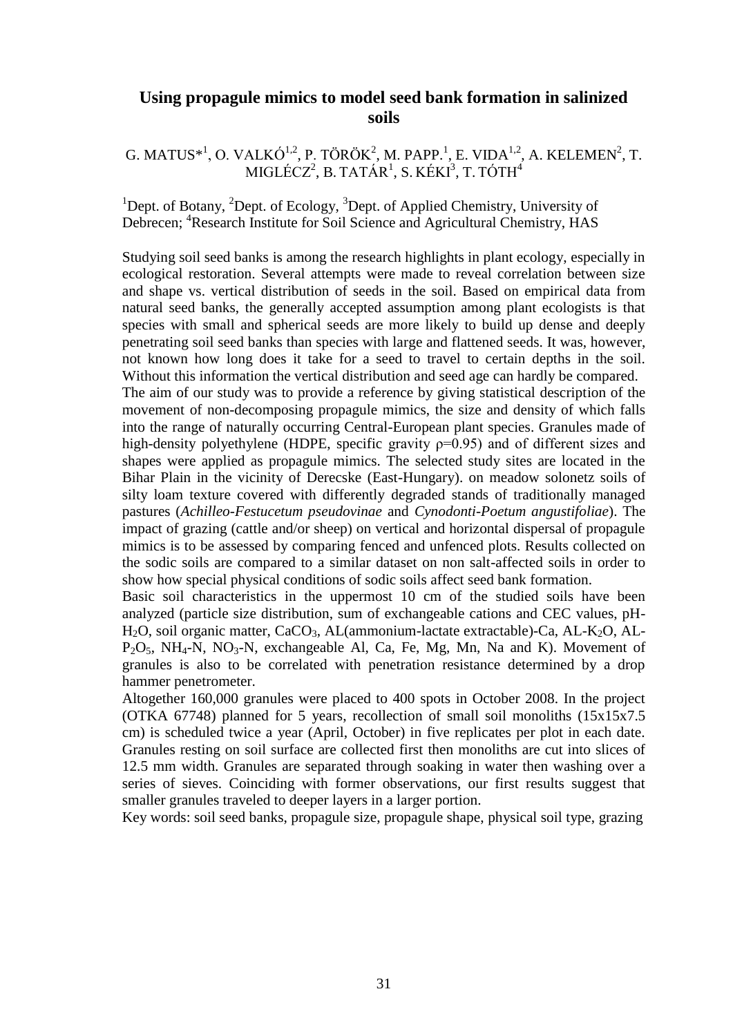# Using propagule mimics to model seed bank formation in salinized soils

G. MATUS*[1], O. VALKÓ[1,2], P. TÖRÖK[2], M. PAPP.[1], E. VIDA[1,2], A. KELEMEN[2], T. MIGLÉCZ[2], B. TATÁR[1], S. KÉKI[3], T. TÓTH[4]

[1]Dept. of Botany, [2]Dept. of Ecology, [3]Dept. of Applied Chemistry, University of Debrecen; [4]Research Institute for Soil Science and Agricultural Chemistry, HAS

Studying soil seed banks is among the research highlights in plant ecology, especially in ecological restoration. Several attempts were made to reveal correlation between size and shape vs. vertical distribution of seeds in the soil. Based on empirical data from natural seed banks, the generally accepted assumption among plant ecologists is that species with small and spherical seeds are more likely to build up dense and deeply penetrating soil seed banks than species with large and flattened seeds. It was, however, not known how long does it take for a seed to travel to certain depths in the soil. Without this information the vertical distribution and seed age can hardly be compared.

The aim of our study was to provide a reference by giving statistical description of the movement of non-decomposing propagule mimics, the size and density of which falls into the range of naturally occurring Central-European plant species. Granules made of high-density polyethylene (HDPE, specific gravity $\rho$=0.95) and of different sizes and shapes were applied as propagule mimics. The selected study sites are located in the Bihar Plain in the vicinity of Derecske (East-Hungary). on meadow solonetz soils of silty loam texture covered with differently degraded stands of traditionally managed pastures (*Achilleo-Festucetum pseudovinae* and *Cynodonti-Poetum angustifoliae*). The impact of grazing (cattle and/or sheep) on vertical and horizontal dispersal of propagule mimics is to be assessed by comparing fenced and unfenced plots. Results collected on the sodic soils are compared to a similar dataset on non salt-affected soils in order to show how special physical conditions of sodic soils affect seed bank formation.

Basic soil characteristics in the uppermost 10 cm of the studied soils have been analyzed (particle size distribution, sum of exchangeable cations and CEC values, pH-$H_2O$, soil organic matter, $CaCO_3$, AL(ammonium-lactate extractable)-Ca, AL-$K_2O$, AL-$P_2O_5$, $NH_4$-N, $NO_3$-N, exchangeable Al, Ca, Fe, Mg, Mn, Na and K). Movement of granules is also to be correlated with penetration resistance determined by a drop hammer penetrometer.

Altogether 160,000 granules were placed to 400 spots in October 2008. In the project (OTKA 67748) planned for 5 years, recollection of small soil monoliths (15x15x7.5 cm) is scheduled twice a year (April, October) in five replicates per plot in each date. Granules resting on soil surface are collected first then monoliths are cut into slices of 12.5 mm width. Granules are separated through soaking in water then washing over a series of sieves. Coinciding with former observations, our first results suggest that smaller granules traveled to deeper layers in a larger portion.

Key words: soil seed banks, propagule size, propagule shape, physical soil type, grazing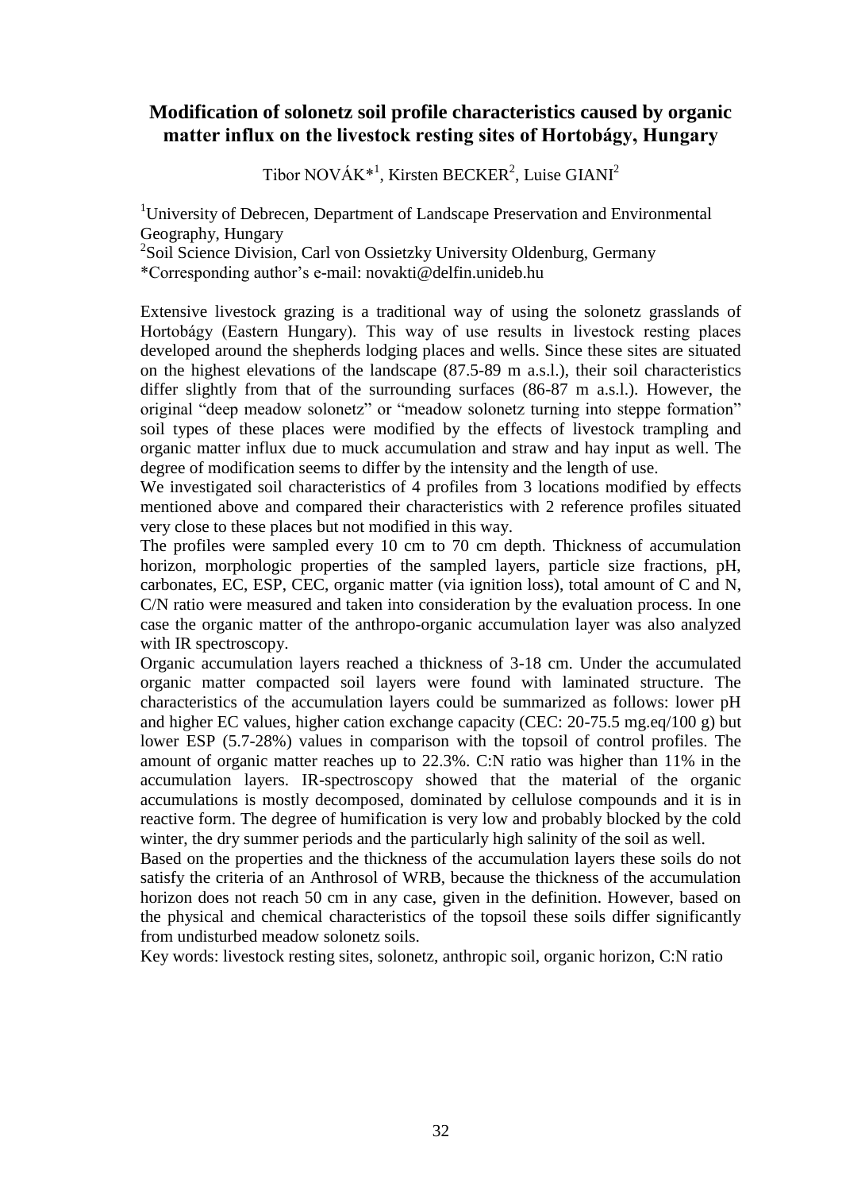# Modification of solonetz soil profile characteristics caused by organic matter influx on the livestock resting sites of Hortobágy, Hungary

Tibor NOVÁK*[1], Kirsten BECKER[2], Luise GIANI[2]

[1]University of Debrecen, Department of Landscape Preservation and Environmental Geography, Hungary

[2]Soil Science Division, Carl von Ossietzky University Oldenburg, Germany

*Corresponding author's e-mail: novakti@delfin.unideb.hu

Extensive livestock grazing is a traditional way of using the solonetz grasslands of Hortobágy (Eastern Hungary). This way of use results in livestock resting places developed around the shepherds lodging places and wells. Since these sites are situated on the highest elevations of the landscape (87.5-89 m a.s.l.), their soil characteristics differ slightly from that of the surrounding surfaces (86-87 m a.s.l.). However, the original "deep meadow solonetz" or "meadow solonetz turning into steppe formation" soil types of these places were modified by the effects of livestock trampling and organic matter influx due to muck accumulation and straw and hay input as well. The degree of modification seems to differ by the intensity and the length of use.

We investigated soil characteristics of 4 profiles from 3 locations modified by effects mentioned above and compared their characteristics with 2 reference profiles situated very close to these places but not modified in this way.

The profiles were sampled every 10 cm to 70 cm depth. Thickness of accumulation horizon, morphologic properties of the sampled layers, particle size fractions, pH, carbonates, EC, ESP, CEC, organic matter (via ignition loss), total amount of C and N, C/N ratio were measured and taken into consideration by the evaluation process. In one case the organic matter of the anthropo-organic accumulation layer was also analyzed with IR spectroscopy.

Organic accumulation layers reached a thickness of 3-18 cm. Under the accumulated organic matter compacted soil layers were found with laminated structure. The characteristics of the accumulation layers could be summarized as follows: lower pH and higher EC values, higher cation exchange capacity (CEC: 20-75.5 mg.eq/100 g) but lower ESP (5.7-28%) values in comparison with the topsoil of control profiles. The amount of organic matter reaches up to 22.3%. C:N ratio was higher than 11% in the accumulation layers. IR-spectroscopy showed that the material of the organic accumulations is mostly decomposed, dominated by cellulose compounds and it is in reactive form. The degree of humification is very low and probably blocked by the cold winter, the dry summer periods and the particularly high salinity of the soil as well.

Based on the properties and the thickness of the accumulation layers these soils do not satisfy the criteria of an Anthrosol of WRB, because the thickness of the accumulation horizon does not reach 50 cm in any case, given in the definition. However, based on the physical and chemical characteristics of the topsoil these soils differ significantly from undisturbed meadow solonetz soils.

Key words: livestock resting sites, solonetz, anthropic soil, organic horizon, C:N ratio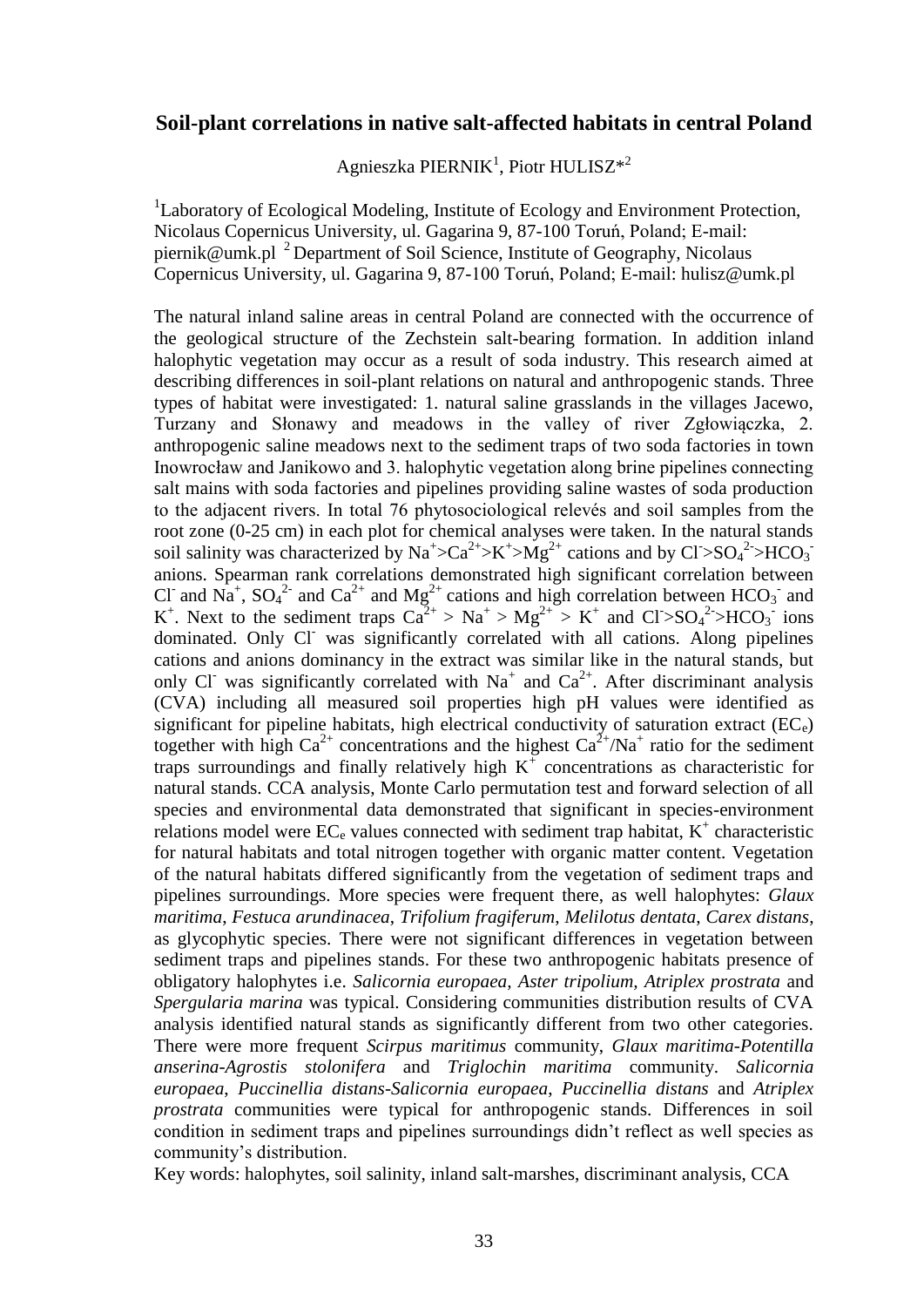## Soil-plant correlations in native salt-affected habitats in central Poland

Agnieszka PIERNIK[1], Piotr HULISZ*[2]

[1]Laboratory of Ecological Modeling, Institute of Ecology and Environment Protection, Nicolaus Copernicus University, ul. Gagarina 9, 87-100 Toruń, Poland; E-mail: piernik@umk.pl [2] Department of Soil Science, Institute of Geography, Nicolaus Copernicus University, ul. Gagarina 9, 87-100 Toruń, Poland; E-mail: hulisz@umk.pl

The natural inland saline areas in central Poland are connected with the occurrence of the geological structure of the Zechstein salt-bearing formation. In addition inland halophytic vegetation may occur as a result of soda industry. This research aimed at describing differences in soil-plant relations on natural and anthropogenic stands. Three types of habitat were investigated: 1. natural saline grasslands in the villages Jacewo, Turzany and Słonawy and meadows in the valley of river Zgłowiączka, 2. anthropogenic saline meadows next to the sediment traps of two soda factories in town Inowrocław and Janikowo and 3. halophytic vegetation along brine pipelines connecting salt mains with soda factories and pipelines providing saline wastes of soda production to the adjacent rivers. In total 76 phytosociological relevés and soil samples from the root zone (0-25 cm) in each plot for chemical analyses were taken. In the natural stands soil salinity was characterized by $Na^{+}>Ca^{2+}>K^{+}>Mg^{2+}$ cations and by $Cl^{-}>SO_4^{2-}>HCO_3^{-}$ anions. Spearman rank correlations demonstrated high significant correlation between $Cl^{-}$ and $Na^{+}$, $SO_4^{2-}$ and $Ca^{2+}$ and $Mg^{2+}$ cations and high correlation between $HCO_3^{-}$ and $K^{+}$. Next to the sediment traps $Ca^{2+} > Na^{+} > Mg^{2+} > K^{+}$ and $Cl^{-}>SO_4^{2-}>HCO_3^{-}$ ions dominated. Only $Cl^{-}$ was significantly correlated with all cations. Along pipelines cations and anions dominancy in the extract was similar like in the natural stands, but only $Cl^{-}$ was significantly correlated with $Na^{+}$ and $Ca^{2+}$. After discriminant analysis (CVA) including all measured soil properties high pH values were identified as significant for pipeline habitats, high electrical conductivity of saturation extract ($EC_e$) together with high $Ca^{2+}$ concentrations and the highest $Ca^{2+}/Na^{+}$ ratio for the sediment traps surroundings and finally relatively high $K^{+}$ concentrations as characteristic for natural stands. CCA analysis, Monte Carlo permutation test and forward selection of all species and environmental data demonstrated that significant in species-environment relations model were $EC_e$ values connected with sediment trap habitat, $K^{+}$ characteristic for natural habitats and total nitrogen together with organic matter content. Vegetation of the natural habitats differed significantly from the vegetation of sediment traps and pipelines surroundings. More species were frequent there, as well halophytes: *Glaux maritima*, *Festuca arundinacea*, *Trifolium fragiferum*, *Melilotus dentata*, *Carex distans*, as glycophytic species. There were not significant differences in vegetation between sediment traps and pipelines stands. For these two anthropogenic habitats presence of obligatory halophytes i.e. *Salicornia europaea*, *Aster tripolium*, *Atriplex prostrata* and *Spergularia marina* was typical. Considering communities distribution results of CVA analysis identified natural stands as significantly different from two other categories. There were more frequent *Scirpus maritimus* community, *Glaux maritima-Potentilla anserina-Agrostis stolonifera* and *Triglochin maritima* community. *Salicornia europaea*, *Puccinellia distans-Salicornia europaea*, *Puccinellia distans* and *Atriplex prostrata* communities were typical for anthropogenic stands. Differences in soil condition in sediment traps and pipelines surroundings didn't reflect as well species as community's distribution.

Key words: halophytes, soil salinity, inland salt-marshes, discriminant analysis, CCA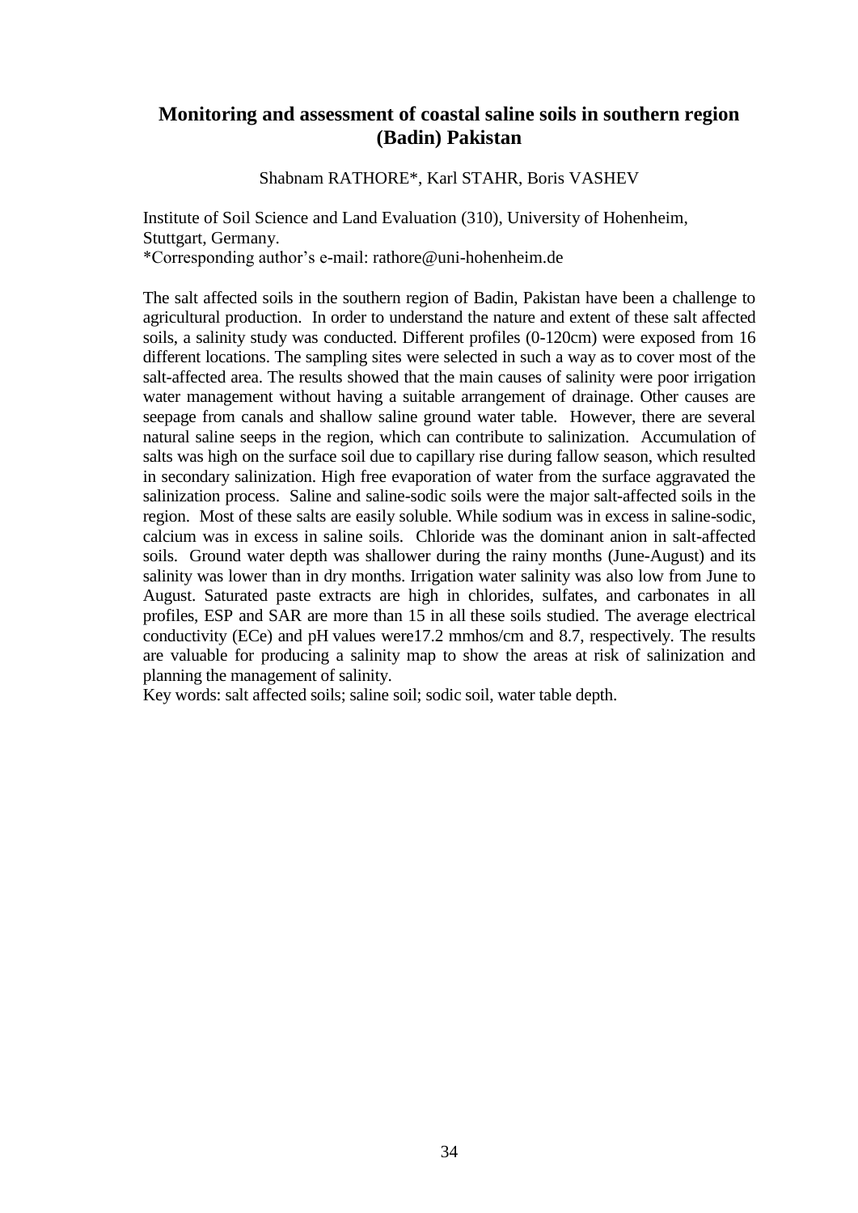## Monitoring and assessment of coastal saline soils in southern region (Badin) Pakistan

Shabnam RATHORE*, Karl STAHR, Boris VASHEV

Institute of Soil Science and Land Evaluation (310), University of Hohenheim, Stuttgart, Germany.
*Corresponding author's e-mail: rathore@uni-hohenheim.de

The salt affected soils in the southern region of Badin, Pakistan have been a challenge to agricultural production. In order to understand the nature and extent of these salt affected soils, a salinity study was conducted. Different profiles (0-120cm) were exposed from 16 different locations. The sampling sites were selected in such a way as to cover most of the salt-affected area. The results showed that the main causes of salinity were poor irrigation water management without having a suitable arrangement of drainage. Other causes are seepage from canals and shallow saline ground water table. However, there are several natural saline seeps in the region, which can contribute to salinization. Accumulation of salts was high on the surface soil due to capillary rise during fallow season, which resulted in secondary salinization. High free evaporation of water from the surface aggravated the salinization process. Saline and saline-sodic soils were the major salt-affected soils in the region. Most of these salts are easily soluble. While sodium was in excess in saline-sodic, calcium was in excess in saline soils. Chloride was the dominant anion in salt-affected soils. Ground water depth was shallower during the rainy months (June-August) and its salinity was lower than in dry months. Irrigation water salinity was also low from June to August. Saturated paste extracts are high in chlorides, sulfates, and carbonates in all profiles, ESP and SAR are more than 15 in all these soils studied. The average electrical conductivity (ECe) and pH values were17.2 mmhos/cm and 8.7, respectively. The results are valuable for producing a salinity map to show the areas at risk of salinization and planning the management of salinity.

Key words: salt affected soils; saline soil; sodic soil, water table depth.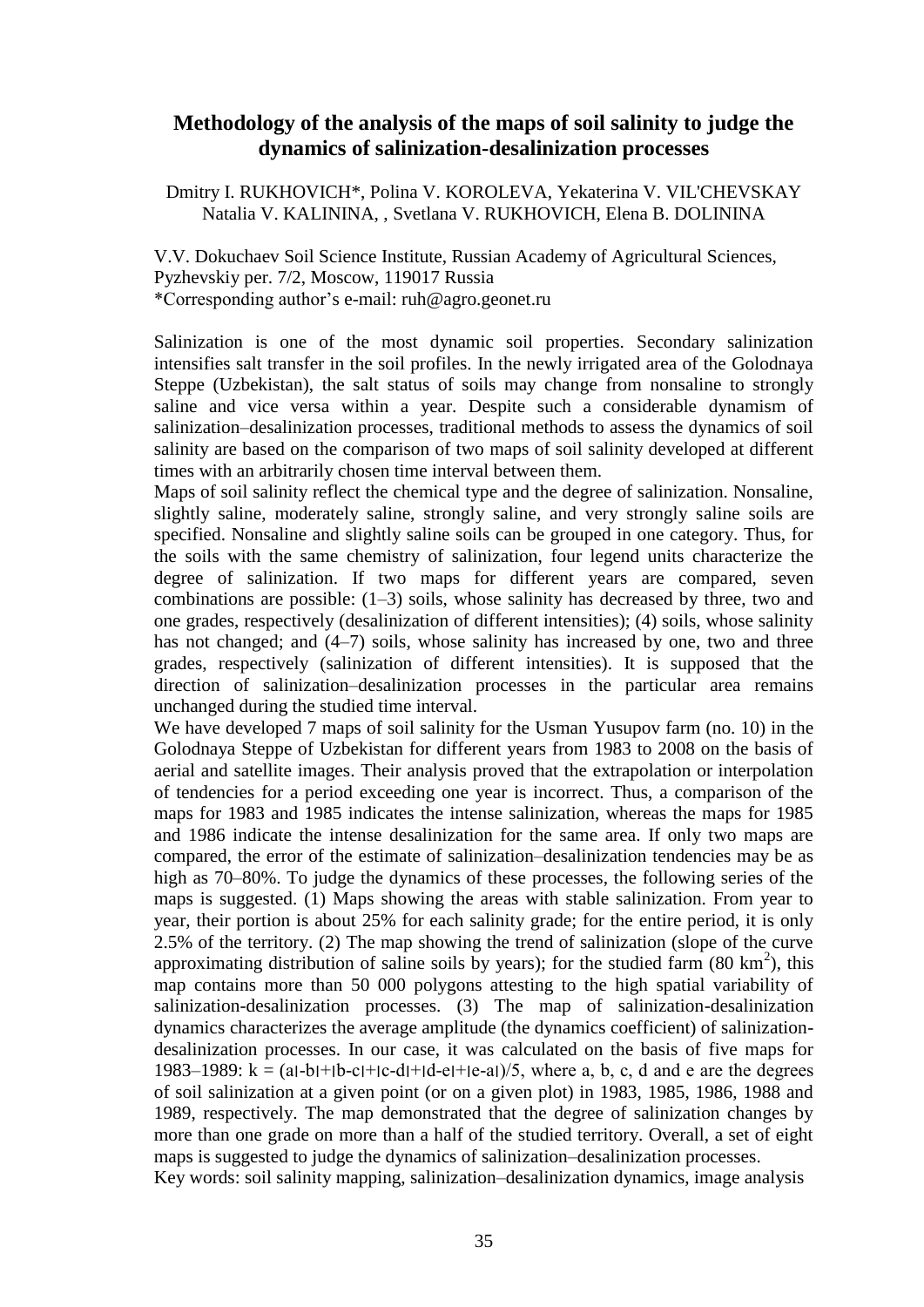# Methodology of the analysis of the maps of soil salinity to judge the dynamics of salinization-desalinization processes

Dmitry I. RUKHOVICH*, Polina V. KOROLEVA, Yekaterina V. VIL'CHEVSKAY Natalia V. KALININA, , Svetlana V. RUKHOVICH, Elena B. DOLININA

V.V. Dokuchaev Soil Science Institute, Russian Academy of Agricultural Sciences, Pyzhevskiy per. 7/2, Moscow, 119017 Russia
*Corresponding author's e-mail: ruh@agro.geonet.ru

Salinization is one of the most dynamic soil properties. Secondary salinization intensifies salt transfer in the soil profiles. In the newly irrigated area of the Golodnaya Steppe (Uzbekistan), the salt status of soils may change from nonsaline to strongly saline and vice versa within a year. Despite such a considerable dynamism of salinization–desalinization processes, traditional methods to assess the dynamics of soil salinity are based on the comparison of two maps of soil salinity developed at different times with an arbitrarily chosen time interval between them.

Maps of soil salinity reflect the chemical type and the degree of salinization. Nonsaline, slightly saline, moderately saline, strongly saline, and very strongly saline soils are specified. Nonsaline and slightly saline soils can be grouped in one category. Thus, for the soils with the same chemistry of salinization, four legend units characterize the degree of salinization. If two maps for different years are compared, seven combinations are possible: (1–3) soils, whose salinity has decreased by three, two and one grades, respectively (desalinization of different intensities); (4) soils, whose salinity has not changed; and (4–7) soils, whose salinity has increased by one, two and three grades, respectively (salinization of different intensities). It is supposed that the direction of salinization–desalinization processes in the particular area remains unchanged during the studied time interval.

We have developed 7 maps of soil salinity for the Usman Yusupov farm (no. 10) in the Golodnaya Steppe of Uzbekistan for different years from 1983 to 2008 on the basis of aerial and satellite images. Their analysis proved that the extrapolation or interpolation of tendencies for a period exceeding one year is incorrect. Thus, a comparison of the maps for 1983 and 1985 indicates the intense salinization, whereas the maps for 1985 and 1986 indicate the intense desalinization for the same area. If only two maps are compared, the error of the estimate of salinization–desalinization tendencies may be as high as 70–80%. To judge the dynamics of these processes, the following series of the maps is suggested. (1) Maps showing the areas with stable salinization. From year to year, their portion is about 25% for each salinity grade; for the entire period, it is only 2.5% of the territory. (2) The map showing the trend of salinization (slope of the curve approximating distribution of saline soils by years); for the studied farm (80 km$^2$), this map contains more than 50 000 polygons attesting to the high spatial variability of salinization-desalinization processes. (3) The map of salinization-desalinization dynamics characterizes the average amplitude (the dynamics coefficient) of salinization-desalinization processes. In our case, it was calculated on the basis of five maps for 1983–1989: $k = (|a-b|+|b-c|+|c-d|+|d-e|+|e-a|)/5$, where a, b, c, d and e are the degrees of soil salinization at a given point (or on a given plot) in 1983, 1985, 1986, 1988 and 1989, respectively. The map demonstrated that the degree of salinization changes by more than one grade on more than a half of the studied territory. Overall, a set of eight maps is suggested to judge the dynamics of salinization–desalinization processes.

Key words: soil salinity mapping, salinization–desalinization dynamics, image analysis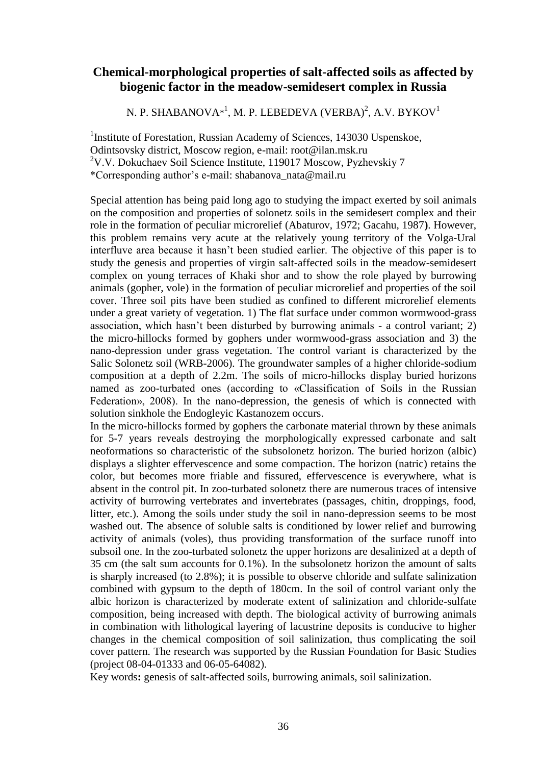# Chemical-morphological properties of salt-affected soils as affected by biogenic factor in the meadow-semidesert complex in Russia

N. P. SHABANOVA*[1], M. P. LEBEDEVA (VERBA)[2], A.V. BYKOV[1]

[1]Institute of Forestation, Russian Academy of Sciences, 143030 Uspenskoe, Odintsovsky district, Moscow region, e-mail: root@ilan.msk.ru
[2]V.V. Dokuchaev Soil Science Institute, 119017 Moscow, Pyzhevskiy 7
*Corresponding author's e-mail: shabanova_nata@mail.ru

Special attention has being paid long ago to studying the impact exerted by soil animals on the composition and properties of solonetz soils in the semidesert complex and their role in the formation of peculiar microrelief (Abaturov, 1972; Gacahu, 1987**)**. However, this problem remains very acute at the relatively young territory of the Volga-Ural interfluve area because it hasn't been studied earlier. The objective of this paper is to study the genesis and properties of virgin salt-affected soils in the meadow-semidesert complex on young terraces of Khaki shor and to show the role played by burrowing animals (gopher, vole) in the formation of peculiar microrelief and properties of the soil cover. Three soil pits have been studied as confined to different microrelief elements under a great variety of vegetation. 1) The flat surface under common wormwood-grass association, which hasn't been disturbed by burrowing animals - a control variant; 2) the micro-hillocks formed by gophers under wormwood-grass association and 3) the nano-depression under grass vegetation. The control variant is characterized by the Salic Solonetz soil (WRB-2006). The groundwater samples of a higher chloride-sodium composition at a depth of 2.2m. The soils of micro-hillocks display buried horizons named as zoo-turbated ones (according to «Classification of Soils in the Russian Federation», 2008). In the nano-depression, the genesis of which is connected with solution sinkhole the Endogleyic Kastanozem occurs.

In the micro-hillocks formed by gophers the carbonate material thrown by these animals for 5-7 years reveals destroying the morphologically expressed carbonate and salt neoformations so characteristic of the subsolonetz horizon. The buried horizon (albic) displays a slighter effervescence and some compaction. The horizon (natric) retains the color, but becomes more friable and fissured, effervescence is everywhere, what is absent in the control pit. In zoo-turbated solonetz there are numerous traces of intensive activity of burrowing vertebrates and invertebrates (passages, chitin, droppings, food, litter, etc.). Among the soils under study the soil in nano-depression seems to be most washed out. The absence of soluble salts is conditioned by lower relief and burrowing activity of animals (voles), thus providing transformation of the surface runoff into subsoil one. In the zoo-turbated solonetz the upper horizons are desalinized at a depth of 35 cm (the salt sum accounts for 0.1%). In the subsolonetz horizon the amount of salts is sharply increased (to 2.8%); it is possible to observe chloride and sulfate salinization combined with gypsum to the depth of 180cm. In the soil of control variant only the albic horizon is characterized by moderate extent of salinization and chloride-sulfate composition, being increased with depth. The biological activity of burrowing animals in combination with lithological layering of lacustrine deposits is conducive to higher changes in the chemical composition of soil salinization, thus complicating the soil cover pattern. The research was supported by the Russian Foundation for Basic Studies (project 08-04-01333 and 06-05-64082).

Key words**:** genesis of salt-affected soils, burrowing animals, soil salinization.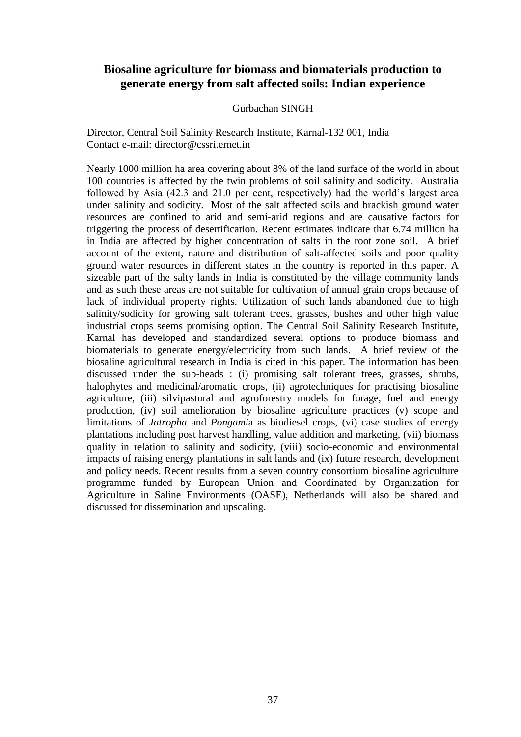## Biosaline agriculture for biomass and biomaterials production to generate energy from salt affected soils: Indian experience

Gurbachan SINGH

Director, Central Soil Salinity Research Institute, Karnal-132 001, India
Contact e-mail: director@cssri.ernet.in

Nearly 1000 million ha area covering about 8% of the land surface of the world in about 100 countries is affected by the twin problems of soil salinity and sodicity. Australia followed by Asia (42.3 and 21.0 per cent, respectively) had the world's largest area under salinity and sodicity. Most of the salt affected soils and brackish ground water resources are confined to arid and semi-arid regions and are causative factors for triggering the process of desertification. Recent estimates indicate that 6.74 million ha in India are affected by higher concentration of salts in the root zone soil. A brief account of the extent, nature and distribution of salt-affected soils and poor quality ground water resources in different states in the country is reported in this paper. A sizeable part of the salty lands in India is constituted by the village community lands and as such these areas are not suitable for cultivation of annual grain crops because of lack of individual property rights. Utilization of such lands abandoned due to high salinity/sodicity for growing salt tolerant trees, grasses, bushes and other high value industrial crops seems promising option. The Central Soil Salinity Research Institute, Karnal has developed and standardized several options to produce biomass and biomaterials to generate energy/electricity from such lands. A brief review of the biosaline agricultural research in India is cited in this paper. The information has been discussed under the sub-heads : (i) promising salt tolerant trees, grasses, shrubs, halophytes and medicinal/aromatic crops, (ii) agrotechniques for practising biosaline agriculture, (iii) silvipastural and agroforestry models for forage, fuel and energy production, (iv) soil amelioration by biosaline agriculture practices (v) scope and limitations of *Jatropha* and *Pongami*a as biodiesel crops, (vi) case studies of energy plantations including post harvest handling, value addition and marketing, (vii) biomass quality in relation to salinity and sodicity, (viii) socio-economic and environmental impacts of raising energy plantations in salt lands and (ix) future research, development and policy needs. Recent results from a seven country consortium biosaline agriculture programme funded by European Union and Coordinated by Organization for Agriculture in Saline Environments (OASE), Netherlands will also be shared and discussed for dissemination and upscaling.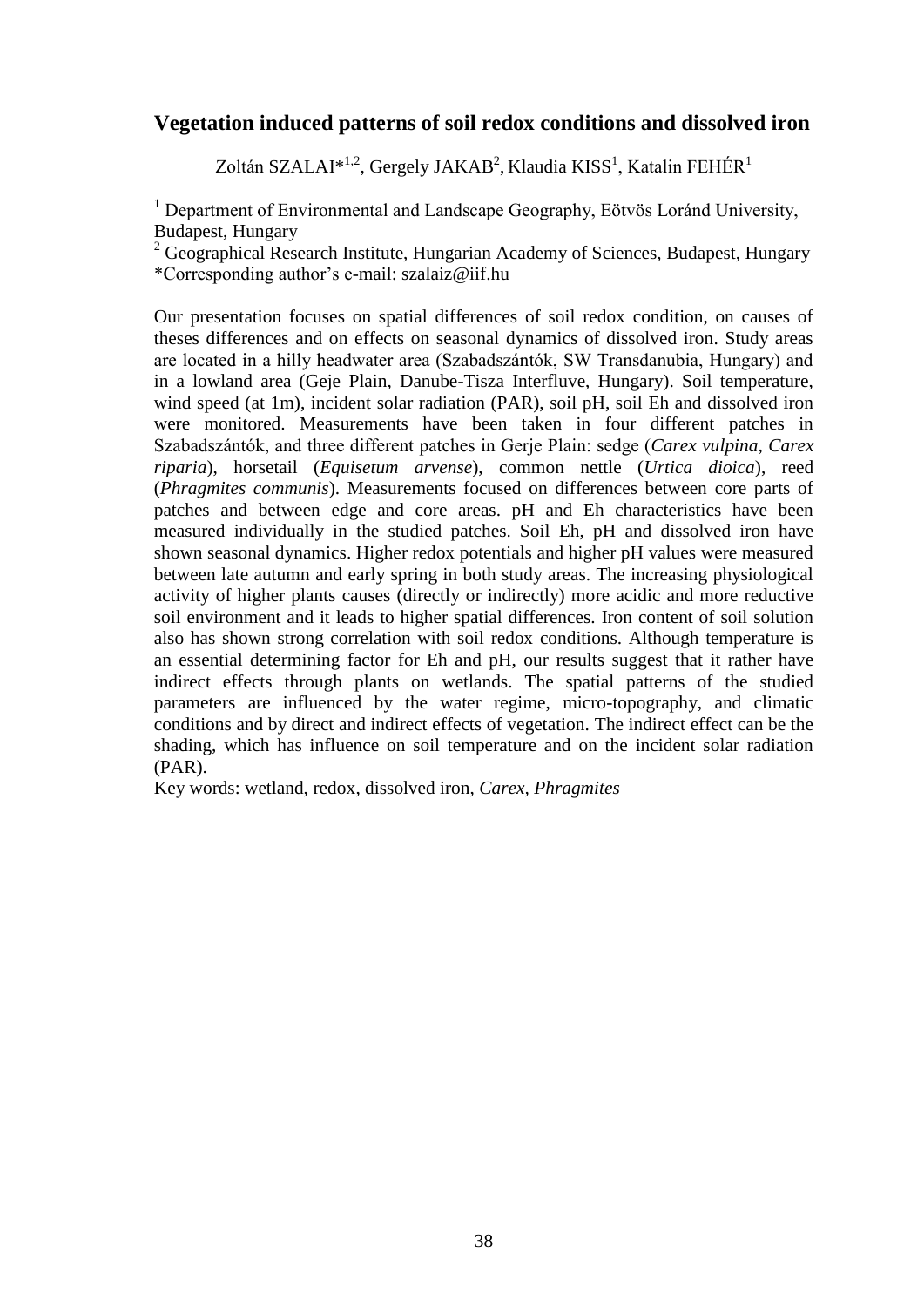### Vegetation induced patterns of soil redox conditions and dissolved iron

Zoltán SZALAI*[1,2], Gergely JAKAB[2], Klaudia KISS[1], Katalin FEHÉR[1]

[1] Department of Environmental and Landscape Geography, Eötvös Loránd University, Budapest, Hungary

[2] Geographical Research Institute, Hungarian Academy of Sciences, Budapest, Hungary

*Corresponding author's e-mail: szalaiz@iif.hu

Our presentation focuses on spatial differences of soil redox condition, on causes of theses differences and on effects on seasonal dynamics of dissolved iron. Study areas are located in a hilly headwater area (Szabadszántók, SW Transdanubia, Hungary) and in a lowland area (Geje Plain, Danube-Tisza Interfluve, Hungary). Soil temperature, wind speed (at 1m), incident solar radiation (PAR), soil pH, soil Eh and dissolved iron were monitored. Measurements have been taken in four different patches in Szabadszántók, and three different patches in Gerje Plain: sedge (*Carex vulpina*, *Carex riparia*), horsetail (*Equisetum arvense*), common nettle (*Urtica dioica*), reed (*Phragmites communis*). Measurements focused on differences between core parts of patches and between edge and core areas. pH and Eh characteristics have been measured individually in the studied patches. Soil Eh, pH and dissolved iron have shown seasonal dynamics. Higher redox potentials and higher pH values were measured between late autumn and early spring in both study areas. The increasing physiological activity of higher plants causes (directly or indirectly) more acidic and more reductive soil environment and it leads to higher spatial differences. Iron content of soil solution also has shown strong correlation with soil redox conditions. Although temperature is an essential determining factor for Eh and pH, our results suggest that it rather have indirect effects through plants on wetlands. The spatial patterns of the studied parameters are influenced by the water regime, micro-topography, and climatic conditions and by direct and indirect effects of vegetation. The indirect effect can be the shading, which has influence on soil temperature and on the incident solar radiation (PAR).

Key words: wetland, redox, dissolved iron, *Carex*, *Phragmites*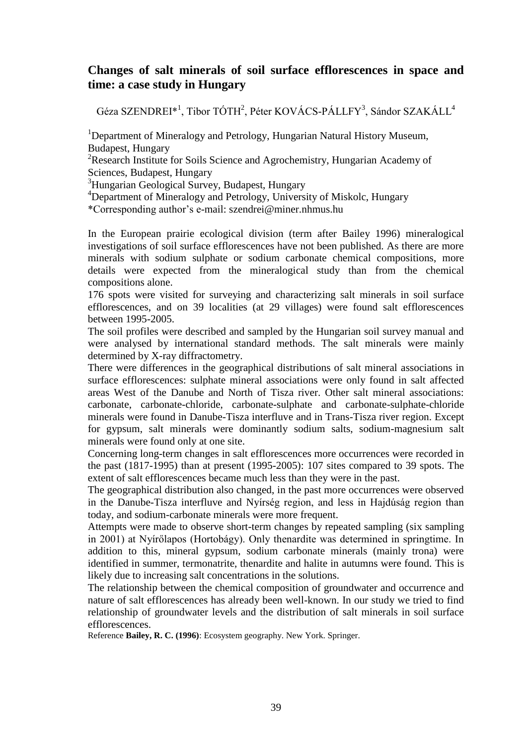## Changes of salt minerals of soil surface efflorescences in space and time: a case study in Hungary

Géza SZENDREI*[1], Tibor TÓTH[2], Péter KOVÁCS-PÁLLFY[3], Sándor SZAKÁLL[4]

[1]Department of Mineralogy and Petrology, Hungarian Natural History Museum, Budapest, Hungary
[2]Research Institute for Soils Science and Agrochemistry, Hungarian Academy of Sciences, Budapest, Hungary
[3]Hungarian Geological Survey, Budapest, Hungary
[4]Department of Mineralogy and Petrology, University of Miskolc, Hungary
*Corresponding author's e-mail: szendrei@miner.nhmus.hu

In the European prairie ecological division (term after Bailey 1996) mineralogical investigations of soil surface efflorescences have not been published. As there are more minerals with sodium sulphate or sodium carbonate chemical compositions, more details were expected from the mineralogical study than from the chemical compositions alone.

176 spots were visited for surveying and characterizing salt minerals in soil surface efflorescences, and on 39 localities (at 29 villages) were found salt efflorescences between 1995-2005.

The soil profiles were described and sampled by the Hungarian soil survey manual and were analysed by international standard methods. The salt minerals were mainly determined by X-ray diffractometry.

There were differences in the geographical distributions of salt mineral associations in surface efflorescences: sulphate mineral associations were only found in salt affected areas West of the Danube and North of Tisza river. Other salt mineral associations: carbonate, carbonate-chloride, carbonate-sulphate and carbonate-sulphate-chloride minerals were found in Danube-Tisza interfluve and in Trans-Tisza river region. Except for gypsum, salt minerals were dominantly sodium salts, sodium-magnesium salt minerals were found only at one site.

Concerning long-term changes in salt efflorescences more occurrences were recorded in the past (1817-1995) than at present (1995-2005): 107 sites compared to 39 spots. The extent of salt efflorescences became much less than they were in the past.

The geographical distribution also changed, in the past more occurrences were observed in the Danube-Tisza interfluve and Nyírség region, and less in Hajdúság region than today, and sodium-carbonate minerals were more frequent.

Attempts were made to observe short-term changes by repeated sampling (six sampling in 2001) at Nyírőlapos (Hortobágy). Only thenardite was determined in springtime. In addition to this, mineral gypsum, sodium carbonate minerals (mainly trona) were identified in summer, termonatrite, thenardite and halite in autumns were found. This is likely due to increasing salt concentrations in the solutions.

The relationship between the chemical composition of groundwater and occurrence and nature of salt efflorescences has already been well-known. In our study we tried to find relationship of groundwater levels and the distribution of salt minerals in soil surface efflorescences.

Reference **Bailey, R. C. (1996)**: Ecosystem geography. New York. Springer.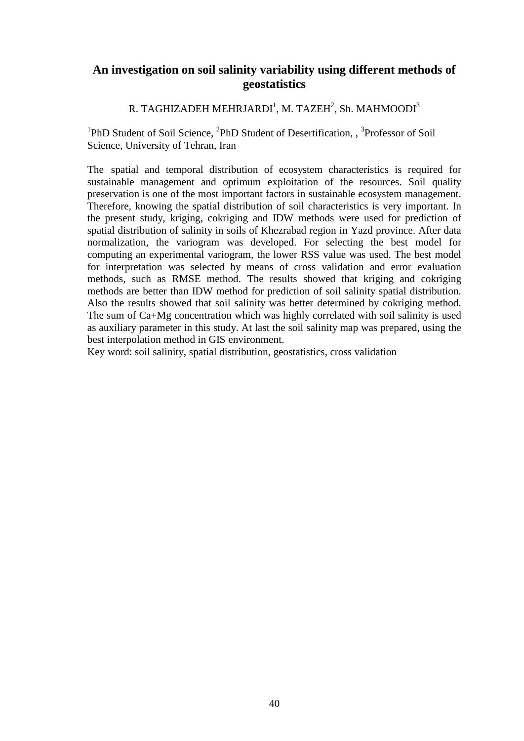## An investigation on soil salinity variability using different methods of geostatistics

R. TAGHIZADEH MEHRJARDI[1], M. TAZEH[2], Sh. MAHMOODI[3]

[1]PhD Student of Soil Science, [2]PhD Student of Desertification, , [3]Professor of Soil Science, University of Tehran, Iran

The spatial and temporal distribution of ecosystem characteristics is required for sustainable management and optimum exploitation of the resources. Soil quality preservation is one of the most important factors in sustainable ecosystem management. Therefore, knowing the spatial distribution of soil characteristics is very important. In the present study, kriging, cokriging and IDW methods were used for prediction of spatial distribution of salinity in soils of Khezrabad region in Yazd province. After data normalization, the variogram was developed. For selecting the best model for computing an experimental variogram, the lower RSS value was used. The best model for interpretation was selected by means of cross validation and error evaluation methods, such as RMSE method. The results showed that kriging and cokriging methods are better than IDW method for prediction of soil salinity spatial distribution. Also the results showed that soil salinity was better determined by cokriging method. The sum of Ca+Mg concentration which was highly correlated with soil salinity is used as auxiliary parameter in this study. At last the soil salinity map was prepared, using the best interpolation method in GIS environment.

Key word: soil salinity, spatial distribution, geostatistics, cross validation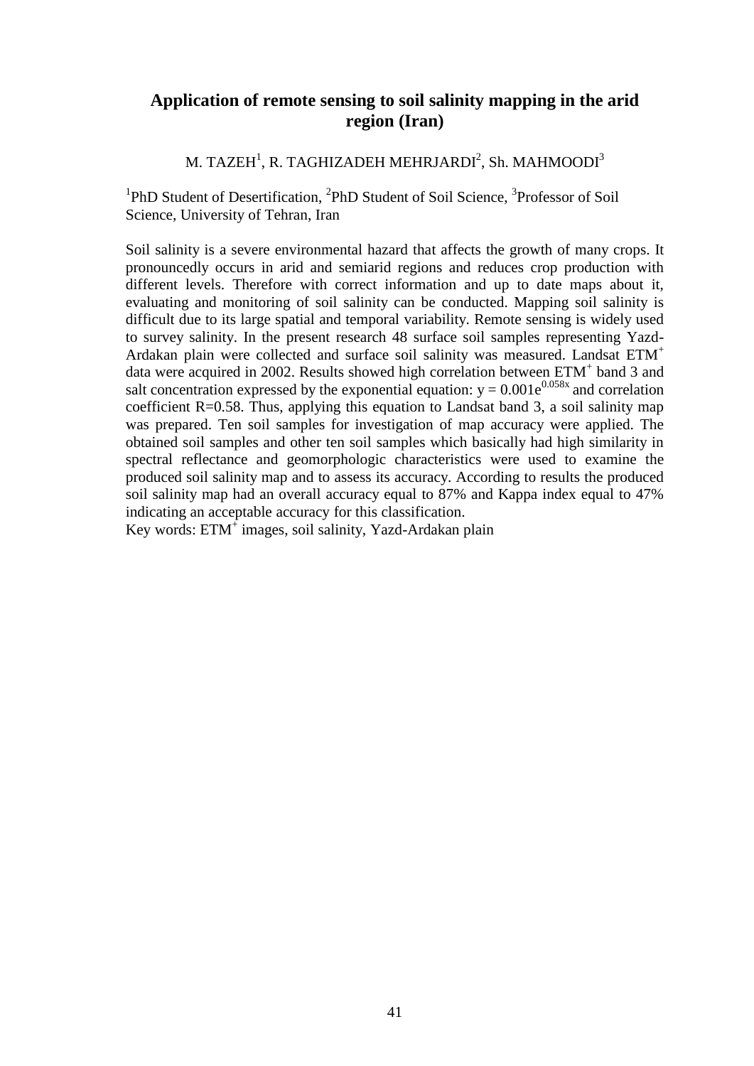## Application of remote sensing to soil salinity mapping in the arid region (Iran)

M. TAZEH[1], R. TAGHIZADEH MEHRJARDI[2], Sh. MAHMOODI[3]

[1]PhD Student of Desertification, [2]PhD Student of Soil Science, [3]Professor of Soil Science, University of Tehran, Iran

Soil salinity is a severe environmental hazard that affects the growth of many crops. It pronouncedly occurs in arid and semiarid regions and reduces crop production with different levels. Therefore with correct information and up to date maps about it, evaluating and monitoring of soil salinity can be conducted. Mapping soil salinity is difficult due to its large spatial and temporal variability. Remote sensing is widely used to survey salinity. In the present research 48 surface soil samples representing Yazd-Ardakan plain were collected and surface soil salinity was measured. Landsat $ETM^+$ data were acquired in 2002. Results showed high correlation between $ETM^+$ band 3 and salt concentration expressed by the exponential equation: $y = 0.001e^{0.058x}$ and correlation coefficient R=0.58. Thus, applying this equation to Landsat band 3, a soil salinity map was prepared. Ten soil samples for investigation of map accuracy were applied. The obtained soil samples and other ten soil samples which basically had high similarity in spectral reflectance and geomorphologic characteristics were used to examine the produced soil salinity map and to assess its accuracy. According to results the produced soil salinity map had an overall accuracy equal to 87% and Kappa index equal to 47% indicating an acceptable accuracy for this classification.

Key words: $ETM^+$ images, soil salinity, Yazd-Ardakan plain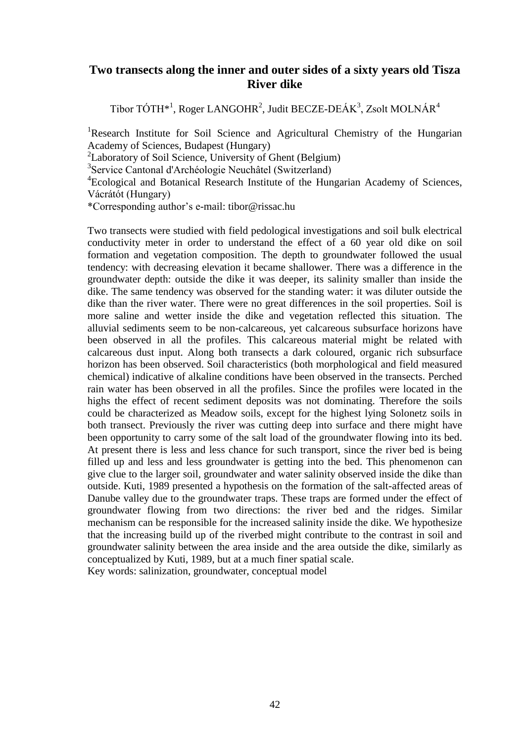## Two transects along the inner and outer sides of a sixty years old Tisza River dike

Tibor TÓTH*[1], Roger LANGOHR[2], Judit BECZE-DEÁK[3], Zsolt MOLNÁR[4]

[1]Research Institute for Soil Science and Agricultural Chemistry of the Hungarian Academy of Sciences, Budapest (Hungary)
[2]Laboratory of Soil Science, University of Ghent (Belgium)
[3]Service Cantonal d'Archéologie Neuchâtel (Switzerland)
[4]Ecological and Botanical Research Institute of the Hungarian Academy of Sciences, Vácrátót (Hungary)
*Corresponding author's e-mail: tibor@rissac.hu

Two transects were studied with field pedological investigations and soil bulk electrical conductivity meter in order to understand the effect of a 60 year old dike on soil formation and vegetation composition. The depth to groundwater followed the usual tendency: with decreasing elevation it became shallower. There was a difference in the groundwater depth: outside the dike it was deeper, its salinity smaller than inside the dike. The same tendency was observed for the standing water: it was diluter outside the dike than the river water. There were no great differences in the soil properties. Soil is more saline and wetter inside the dike and vegetation reflected this situation. The alluvial sediments seem to be non-calcareous, yet calcareous subsurface horizons have been observed in all the profiles. This calcareous material might be related with calcareous dust input. Along both transects a dark coloured, organic rich subsurface horizon has been observed. Soil characteristics (both morphological and field measured chemical) indicative of alkaline conditions have been observed in the transects. Perched rain water has been observed in all the profiles. Since the profiles were located in the highs the effect of recent sediment deposits was not dominating. Therefore the soils could be characterized as Meadow soils, except for the highest lying Solonetz soils in both transect. Previously the river was cutting deep into surface and there might have been opportunity to carry some of the salt load of the groundwater flowing into its bed. At present there is less and less chance for such transport, since the river bed is being filled up and less and less groundwater is getting into the bed. This phenomenon can give clue to the larger soil, groundwater and water salinity observed inside the dike than outside. Kuti, 1989 presented a hypothesis on the formation of the salt-affected areas of Danube valley due to the groundwater traps. These traps are formed under the effect of groundwater flowing from two directions: the river bed and the ridges. Similar mechanism can be responsible for the increased salinity inside the dike. We hypothesize that the increasing build up of the riverbed might contribute to the contrast in soil and groundwater salinity between the area inside and the area outside the dike, similarly as conceptualized by Kuti, 1989, but at a much finer spatial scale.

Key words: salinization, groundwater, conceptual model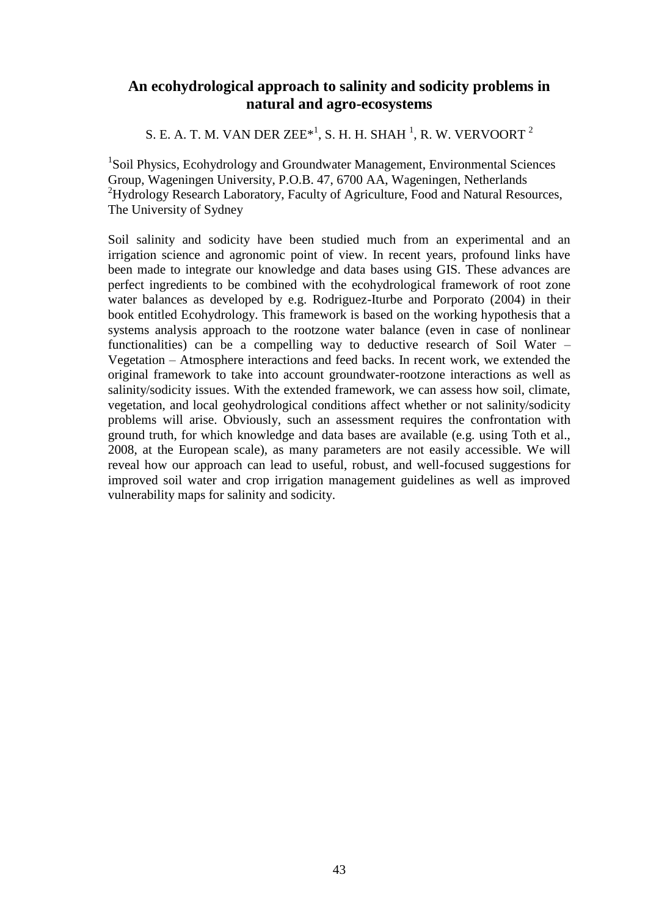## An ecohydrological approach to salinity and sodicity problems in natural and agro-ecosystems

S. E. A. T. M. VAN DER ZEE*[1], S. H. H. SHAH [1], R. W. VERVOORT [2]

[1]Soil Physics, Ecohydrology and Groundwater Management, Environmental Sciences Group, Wageningen University, P.O.B. 47, 6700 AA, Wageningen, Netherlands
[2]Hydrology Research Laboratory, Faculty of Agriculture, Food and Natural Resources, The University of Sydney

Soil salinity and sodicity have been studied much from an experimental and an irrigation science and agronomic point of view. In recent years, profound links have been made to integrate our knowledge and data bases using GIS. These advances are perfect ingredients to be combined with the ecohydrological framework of root zone water balances as developed by e.g. Rodriguez-Iturbe and Porporato (2004) in their book entitled Ecohydrology. This framework is based on the working hypothesis that a systems analysis approach to the rootzone water balance (even in case of nonlinear functionalities) can be a compelling way to deductive research of Soil Water – Vegetation – Atmosphere interactions and feed backs. In recent work, we extended the original framework to take into account groundwater-rootzone interactions as well as salinity/sodicity issues. With the extended framework, we can assess how soil, climate, vegetation, and local geohydrological conditions affect whether or not salinity/sodicity problems will arise. Obviously, such an assessment requires the confrontation with ground truth, for which knowledge and data bases are available (e.g. using Toth et al., 2008, at the European scale), as many parameters are not easily accessible. We will reveal how our approach can lead to useful, robust, and well-focused suggestions for improved soil water and crop irrigation management guidelines as well as improved vulnerability maps for salinity and sodicity.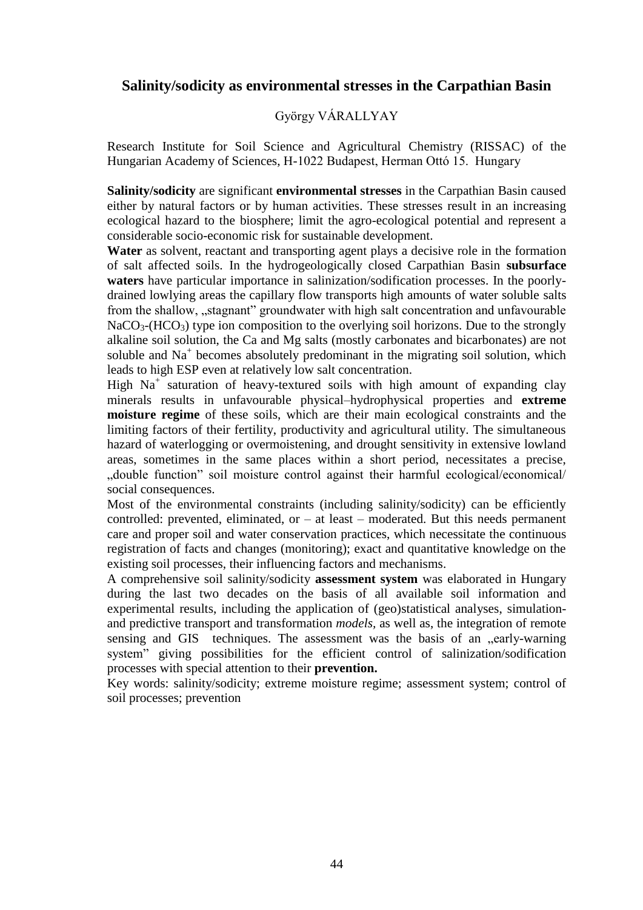## Salinity/sodicity as environmental stresses in the Carpathian Basin

György VÁRALLYAY

Research Institute for Soil Science and Agricultural Chemistry (RISSAC) of the Hungarian Academy of Sciences, H-1022 Budapest, Herman Ottó 15. Hungary

**Salinity/sodicity** are significant **environmental stresses** in the Carpathian Basin caused either by natural factors or by human activities. These stresses result in an increasing ecological hazard to the biosphere; limit the agro-ecological potential and represent a considerable socio-economic risk for sustainable development.

**Water** as solvent, reactant and transporting agent plays a decisive role in the formation of salt affected soils. In the hydrogeologically closed Carpathian Basin **subsurface waters** have particular importance in salinization/sodification processes. In the poorly-drained lowlying areas the capillary flow transports high amounts of water soluble salts from the shallow, „stagnant" groundwater with high salt concentration and unfavourable $NaCO_3$-($HCO_3$) type ion composition to the overlying soil horizons. Due to the strongly alkaline soil solution, the Ca and Mg salts (mostly carbonates and bicarbonates) are not soluble and $Na^+$ becomes absolutely predominant in the migrating soil solution, which leads to high ESP even at relatively low salt concentration.

High $Na^+$ saturation of heavy-textured soils with high amount of expanding clay minerals results in unfavourable physical–hydrophysical properties and **extreme moisture regime** of these soils, which are their main ecological constraints and the limiting factors of their fertility, productivity and agricultural utility. The simultaneous hazard of waterlogging or overmoistening, and drought sensitivity in extensive lowland areas, sometimes in the same places within a short period, necessitates a precise, „double function" soil moisture control against their harmful ecological/economical/ social consequences.

Most of the environmental constraints (including salinity/sodicity) can be efficiently controlled: prevented, eliminated, or – at least – moderated. But this needs permanent care and proper soil and water conservation practices, which necessitate the continuous registration of facts and changes (monitoring); exact and quantitative knowledge on the existing soil processes, their influencing factors and mechanisms.

A comprehensive soil salinity/sodicity **assessment system** was elaborated in Hungary during the last two decades on the basis of all available soil information and experimental results, including the application of (geo)statistical analyses, simulation- and predictive transport and transformation *models,* as well as, the integration of remote sensing and GIS techniques. The assessment was the basis of an „early-warning system" giving possibilities for the efficient control of salinization/sodification processes with special attention to their **prevention.**

Key words: salinity/sodicity; extreme moisture regime; assessment system; control of soil processes; prevention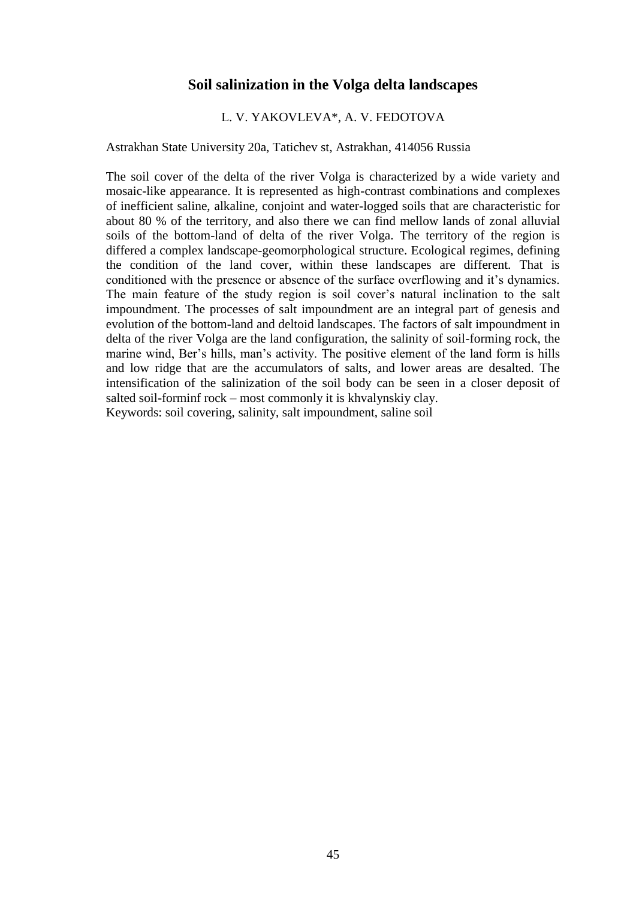## Soil salinization in the Volga delta landscapes

L. V. YAKOVLEVA*, A. V. FEDOTOVA

Astrakhan State University 20a, Tatichev st, Astrakhan, 414056 Russia

The soil cover of the delta of the river Volga is characterized by a wide variety and mosaic-like appearance. It is represented as high-contrast combinations and complexes of inefficient saline, alkaline, conjoint and water-logged soils that are characteristic for about 80 % of the territory, and also there we can find mellow lands of zonal alluvial soils of the bottom-land of delta of the river Volga. The territory of the region is differed a complex landscape-geomorphological structure. Ecological regimes, defining the condition of the land cover, within these landscapes are different. That is conditioned with the presence or absence of the surface overflowing and it's dynamics. The main feature of the study region is soil cover's natural inclination to the salt impoundment. The processes of salt impoundment are an integral part of genesis and evolution of the bottom-land and deltoid landscapes. The factors of salt impoundment in delta of the river Volga are the land configuration, the salinity of soil-forming rock, the marine wind, Ber's hills, man's activity. The positive element of the land form is hills and low ridge that are the accumulators of salts, and lower areas are desalted. The intensification of the salinization of the soil body can be seen in a closer deposit of salted soil-forminf rock – most commonly it is khvalynskiy clay.

Keywords: soil covering, salinity, salt impoundment, saline soil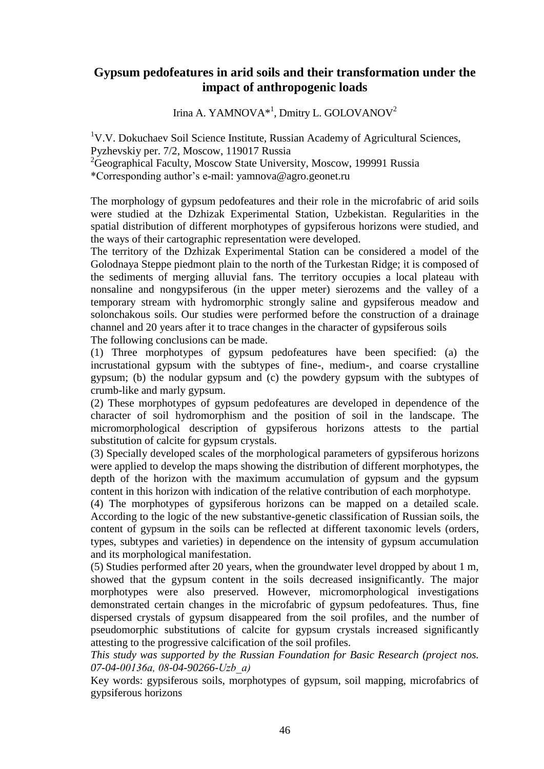## Gypsum pedofeatures in arid soils and their transformation under the impact of anthropogenic loads

Irina A. YAMNOVA*[1], Dmitry L. GOLOVANOV[2]

[1]V.V. Dokuchaev Soil Science Institute, Russian Academy of Agricultural Sciences, Pyzhevskiy per. 7/2, Moscow, 119017 Russia
[2]Geographical Faculty, Moscow State University, Moscow, 199991 Russia
*Corresponding author's e-mail: yamnova@agro.geonet.ru

The morphology of gypsum pedofeatures and their role in the microfabric of arid soils were studied at the Dzhizak Experimental Station, Uzbekistan. Regularities in the spatial distribution of different morphotypes of gypsiferous horizons were studied, and the ways of their cartographic representation were developed.

The territory of the Dzhizak Experimental Station can be considered a model of the Golodnaya Steppe piedmont plain to the north of the Turkestan Ridge; it is composed of the sediments of merging alluvial fans. The territory occupies a local plateau with nonsaline and nongypsiferous (in the upper meter) sierozems and the valley of a temporary stream with hydromorphic strongly saline and gypsiferous meadow and solonchakous soils. Our studies were performed before the construction of a drainage channel and 20 years after it to trace changes in the character of gypsiferous soils

The following conclusions can be made.

(1) Three morphotypes of gypsum pedofeatures have been specified: (a) the incrustational gypsum with the subtypes of fine-, medium-, and coarse crystalline gypsum; (b) the nodular gypsum and (c) the powdery gypsum with the subtypes of crumb-like and marly gypsum.

(2) These morphotypes of gypsum pedofeatures are developed in dependence of the character of soil hydromorphism and the position of soil in the landscape. The micromorphological description of gypsiferous horizons attests to the partial substitution of calcite for gypsum crystals.

(3) Specially developed scales of the morphological parameters of gypsiferous horizons were applied to develop the maps showing the distribution of different morphotypes, the depth of the horizon with the maximum accumulation of gypsum and the gypsum content in this horizon with indication of the relative contribution of each morphotype.

(4) The morphotypes of gypsiferous horizons can be mapped on a detailed scale. According to the logic of the new substantive-genetic classification of Russian soils, the content of gypsum in the soils can be reflected at different taxonomic levels (orders, types, subtypes and varieties) in dependence on the intensity of gypsum accumulation and its morphological manifestation.

(5) Studies performed after 20 years, when the groundwater level dropped by about 1 m, showed that the gypsum content in the soils decreased insignificantly. The major morphotypes were also preserved. However, micromorphological investigations demonstrated certain changes in the microfabric of gypsum pedofeatures. Thus, fine dispersed crystals of gypsum disappeared from the soil profiles, and the number of pseudomorphic substitutions of calcite for gypsum crystals increased significantly attesting to the progressive calcification of the soil profiles.

*This study was supported by the Russian Foundation for Basic Research (project nos. 07-04-00136a, 08-04-90266-Uzb_a)*

Key words: gypsiferous soils, morphotypes of gypsum, soil mapping, microfabrics of gypsiferous horizons